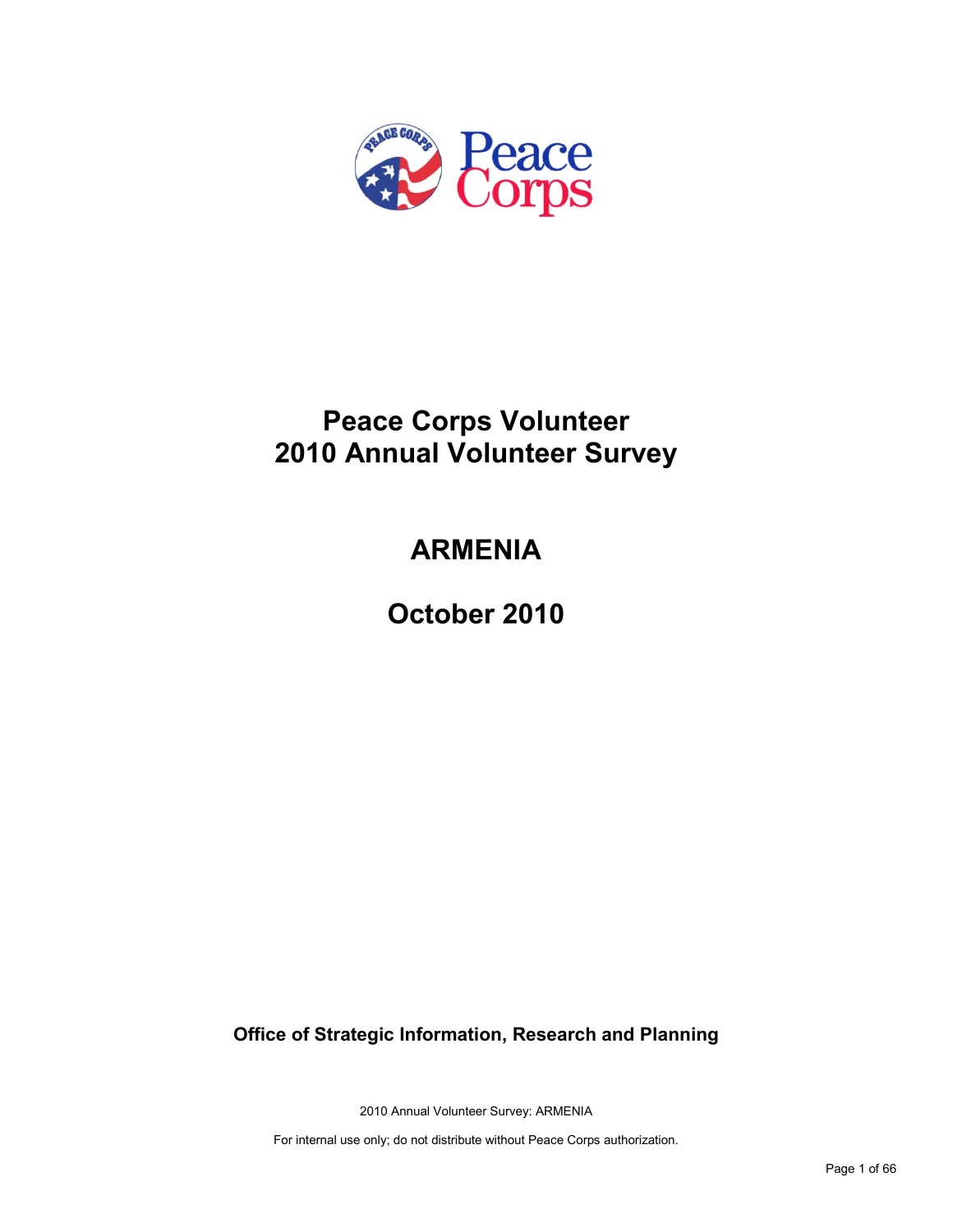# Peace Corps Volunteer
# 2010 Annual Volunteer Survey

# ARMENIA

# October 2010

**Office of Strategic Information, Research and Planning**

2010 Annual Volunteer Survey: ARMENIA

For internal use only; do not distribute without Peace Corps authorization.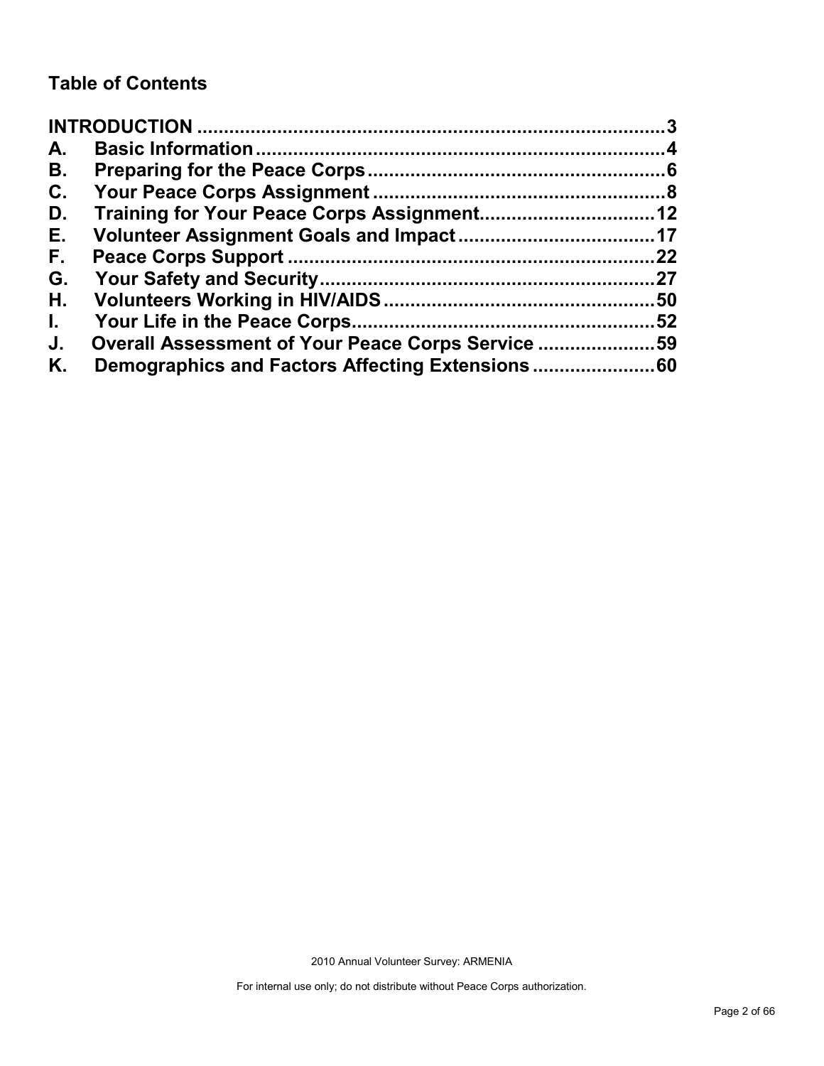## Table of Contents

INTRODUCTION ........................................................................................ 3
A. Basic Information ............................................................................. 4
B. Preparing for the Peace Corps ........................................................ 6
C. Your Peace Corps Assignment ........................................................ 8
D. Training for Your Peace Corps Assignment.................................. 12
E. Volunteer Assignment Goals and Impact ..................................... 17
F. Peace Corps Support ...................................................................... 22
G. Your Safety and Security ................................................................ 27
H. Volunteers Working in HIV/AIDS .................................................... 50
I. Your Life in the Peace Corps .......................................................... 52
J. Overall Assessment of Your Peace Corps Service ....................... 59
K. Demographics and Factors Affecting Extensions ........................ 60

2010 Annual Volunteer Survey: ARMENIA

For internal use only; do not distribute without Peace Corps authorization.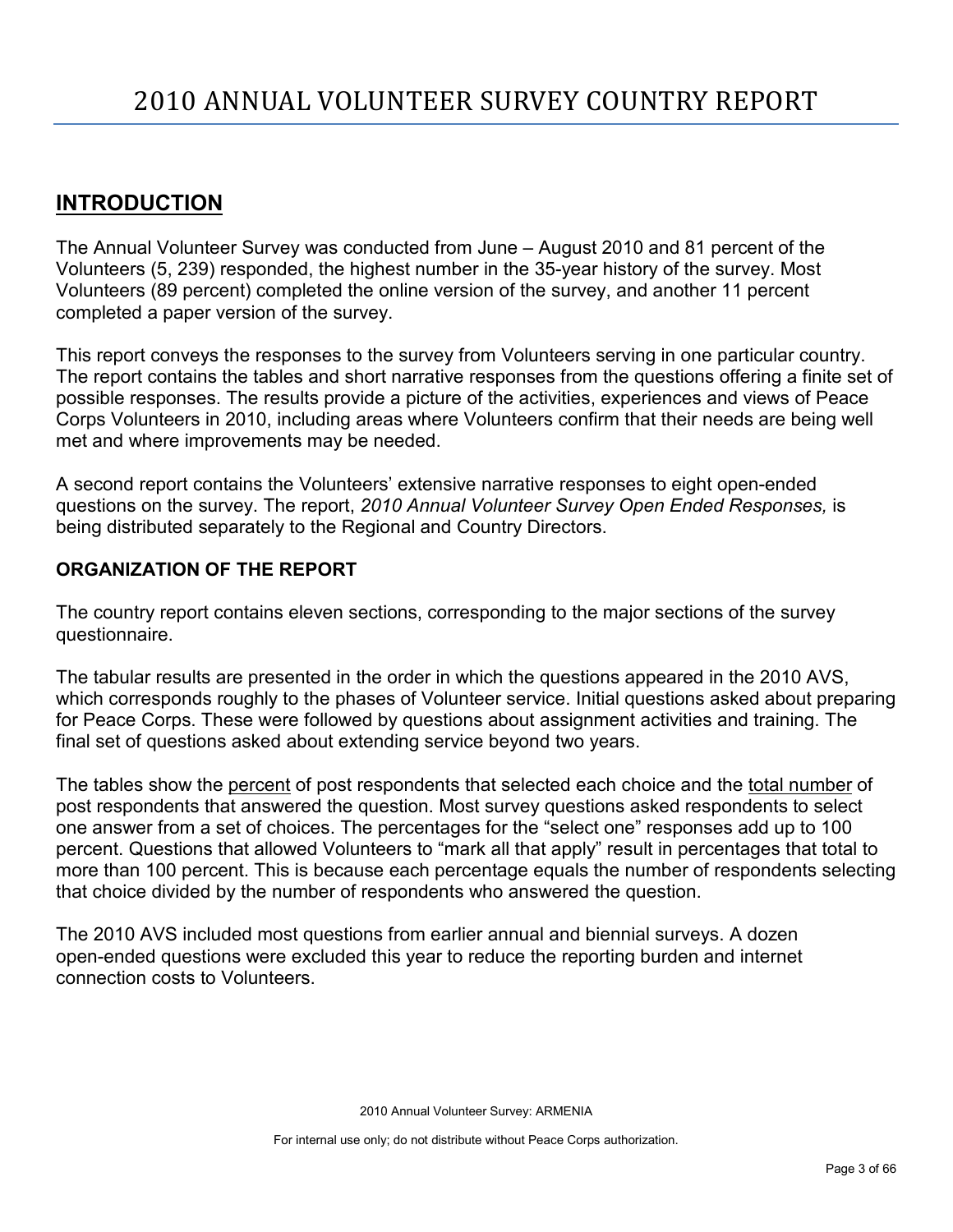# 2010 ANNUAL VOLUNTEER SURVEY COUNTRY REPORT

## INTRODUCTION

The Annual Volunteer Survey was conducted from June – August 2010 and 81 percent of the Volunteers (5, 239) responded, the highest number in the 35-year history of the survey. Most Volunteers (89 percent) completed the online version of the survey, and another 11 percent completed a paper version of the survey.

This report conveys the responses to the survey from Volunteers serving in one particular country. The report contains the tables and short narrative responses from the questions offering a finite set of possible responses. The results provide a picture of the activities, experiences and views of Peace Corps Volunteers in 2010, including areas where Volunteers confirm that their needs are being well met and where improvements may be needed.

A second report contains the Volunteers' extensive narrative responses to eight open-ended questions on the survey. The report, *2010 Annual Volunteer Survey Open Ended Responses,* is being distributed separately to the Regional and Country Directors.

### ORGANIZATION OF THE REPORT

The country report contains eleven sections, corresponding to the major sections of the survey questionnaire.

The tabular results are presented in the order in which the questions appeared in the 2010 AVS, which corresponds roughly to the phases of Volunteer service. Initial questions asked about preparing for Peace Corps. These were followed by questions about assignment activities and training. The final set of questions asked about extending service beyond two years.

The tables show the percent of post respondents that selected each choice and the total number of post respondents that answered the question. Most survey questions asked respondents to select one answer from a set of choices. The percentages for the "select one" responses add up to 100 percent. Questions that allowed Volunteers to "mark all that apply" result in percentages that total to more than 100 percent. This is because each percentage equals the number of respondents selecting that choice divided by the number of respondents who answered the question.

The 2010 AVS included most questions from earlier annual and biennial surveys. A dozen open-ended questions were excluded this year to reduce the reporting burden and internet connection costs to Volunteers.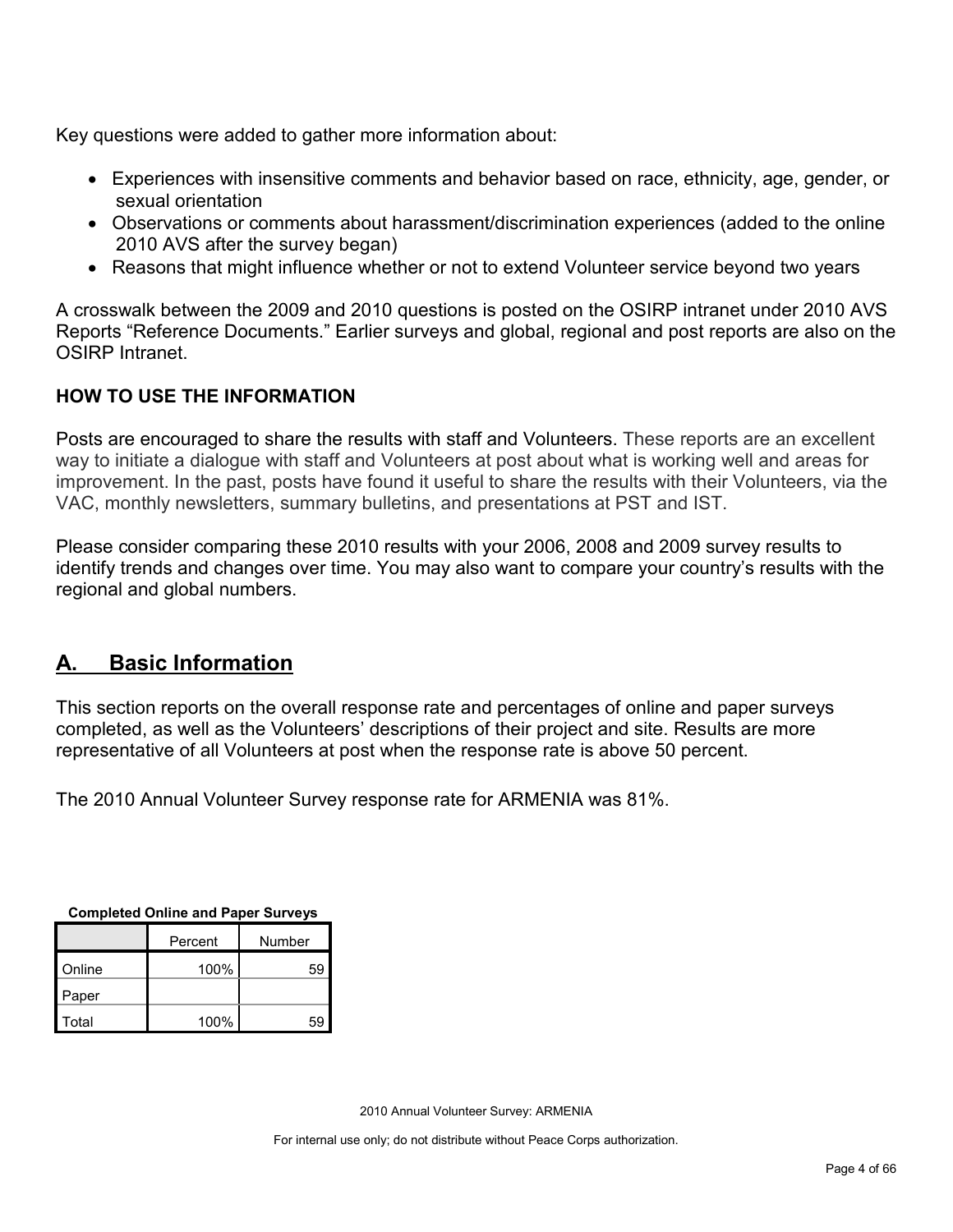Key questions were added to gather more information about:

- Experiences with insensitive comments and behavior based on race, ethnicity, age, gender, or sexual orientation
- Observations or comments about harassment/discrimination experiences (added to the online 2010 AVS after the survey began)
- Reasons that might influence whether or not to extend Volunteer service beyond two years

A crosswalk between the 2009 and 2010 questions is posted on the OSIRP intranet under 2010 AVS Reports "Reference Documents." Earlier surveys and global, regional and post reports are also on the OSIRP Intranet.

**HOW TO USE THE INFORMATION**

Posts are encouraged to share the results with staff and Volunteers. These reports are an excellent way to initiate a dialogue with staff and Volunteers at post about what is working well and areas for improvement. In the past, posts have found it useful to share the results with their Volunteers, via the VAC, monthly newsletters, summary bulletins, and presentations at PST and IST.

Please consider comparing these 2010 results with your 2006, 2008 and 2009 survey results to identify trends and changes over time. You may also want to compare your country's results with the regional and global numbers.

## A. Basic Information

This section reports on the overall response rate and percentages of online and paper surveys completed, as well as the Volunteers' descriptions of their project and site. Results are more representative of all Volunteers at post when the response rate is above 50 percent.

The 2010 Annual Volunteer Survey response rate for ARMENIA was 81%.

**Completed Online and Paper Surveys**

| | Percent | Number |
|---|---|---|
| Online | 100% | 59 |
| Paper | | |
| Total | 100% | 59 |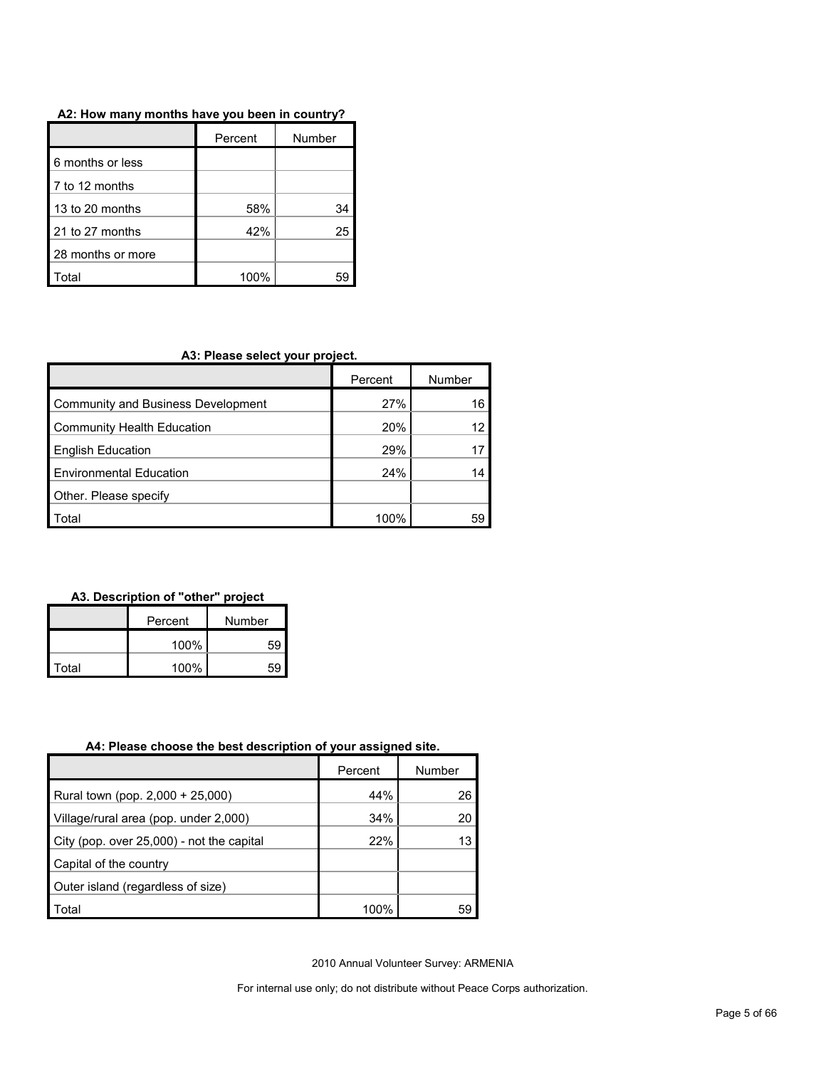**A2: How many months have you been in country?**

| | Percent | Number |
|---|---|---|
| 6 months or less | | |
| 7 to 12 months | | |
| 13 to 20 months | 58% | 34 |
| 21 to 27 months | 42% | 25 |
| 28 months or more | | |
| Total | 100% | 59 |

**A3: Please select your project.**

| | Percent | Number |
|---|---|---|
| Community and Business Development | 27% | 16 |
| Community Health Education | 20% | 12 |
| English Education | 29% | 17 |
| Environmental Education | 24% | 14 |
| Other. Please specify | | |
| Total | 100% | 59 |

**A3. Description of "other" project**

| | Percent | Number |
|---|---|---|
| | 100% | 59 |
| Total | 100% | 59 |

**A4: Please choose the best description of your assigned site.**

| | Percent | Number |
|---|---|---|
| Rural town (pop. 2,000 + 25,000) | 44% | 26 |
| Village/rural area (pop. under 2,000) | 34% | 20 |
| City (pop. over 25,000) - not the capital | 22% | 13 |
| Capital of the country | | |
| Outer island (regardless of size) | | |
| Total | 100% | 59 |

2010 Annual Volunteer Survey: ARMENIA

For internal use only; do not distribute without Peace Corps authorization.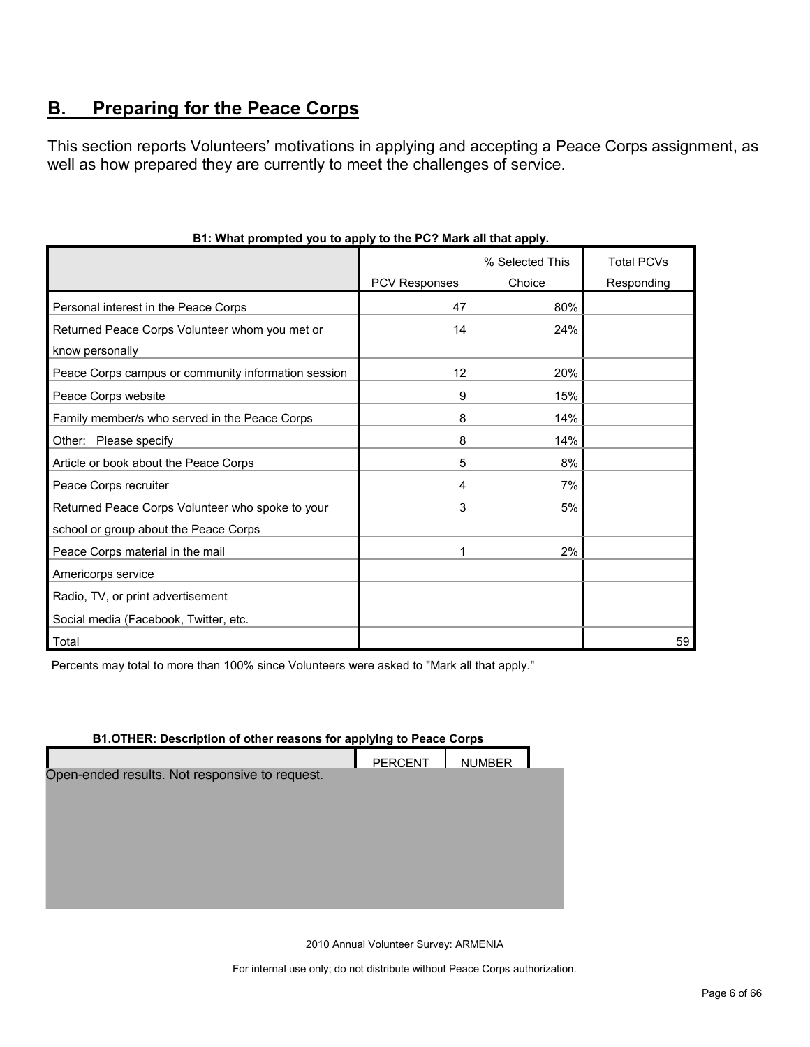## B. Preparing for the Peace Corps

This section reports Volunteers' motivations in applying and accepting a Peace Corps assignment, as well as how prepared they are currently to meet the challenges of service.

**B1: What prompted you to apply to the PC? Mark all that apply.**

| | PCV Responses | % Selected This Choice | Total PCVs Responding |
|---|---|---|---|
| Personal interest in the Peace Corps | 47 | 80% | |
| Returned Peace Corps Volunteer whom you met or know personally | 14 | 24% | |
| Peace Corps campus or community information session | 12 | 20% | |
| Peace Corps website | 9 | 15% | |
| Family member/s who served in the Peace Corps | 8 | 14% | |
| Other: Please specify | 8 | 14% | |
| Article or book about the Peace Corps | 5 | 8% | |
| Peace Corps recruiter | 4 | 7% | |
| Returned Peace Corps Volunteer who spoke to your school or group about the Peace Corps | 3 | 5% | |
| Peace Corps material in the mail | 1 | 2% | |
| Americorps service | | | |
| Radio, TV, or print advertisement | | | |
| Social media (Facebook, Twitter, etc. | | | |
| Total | | | 59 |

Percents may total to more than 100% since Volunteers were asked to "Mark all that apply."

**B1.OTHER: Description of other reasons for applying to Peace Corps**

| | PERCENT | NUMBER |
|---|---|---|

Open-ended results. Not responsive to request.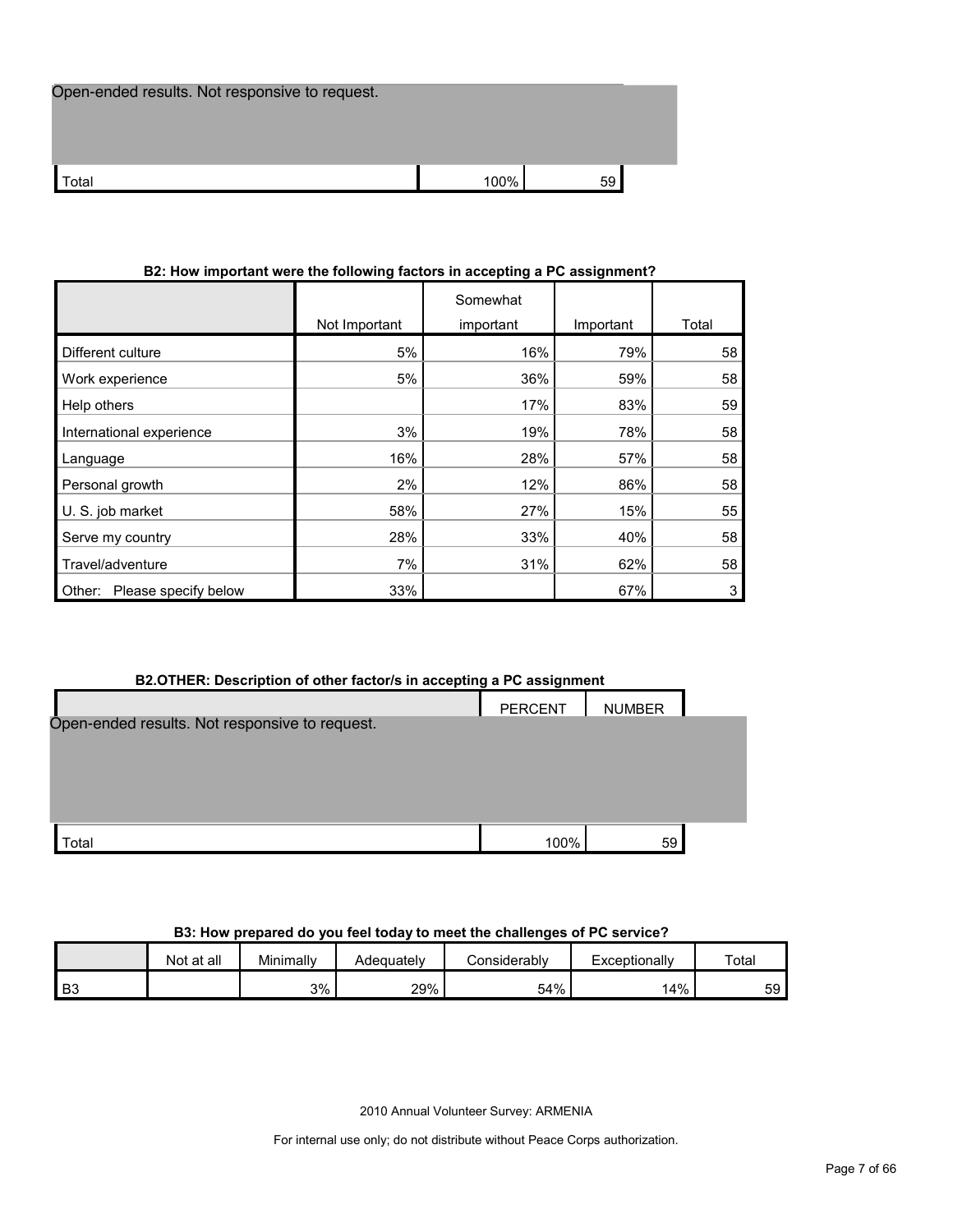| | | |
|---|---|---|
| Open-ended results. Not responsive to request. | | |
| Total | 100% | 59 |

### B2: How important were the following factors in accepting a PC assignment?

| | Not Important | Somewhat important | Important | Total |
|---|---|---|---|---|
| Different culture | 5% | 16% | 79% | 58 |
| Work experience | 5% | 36% | 59% | 58 |
| Help others | | 17% | 83% | 59 |
| International experience | 3% | 19% | 78% | 58 |
| Language | 16% | 28% | 57% | 58 |
| Personal growth | 2% | 12% | 86% | 58 |
| U. S. job market | 58% | 27% | 15% | 55 |
| Serve my country | 28% | 33% | 40% | 58 |
| Travel/adventure | 7% | 31% | 62% | 58 |
| Other: Please specify below | 33% | | 67% | 3 |

### B2.OTHER: Description of other factor/s in accepting a PC assignment

| | PERCENT | NUMBER |
|---|---|---|
| Open-ended results. Not responsive to request. | | |
| Total | 100% | 59 |

### B3: How prepared do you feel today to meet the challenges of PC service?

| | Not at all | Minimally | Adequately | Considerably | Exceptionally | Total |
|---|---|---|---|---|---|---|
| B3 | | 3% | 29% | 54% | 14% | 59 |

2010 Annual Volunteer Survey: ARMENIA

For internal use only; do not distribute without Peace Corps authorization.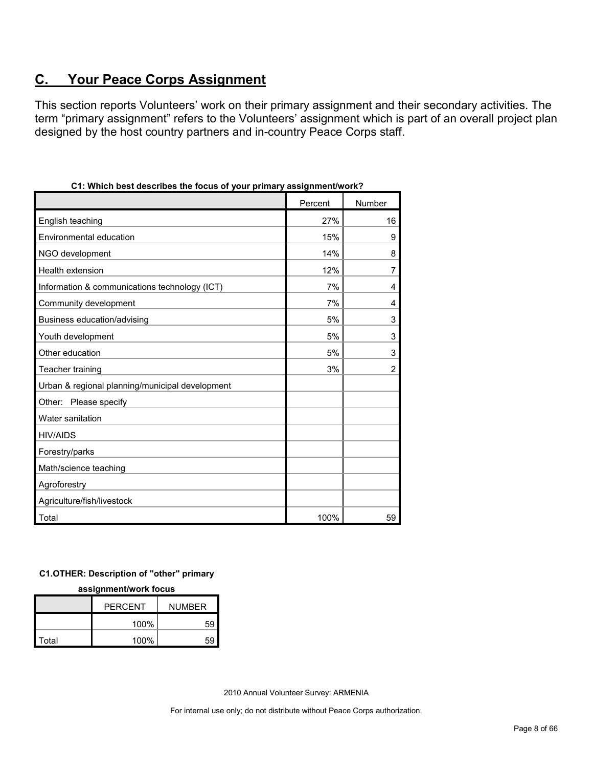## C. Your Peace Corps Assignment

This section reports Volunteers' work on their primary assignment and their secondary activities. The term "primary assignment" refers to the Volunteers' assignment which is part of an overall project plan designed by the host country partners and in-country Peace Corps staff.

**C1: Which best describes the focus of your primary assignment/work?**

| | Percent | Number |
|---|---|---|
| English teaching | 27% | 16 |
| Environmental education | 15% | 9 |
| NGO development | 14% | 8 |
| Health extension | 12% | 7 |
| Information & communications technology (ICT) | 7% | 4 |
| Community development | 7% | 4 |
| Business education/advising | 5% | 3 |
| Youth development | 5% | 3 |
| Other education | 5% | 3 |
| Teacher training | 3% | 2 |
| Urban & regional planning/municipal development | | |
| Other: Please specify | | |
| Water sanitation | | |
| HIV/AIDS | | |
| Forestry/parks | | |
| Math/science teaching | | |
| Agroforestry | | |
| Agriculture/fish/livestock | | |
| Total | 100% | 59 |

**C1.OTHER: Description of "other" primary assignment/work focus**

| | PERCENT | NUMBER |
|---|---|---|
| | 100% | 59 |
| Total | 100% | 59 |

2010 Annual Volunteer Survey: ARMENIA

For internal use only; do not distribute without Peace Corps authorization.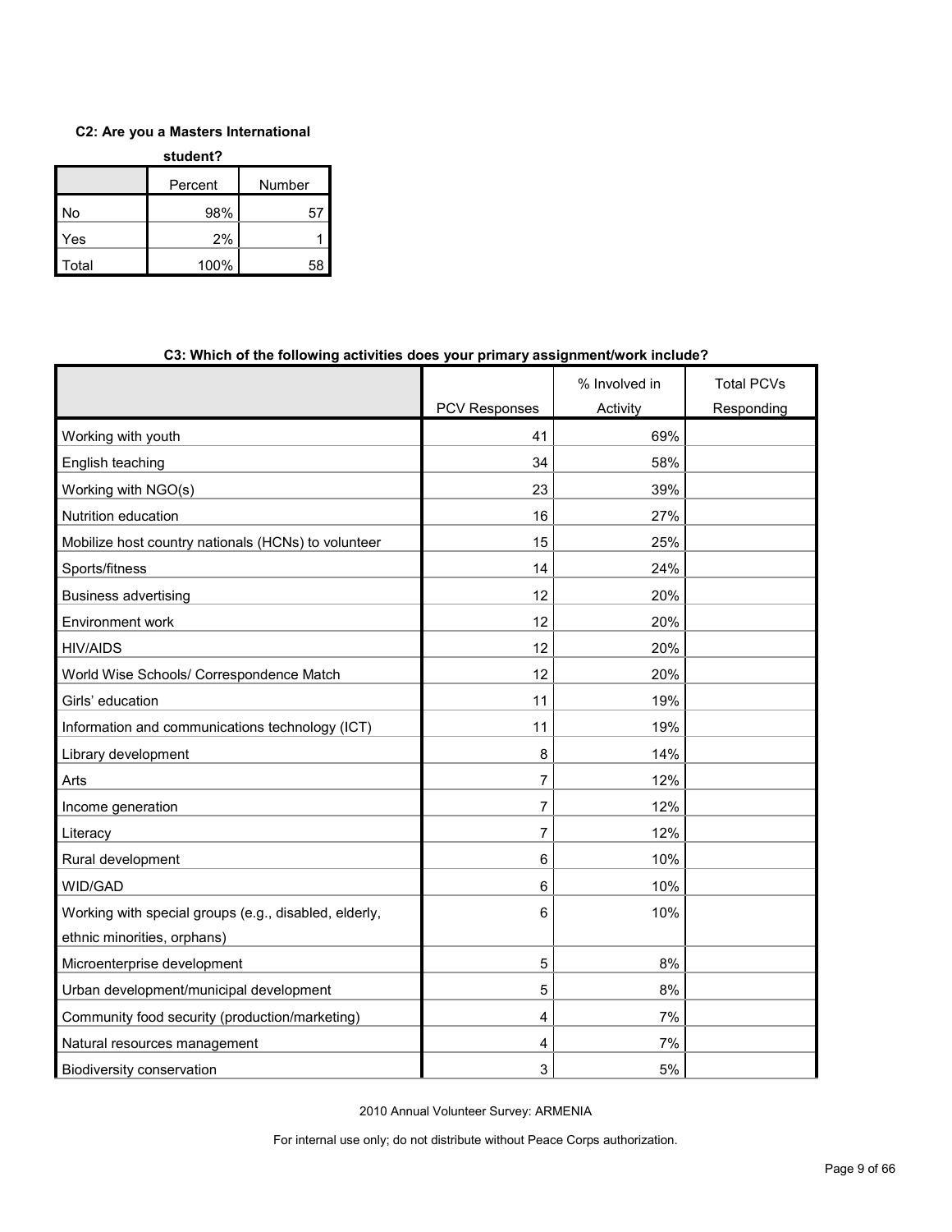**C2: Are you a Masters International student?**

| | Percent | Number |
|---|---|---|
| No | 98% | 57 |
| Yes | 2% | 1 |
| Total | 100% | 58 |

**C3: Which of the following activities does your primary assignment/work include?**

| | PCV Responses | % Involved in Activity | Total PCVs Responding |
|---|---|---|---|
| Working with youth | 41 | 69% | |
| English teaching | 34 | 58% | |
| Working with NGO(s) | 23 | 39% | |
| Nutrition education | 16 | 27% | |
| Mobilize host country nationals (HCNs) to volunteer | 15 | 25% | |
| Sports/fitness | 14 | 24% | |
| Business advertising | 12 | 20% | |
| Environment work | 12 | 20% | |
| HIV/AIDS | 12 | 20% | |
| World Wise Schools/ Correspondence Match | 12 | 20% | |
| Girls' education | 11 | 19% | |
| Information and communications technology (ICT) | 11 | 19% | |
| Library development | 8 | 14% | |
| Arts | 7 | 12% | |
| Income generation | 7 | 12% | |
| Literacy | 7 | 12% | |
| Rural development | 6 | 10% | |
| WID/GAD | 6 | 10% | |
| Working with special groups (e.g., disabled, elderly, ethnic minorities, orphans) | 6 | 10% | |
| Microenterprise development | 5 | 8% | |
| Urban development/municipal development | 5 | 8% | |
| Community food security (production/marketing) | 4 | 7% | |
| Natural resources management | 4 | 7% | |
| Biodiversity conservation | 3 | 5% | |

2010 Annual Volunteer Survey: ARMENIA

For internal use only; do not distribute without Peace Corps authorization.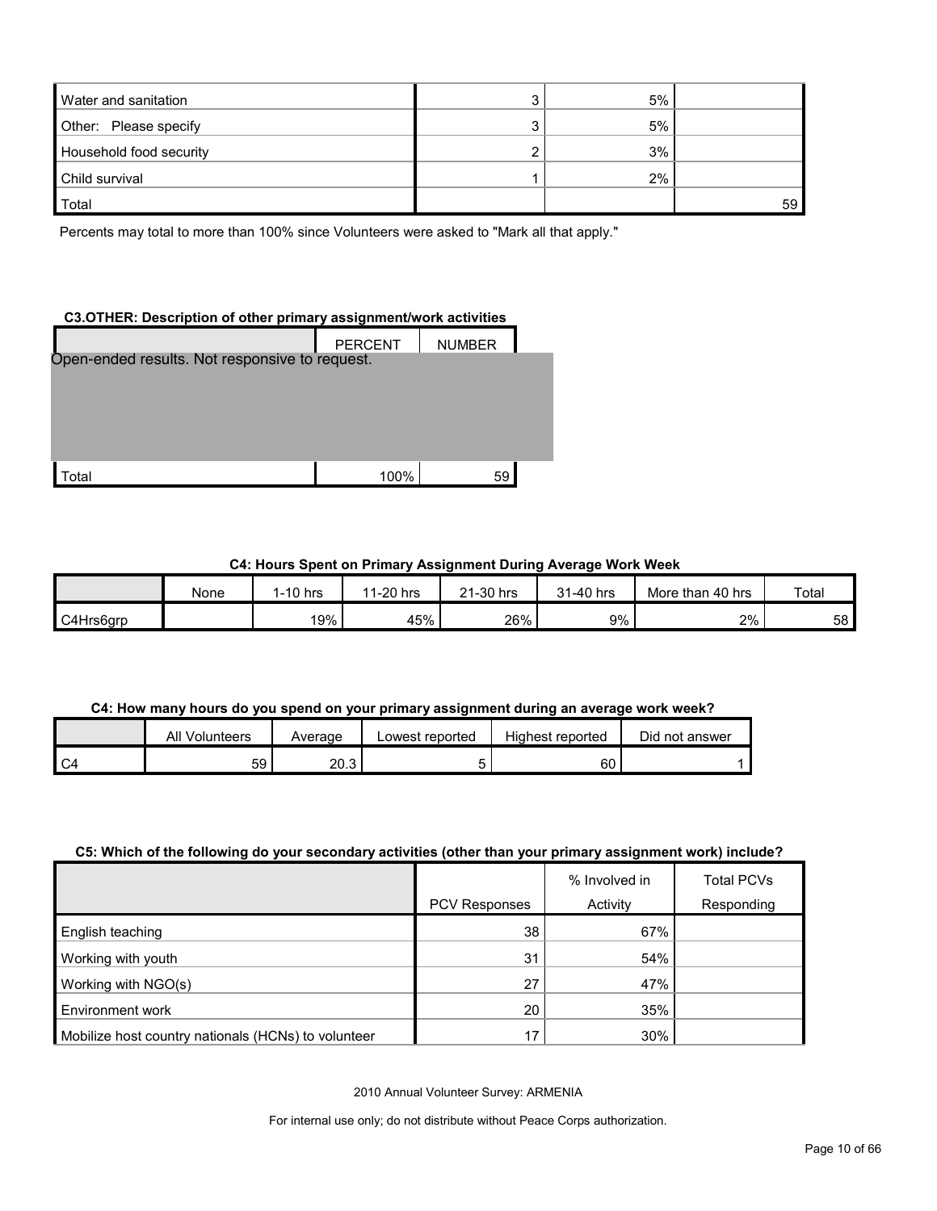| | | | |
|---|---|---|---|
| Water and sanitation | 3 | 5% | |
| Other: Please specify | 3 | 5% | |
| Household food security | 2 | 3% | |
| Child survival | 1 | 2% | |
| Total | | | 59 |

Percents may total to more than 100% since Volunteers were asked to "Mark all that apply."

**C3.OTHER: Description of other primary assignment/work activities**

| | PERCENT | NUMBER |
|---|---|---|
| Open-ended results. Not responsive to request. | | |
| Total | 100% | 59 |

**C4: Hours Spent on Primary Assignment During Average Work Week**

| | None | 1-10 hrs | 11-20 hrs | 21-30 hrs | 31-40 hrs | More than 40 hrs | Total |
|---|---|---|---|---|---|---|---|
| C4Hrs6grp | | 19% | 45% | 26% | 9% | 2% | 58 |

**C4: How many hours do you spend on your primary assignment during an average work week?**

| | All Volunteers | Average | Lowest reported | Highest reported | Did not answer |
|---|---|---|---|---|---|
| C4 | 59 | 20.3 | 5 | 60 | 1 |

**C5: Which of the following do your secondary activities (other than your primary assignment work) include?**

| | PCV Responses | % Involved in Activity | Total PCVs Responding |
|---|---|---|---|
| English teaching | 38 | 67% | |
| Working with youth | 31 | 54% | |
| Working with NGO(s) | 27 | 47% | |
| Environment work | 20 | 35% | |
| Mobilize host country nationals (HCNs) to volunteer | 17 | 30% | |

2010 Annual Volunteer Survey: ARMENIA

For internal use only; do not distribute without Peace Corps authorization.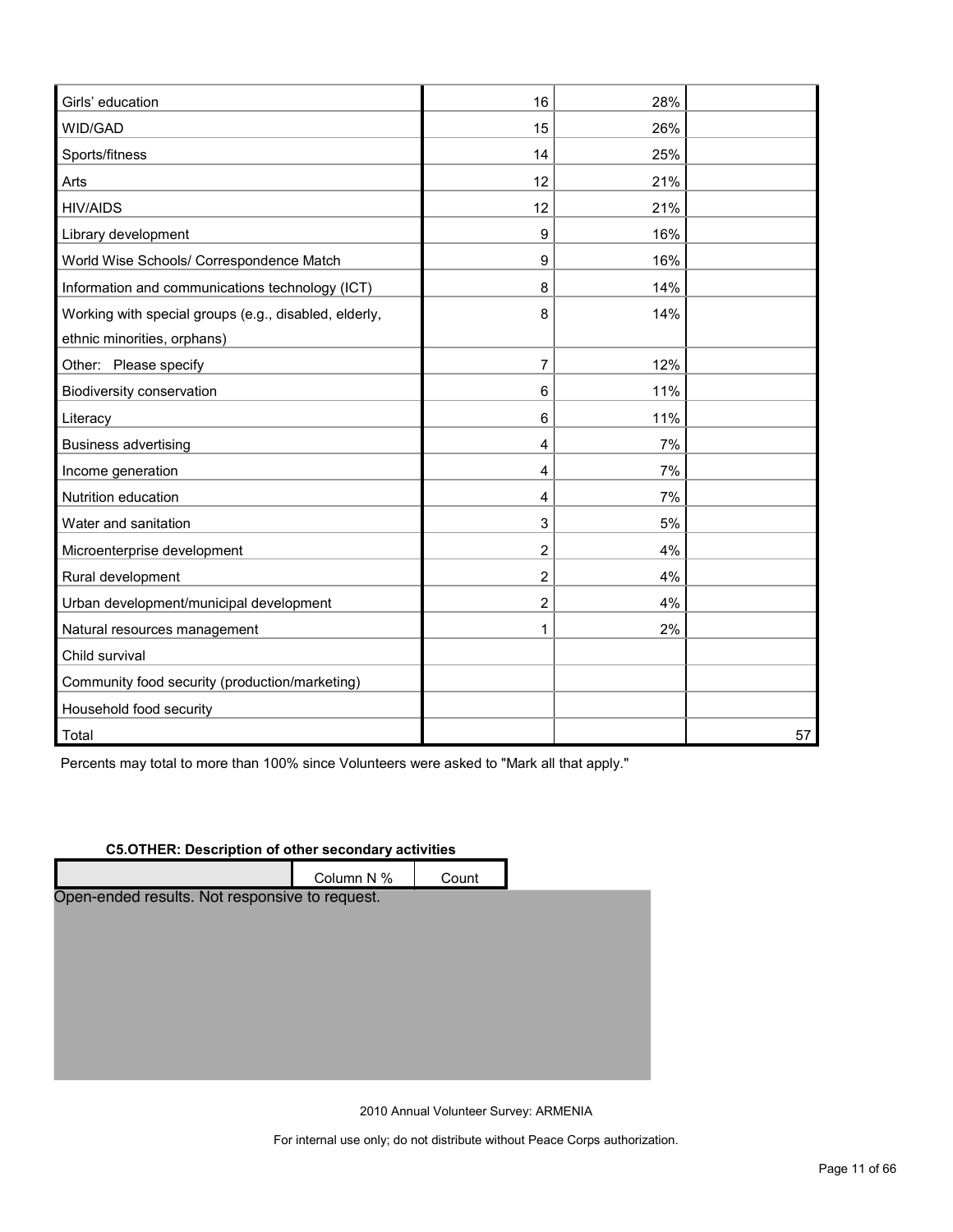| | | | |
|---|---|---|---|
| Girls' education | 16 | 28% | |
| WID/GAD | 15 | 26% | |
| Sports/fitness | 14 | 25% | |
| Arts | 12 | 21% | |
| HIV/AIDS | 12 | 21% | |
| Library development | 9 | 16% | |
| World Wise Schools/ Correspondence Match | 9 | 16% | |
| Information and communications technology (ICT) | 8 | 14% | |
| Working with special groups (e.g., disabled, elderly, ethnic minorities, orphans) | 8 | 14% | |
| Other: Please specify | 7 | 12% | |
| Biodiversity conservation | 6 | 11% | |
| Literacy | 6 | 11% | |
| Business advertising | 4 | 7% | |
| Income generation | 4 | 7% | |
| Nutrition education | 4 | 7% | |
| Water and sanitation | 3 | 5% | |
| Microenterprise development | 2 | 4% | |
| Rural development | 2 | 4% | |
| Urban development/municipal development | 2 | 4% | |
| Natural resources management | 1 | 2% | |
| Child survival | | | |
| Community food security (production/marketing) | | | |
| Household food security | | | |
| Total | | | 57 |

Percents may total to more than 100% since Volunteers were asked to "Mark all that apply."

**C5.OTHER: Description of other secondary activities**

| | Column N % | Count |
|---|---|---|

Open-ended results. Not responsive to request.

2010 Annual Volunteer Survey: ARMENIA

For internal use only; do not distribute without Peace Corps authorization.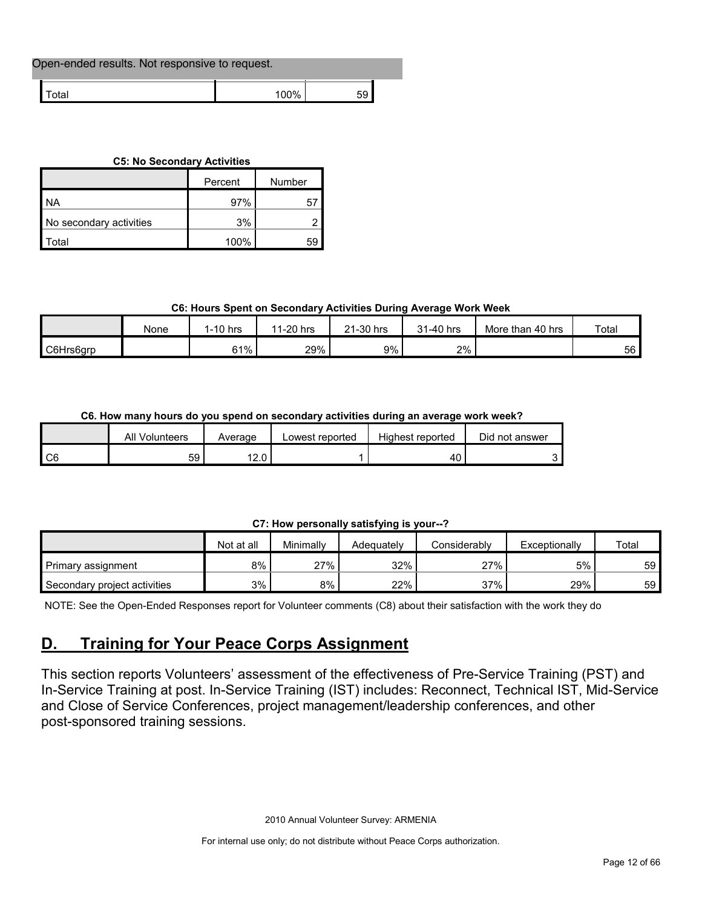Open-ended results. Not responsive to request.

| | | |
|---|---|---|
| Total | 100% | 59 |

**C5: No Secondary Activities**

| | Percent | Number |
|---|---|---|
| NA | 97% | 57 |
| No secondary activities | 3% | 2 |
| Total | 100% | 59 |

**C6: Hours Spent on Secondary Activities During Average Work Week**

| | None | 1-10 hrs | 11-20 hrs | 21-30 hrs | 31-40 hrs | More than 40 hrs | Total |
|---|---|---|---|---|---|---|---|
| C6Hrs6grp | | 61% | 29% | 9% | 2% | | 56 |

**C6. How many hours do you spend on secondary activities during an average work week?**

| | All Volunteers | Average | Lowest reported | Highest reported | Did not answer |
|---|---|---|---|---|---|
| C6 | 59 | 12.0 | 1 | 40 | 3 |

**C7: How personally satisfying is your--?**

| | Not at all | Minimally | Adequately | Considerably | Exceptionally | Total |
|---|---|---|---|---|---|---|
| Primary assignment | 8% | 27% | 32% | 27% | 5% | 59 |
| Secondary project activities | 3% | 8% | 22% | 37% | 29% | 59 |

NOTE: See the Open-Ended Responses report for Volunteer comments (C8) about their satisfaction with the work they do

## D. Training for Your Peace Corps Assignment

This section reports Volunteers' assessment of the effectiveness of Pre-Service Training (PST) and In-Service Training at post. In-Service Training (IST) includes: Reconnect, Technical IST, Mid-Service and Close of Service Conferences, project management/leadership conferences, and other post-sponsored training sessions.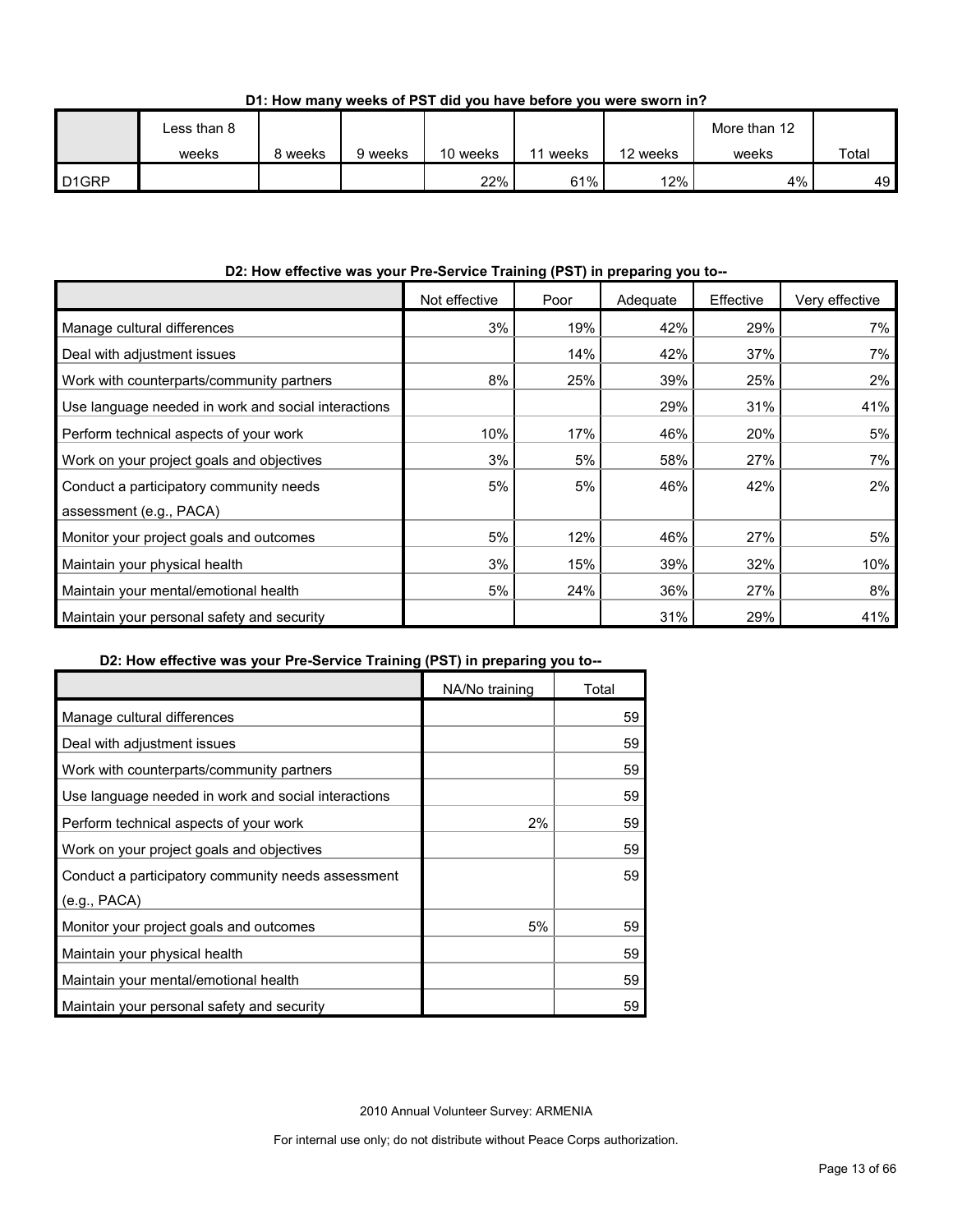**D1: How many weeks of PST did you have before you were sworn in?**

| | Less than 8 weeks | 8 weeks | 9 weeks | 10 weeks | 11 weeks | 12 weeks | More than 12 weeks | Total |
|---|---|---|---|---|---|---|---|---|
| D1GRP | | | | 22% | 61% | 12% | 4% | 49 |

**D2: How effective was your Pre-Service Training (PST) in preparing you to--**

| | Not effective | Poor | Adequate | Effective | Very effective |
|---|---|---|---|---|---|
| Manage cultural differences | 3% | 19% | 42% | 29% | 7% |
| Deal with adjustment issues | | 14% | 42% | 37% | 7% |
| Work with counterparts/community partners | 8% | 25% | 39% | 25% | 2% |
| Use language needed in work and social interactions | | | 29% | 31% | 41% |
| Perform technical aspects of your work | 10% | 17% | 46% | 20% | 5% |
| Work on your project goals and objectives | 3% | 5% | 58% | 27% | 7% |
| Conduct a participatory community needs assessment (e.g., PACA) | 5% | 5% | 46% | 42% | 2% |
| Monitor your project goals and outcomes | 5% | 12% | 46% | 27% | 5% |
| Maintain your physical health | 3% | 15% | 39% | 32% | 10% |
| Maintain your mental/emotional health | 5% | 24% | 36% | 27% | 8% |
| Maintain your personal safety and security | | | 31% | 29% | 41% |

**D2: How effective was your Pre-Service Training (PST) in preparing you to--**

| | NA/No training | Total |
|---|---|---|
| Manage cultural differences | | 59 |
| Deal with adjustment issues | | 59 |
| Work with counterparts/community partners | | 59 |
| Use language needed in work and social interactions | | 59 |
| Perform technical aspects of your work | 2% | 59 |
| Work on your project goals and objectives | | 59 |
| Conduct a participatory community needs assessment (e.g., PACA) | | 59 |
| Monitor your project goals and outcomes | 5% | 59 |
| Maintain your physical health | | 59 |
| Maintain your mental/emotional health | | 59 |
| Maintain your personal safety and security | | 59 |

2010 Annual Volunteer Survey: ARMENIA

For internal use only; do not distribute without Peace Corps authorization.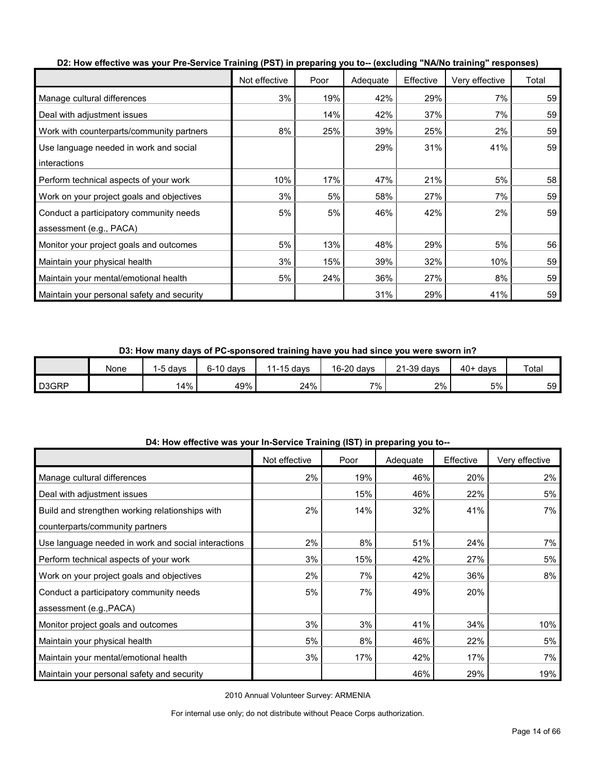**D2: How effective was your Pre-Service Training (PST) in preparing you to-- (excluding "NA/No training" responses)**

| | Not effective | Poor | Adequate | Effective | Very effective | Total |
|---|---|---|---|---|---|---|
| Manage cultural differences | 3% | 19% | 42% | 29% | 7% | 59 |
| Deal with adjustment issues | | 14% | 42% | 37% | 7% | 59 |
| Work with counterparts/community partners | 8% | 25% | 39% | 25% | 2% | 59 |
| Use language needed in work and social interactions | | | 29% | 31% | 41% | 59 |
| Perform technical aspects of your work | 10% | 17% | 47% | 21% | 5% | 58 |
| Work on your project goals and objectives | 3% | 5% | 58% | 27% | 7% | 59 |
| Conduct a participatory community needs assessment (e.g., PACA) | 5% | 5% | 46% | 42% | 2% | 59 |
| Monitor your project goals and outcomes | 5% | 13% | 48% | 29% | 5% | 56 |
| Maintain your physical health | 3% | 15% | 39% | 32% | 10% | 59 |
| Maintain your mental/emotional health | 5% | 24% | 36% | 27% | 8% | 59 |
| Maintain your personal safety and security | | | 31% | 29% | 41% | 59 |

**D3: How many days of PC-sponsored training have you had since you were sworn in?**

| | None | 1-5 days | 6-10 days | 11-15 days | 16-20 days | 21-39 days | 40+ days | Total |
|---|---|---|---|---|---|---|---|---|
| D3GRP | | 14% | 49% | 24% | 7% | 2% | 5% | 59 |

**D4: How effective was your In-Service Training (IST) in preparing you to--**

| | Not effective | Poor | Adequate | Effective | Very effective |
|---|---|---|---|---|---|
| Manage cultural differences | 2% | 19% | 46% | 20% | 2% |
| Deal with adjustment issues | | 15% | 46% | 22% | 5% |
| Build and strengthen working relationships with counterparts/community partners | 2% | 14% | 32% | 41% | 7% |
| Use language needed in work and social interactions | 2% | 8% | 51% | 24% | 7% |
| Perform technical aspects of your work | 3% | 15% | 42% | 27% | 5% |
| Work on your project goals and objectives | 2% | 7% | 42% | 36% | 8% |
| Conduct a participatory community needs assessment (e.g.,PACA) | 5% | 7% | 49% | 20% | |
| Monitor project goals and outcomes | 3% | 3% | 41% | 34% | 10% |
| Maintain your physical health | 5% | 8% | 46% | 22% | 5% |
| Maintain your mental/emotional health | 3% | 17% | 42% | 17% | 7% |
| Maintain your personal safety and security | | | 46% | 29% | 19% |

2010 Annual Volunteer Survey: ARMENIA

For internal use only; do not distribute without Peace Corps authorization.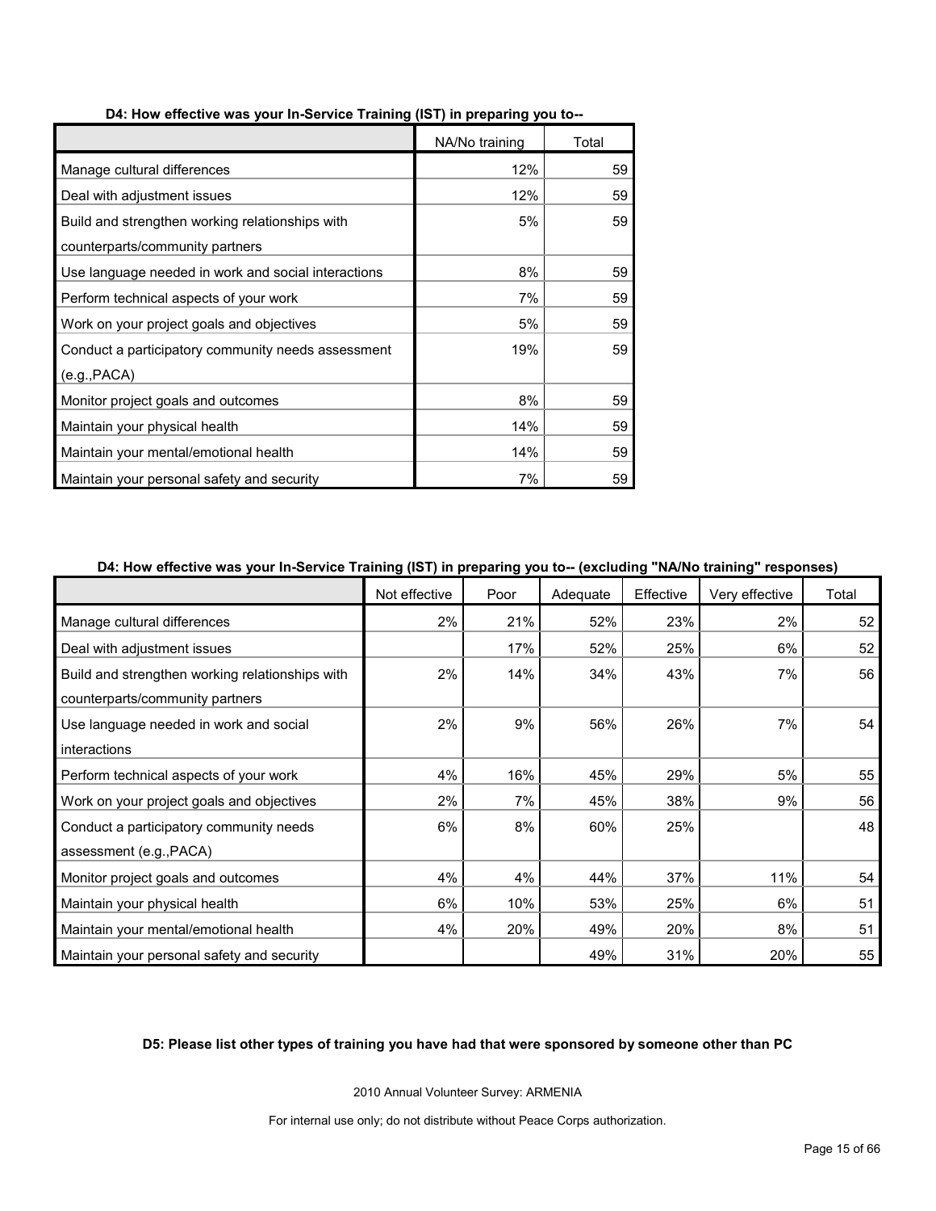**D4: How effective was your In-Service Training (IST) in preparing you to--**

| | NA/No training | Total |
|---|---|---|
| Manage cultural differences | 12% | 59 |
| Deal with adjustment issues | 12% | 59 |
| Build and strengthen working relationships with counterparts/community partners | 5% | 59 |
| Use language needed in work and social interactions | 8% | 59 |
| Perform technical aspects of your work | 7% | 59 |
| Work on your project goals and objectives | 5% | 59 |
| Conduct a participatory community needs assessment (e.g.,PACA) | 19% | 59 |
| Monitor project goals and outcomes | 8% | 59 |
| Maintain your physical health | 14% | 59 |
| Maintain your mental/emotional health | 14% | 59 |
| Maintain your personal safety and security | 7% | 59 |

**D4: How effective was your In-Service Training (IST) in preparing you to-- (excluding "NA/No training" responses)**

| | Not effective | Poor | Adequate | Effective | Very effective | Total |
|---|---|---|---|---|---|---|
| Manage cultural differences | 2% | 21% | 52% | 23% | 2% | 52 |
| Deal with adjustment issues | | 17% | 52% | 25% | 6% | 52 |
| Build and strengthen working relationships with counterparts/community partners | 2% | 14% | 34% | 43% | 7% | 56 |
| Use language needed in work and social interactions | 2% | 9% | 56% | 26% | 7% | 54 |
| Perform technical aspects of your work | 4% | 16% | 45% | 29% | 5% | 55 |
| Work on your project goals and objectives | 2% | 7% | 45% | 38% | 9% | 56 |
| Conduct a participatory community needs assessment (e.g.,PACA) | 6% | 8% | 60% | 25% | | 48 |
| Monitor project goals and outcomes | 4% | 4% | 44% | 37% | 11% | 54 |
| Maintain your physical health | 6% | 10% | 53% | 25% | 6% | 51 |
| Maintain your mental/emotional health | 4% | 20% | 49% | 20% | 8% | 51 |
| Maintain your personal safety and security | | | 49% | 31% | 20% | 55 |

**D5: Please list other types of training you have had that were sponsored by someone other than PC**

2010 Annual Volunteer Survey: ARMENIA

For internal use only; do not distribute without Peace Corps authorization.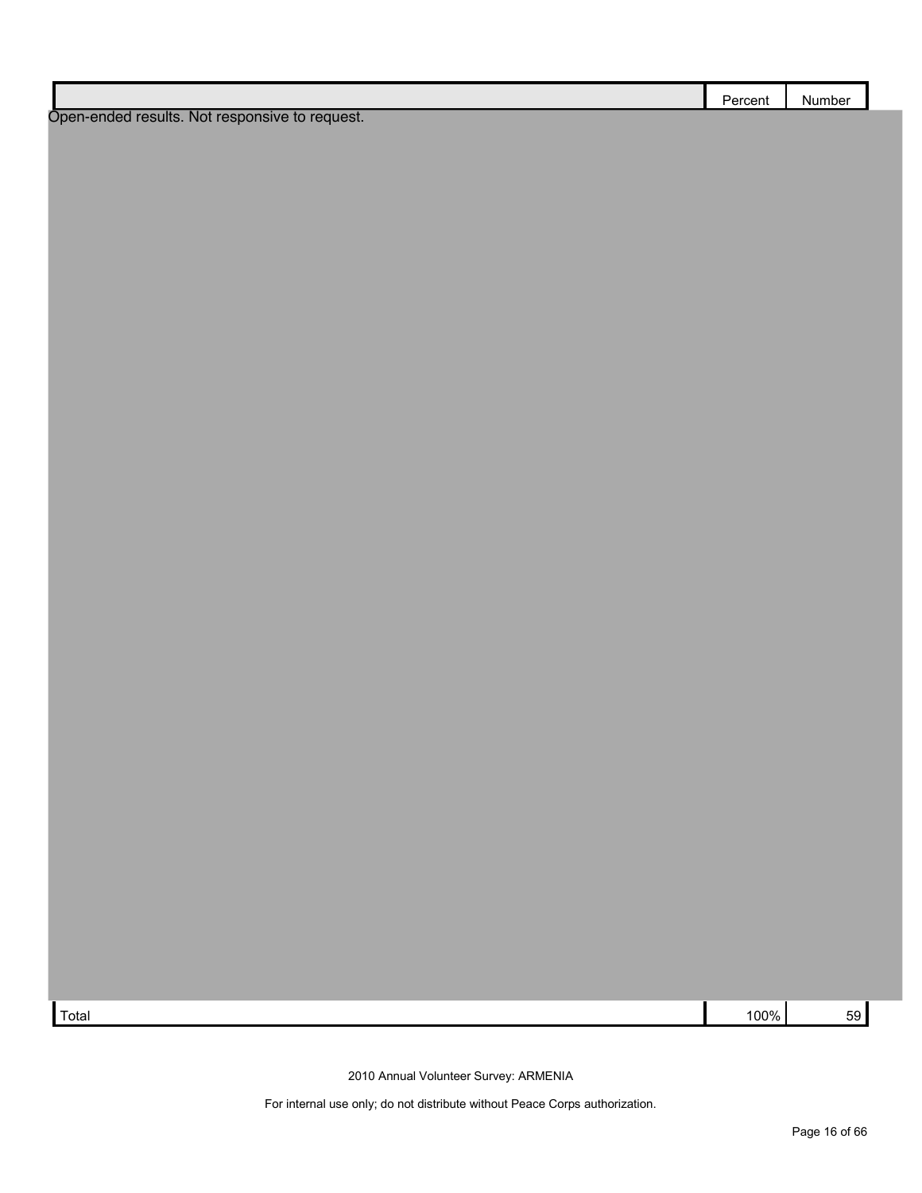| | Percent | Number |
|---|---|---|
| Open-ended results. Not responsive to request. | | |
| Total | 100% | 59 |

2010 Annual Volunteer Survey: ARMENIA

For internal use only; do not distribute without Peace Corps authorization.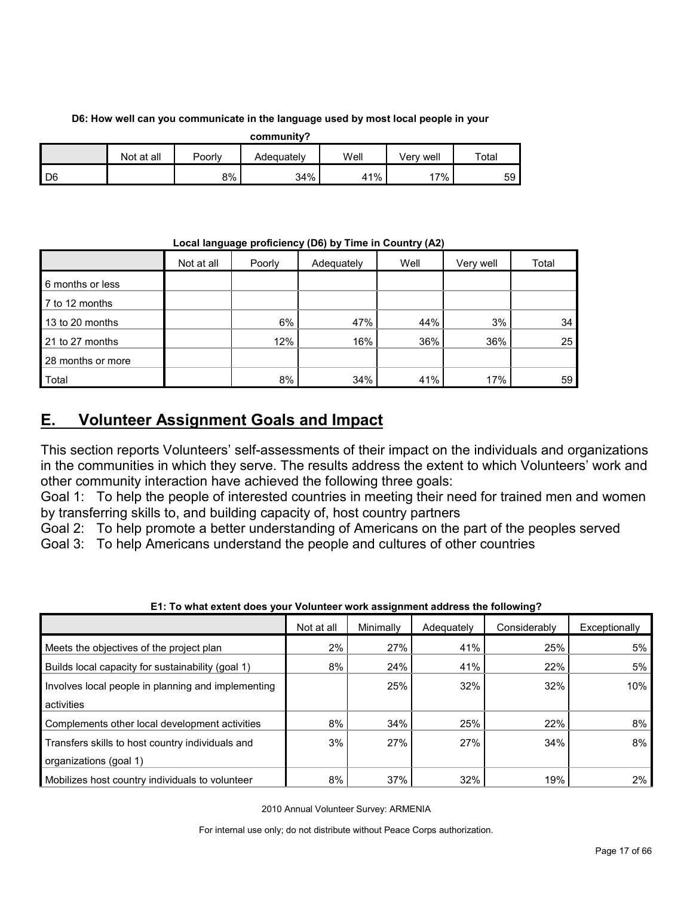**D6: How well can you communicate in the language used by most local people in your community?**

| | Not at all | Poorly | Adequately | Well | Very well | Total |
|---|---|---|---|---|---|---|
| D6 | | 8% | 34% | 41% | 17% | 59 |

**Local language proficiency (D6) by Time in Country (A2)**

| | Not at all | Poorly | Adequately | Well | Very well | Total |
|---|---|---|---|---|---|---|
| 6 months or less | | | | | | |
| 7 to 12 months | | | | | | |
| 13 to 20 months | | 6% | 47% | 44% | 3% | 34 |
| 21 to 27 months | | 12% | 16% | 36% | 36% | 25 |
| 28 months or more | | | | | | |
| Total | | 8% | 34% | 41% | 17% | 59 |

## E. Volunteer Assignment Goals and Impact

This section reports Volunteers' self-assessments of their impact on the individuals and organizations in the communities in which they serve. The results address the extent to which Volunteers' work and other community interaction have achieved the following three goals:

Goal 1: To help the people of interested countries in meeting their need for trained men and women by transferring skills to, and building capacity of, host country partners

Goal 2: To help promote a better understanding of Americans on the part of the peoples served

Goal 3: To help Americans understand the people and cultures of other countries

**E1: To what extent does your Volunteer work assignment address the following?**

| | Not at all | Minimally | Adequately | Considerably | Exceptionally |
|---|---|---|---|---|---|
| Meets the objectives of the project plan | 2% | 27% | 41% | 25% | 5% |
| Builds local capacity for sustainability (goal 1) | 8% | 24% | 41% | 22% | 5% |
| Involves local people in planning and implementing activities | | 25% | 32% | 32% | 10% |
| Complements other local development activities | 8% | 34% | 25% | 22% | 8% |
| Transfers skills to host country individuals and organizations (goal 1) | 3% | 27% | 27% | 34% | 8% |
| Mobilizes host country individuals to volunteer | 8% | 37% | 32% | 19% | 2% |

2010 Annual Volunteer Survey: ARMENIA

For internal use only; do not distribute without Peace Corps authorization.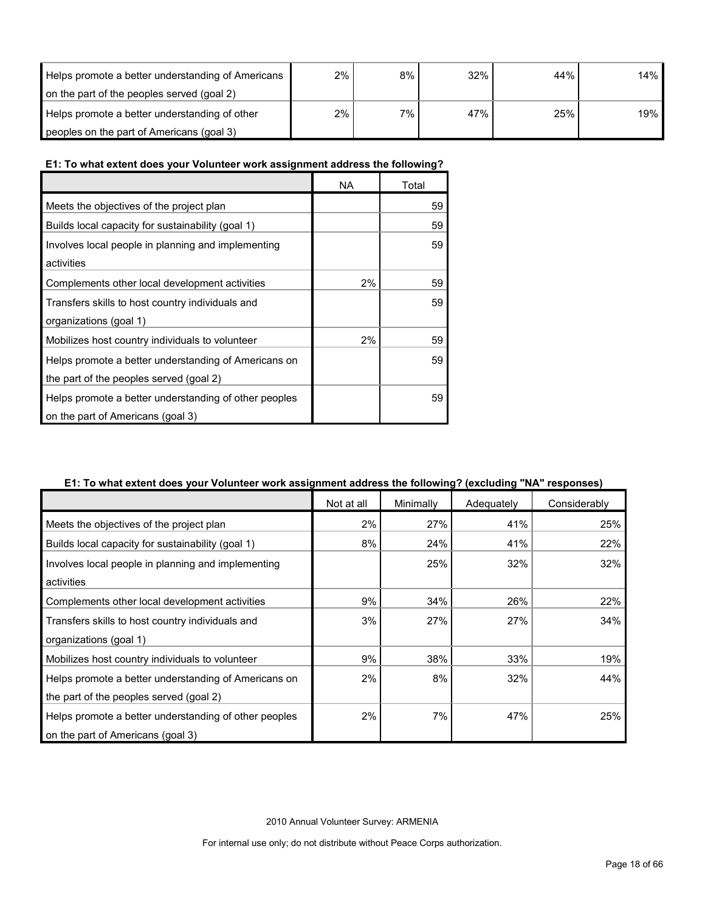| | | | | | |
|---|---|---|---|---|---|
| Helps promote a better understanding of Americans on the part of the peoples served (goal 2) | 2% | 8% | 32% | 44% | 14% |
| Helps promote a better understanding of other peoples on the part of Americans (goal 3) | 2% | 7% | 47% | 25% | 19% |

**E1: To what extent does your Volunteer work assignment address the following?**

| | NA | Total |
|---|---|---|
| Meets the objectives of the project plan | | 59 |
| Builds local capacity for sustainability (goal 1) | | 59 |
| Involves local people in planning and implementing activities | | 59 |
| Complements other local development activities | 2% | 59 |
| Transfers skills to host country individuals and organizations (goal 1) | | 59 |
| Mobilizes host country individuals to volunteer | 2% | 59 |
| Helps promote a better understanding of Americans on the part of the peoples served (goal 2) | | 59 |
| Helps promote a better understanding of other peoples on the part of Americans (goal 3) | | 59 |

**E1: To what extent does your Volunteer work assignment address the following? (excluding "NA" responses)**

| | Not at all | Minimally | Adequately | Considerably |
|---|---|---|---|---|
| Meets the objectives of the project plan | 2% | 27% | 41% | 25% |
| Builds local capacity for sustainability (goal 1) | 8% | 24% | 41% | 22% |
| Involves local people in planning and implementing activities | | 25% | 32% | 32% |
| Complements other local development activities | 9% | 34% | 26% | 22% |
| Transfers skills to host country individuals and organizations (goal 1) | 3% | 27% | 27% | 34% |
| Mobilizes host country individuals to volunteer | 9% | 38% | 33% | 19% |
| Helps promote a better understanding of Americans on the part of the peoples served (goal 2) | 2% | 8% | 32% | 44% |
| Helps promote a better understanding of other peoples on the part of Americans (goal 3) | 2% | 7% | 47% | 25% |

2010 Annual Volunteer Survey: ARMENIA

For internal use only; do not distribute without Peace Corps authorization.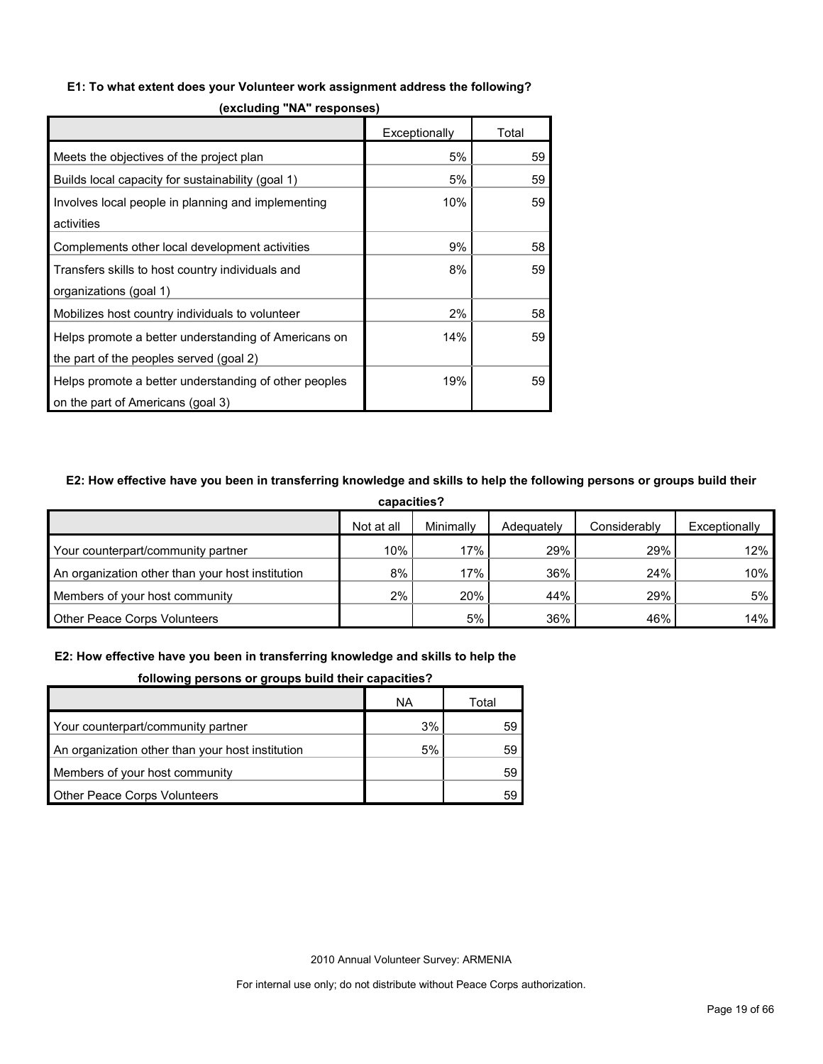**E1: To what extent does your Volunteer work assignment address the following?**

**(excluding "NA" responses)**

| | Exceptionally | Total |
|---|---|---|
| Meets the objectives of the project plan | 5% | 59 |
| Builds local capacity for sustainability (goal 1) | 5% | 59 |
| Involves local people in planning and implementing activities | 10% | 59 |
| Complements other local development activities | 9% | 58 |
| Transfers skills to host country individuals and organizations (goal 1) | 8% | 59 |
| Mobilizes host country individuals to volunteer | 2% | 58 |
| Helps promote a better understanding of Americans on the part of the peoples served (goal 2) | 14% | 59 |
| Helps promote a better understanding of other peoples on the part of Americans (goal 3) | 19% | 59 |

**E2: How effective have you been in transferring knowledge and skills to help the following persons or groups build their capacities?**

| | Not at all | Minimally | Adequately | Considerably | Exceptionally |
|---|---|---|---|---|---|
| Your counterpart/community partner | 10% | 17% | 29% | 29% | 12% |
| An organization other than your host institution | 8% | 17% | 36% | 24% | 10% |
| Members of your host community | 2% | 20% | 44% | 29% | 5% |
| Other Peace Corps Volunteers | | 5% | 36% | 46% | 14% |

**E2: How effective have you been in transferring knowledge and skills to help the following persons or groups build their capacities?**

| | NA | Total |
|---|---|---|
| Your counterpart/community partner | 3% | 59 |
| An organization other than your host institution | 5% | 59 |
| Members of your host community | | 59 |
| Other Peace Corps Volunteers | | 59 |

2010 Annual Volunteer Survey: ARMENIA

For internal use only; do not distribute without Peace Corps authorization.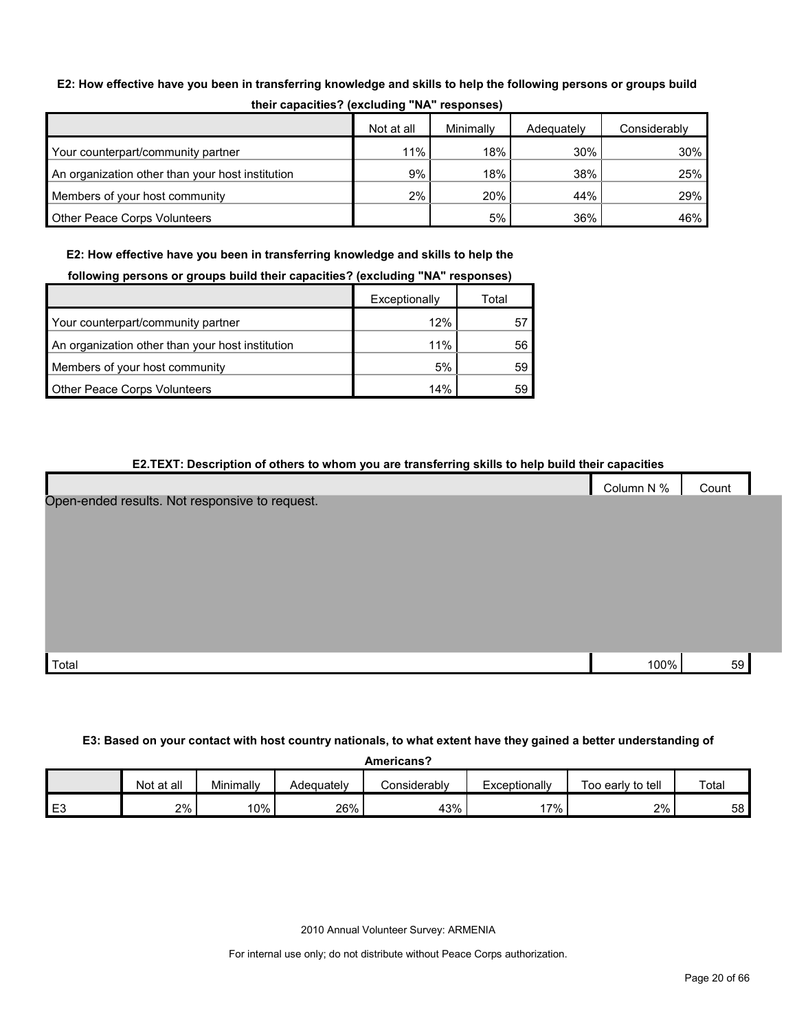**E2: How effective have you been in transferring knowledge and skills to help the following persons or groups build their capacities? (excluding "NA" responses)**

| | Not at all | Minimally | Adequately | Considerably |
|---|---|---|---|---|
| Your counterpart/community partner | 11% | 18% | 30% | 30% |
| An organization other than your host institution | 9% | 18% | 38% | 25% |
| Members of your host community | 2% | 20% | 44% | 29% |
| Other Peace Corps Volunteers | | 5% | 36% | 46% |

**E2: How effective have you been in transferring knowledge and skills to help the following persons or groups build their capacities? (excluding "NA" responses)**

| | Exceptionally | Total |
|---|---|---|
| Your counterpart/community partner | 12% | 57 |
| An organization other than your host institution | 11% | 56 |
| Members of your host community | 5% | 59 |
| Other Peace Corps Volunteers | 14% | 59 |

**E2.TEXT: Description of others to whom you are transferring skills to help build their capacities**

| | Column N % | Count |
|---|---|---|
| Open-ended results. Not responsive to request. | | |
| Total | 100% | 59 |

**E3: Based on your contact with host country nationals, to what extent have they gained a better understanding of Americans?**

| | Not at all | Minimally | Adequately | Considerably | Exceptionally | Too early to tell | Total |
|---|---|---|---|---|---|---|---|
| E3 | 2% | 10% | 26% | 43% | 17% | 2% | 58 |

2010 Annual Volunteer Survey: ARMENIA

For internal use only; do not distribute without Peace Corps authorization.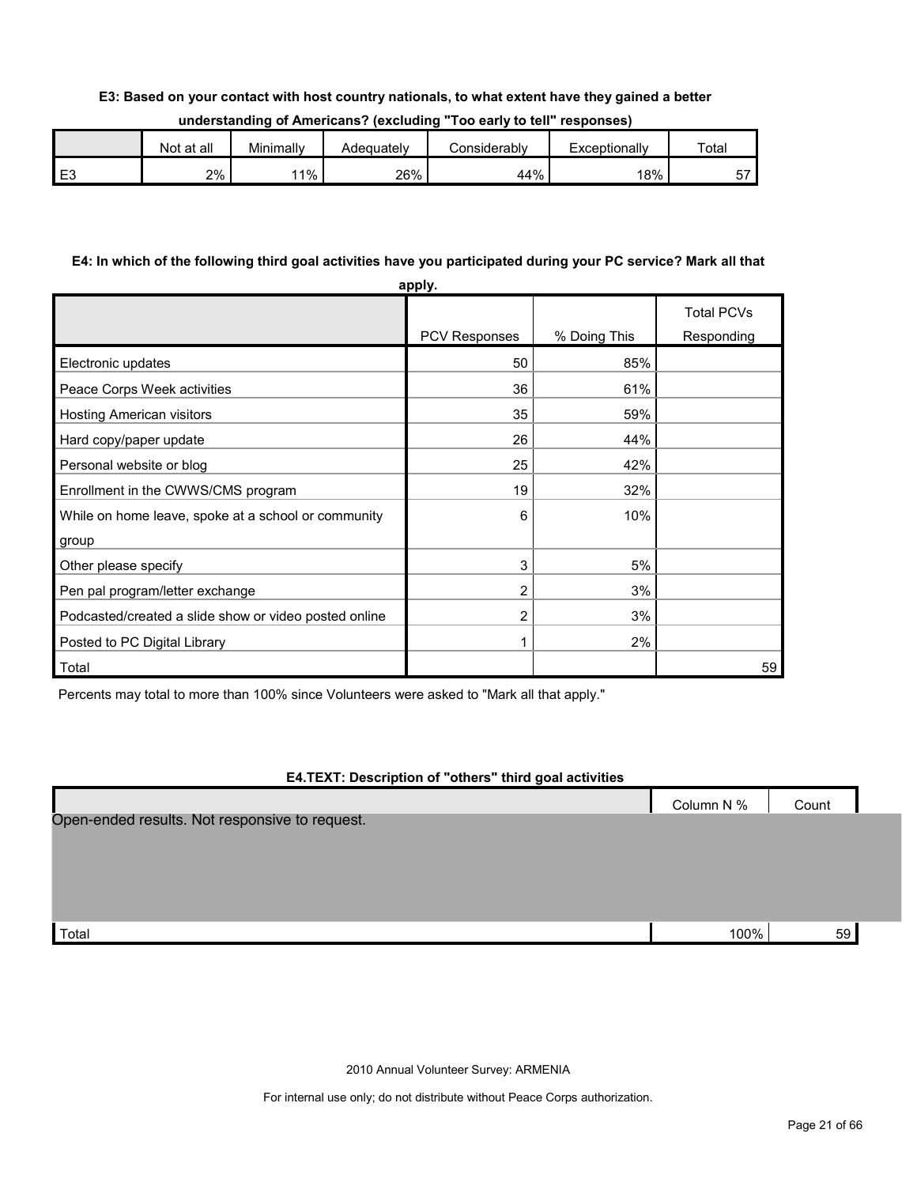**E3: Based on your contact with host country nationals, to what extent have they gained a better understanding of Americans? (excluding "Too early to tell" responses)**

| | Not at all | Minimally | Adequately | Considerably | Exceptionally | Total |
|---|---|---|---|---|---|---|
| E3 | 2% | 11% | 26% | 44% | 18% | 57 |

**E4: In which of the following third goal activities have you participated during your PC service? Mark all that apply.**

| | PCV Responses | % Doing This | Total PCVs Responding |
|---|---|---|---|
| Electronic updates | 50 | 85% | |
| Peace Corps Week activities | 36 | 61% | |
| Hosting American visitors | 35 | 59% | |
| Hard copy/paper update | 26 | 44% | |
| Personal website or blog | 25 | 42% | |
| Enrollment in the CWWS/CMS program | 19 | 32% | |
| While on home leave, spoke at a school or community group | 6 | 10% | |
| Other please specify | 3 | 5% | |
| Pen pal program/letter exchange | 2 | 3% | |
| Podcasted/created a slide show or video posted online | 2 | 3% | |
| Posted to PC Digital Library | 1 | 2% | |
| Total | | | 59 |

Percents may total to more than 100% since Volunteers were asked to "Mark all that apply."

**E4.TEXT: Description of "others" third goal activities**

| | Column N % | Count |
|---|---|---|
| Open-ended results. Not responsive to request. | | |
| Total | 100% | 59 |

2010 Annual Volunteer Survey: ARMENIA

For internal use only; do not distribute without Peace Corps authorization.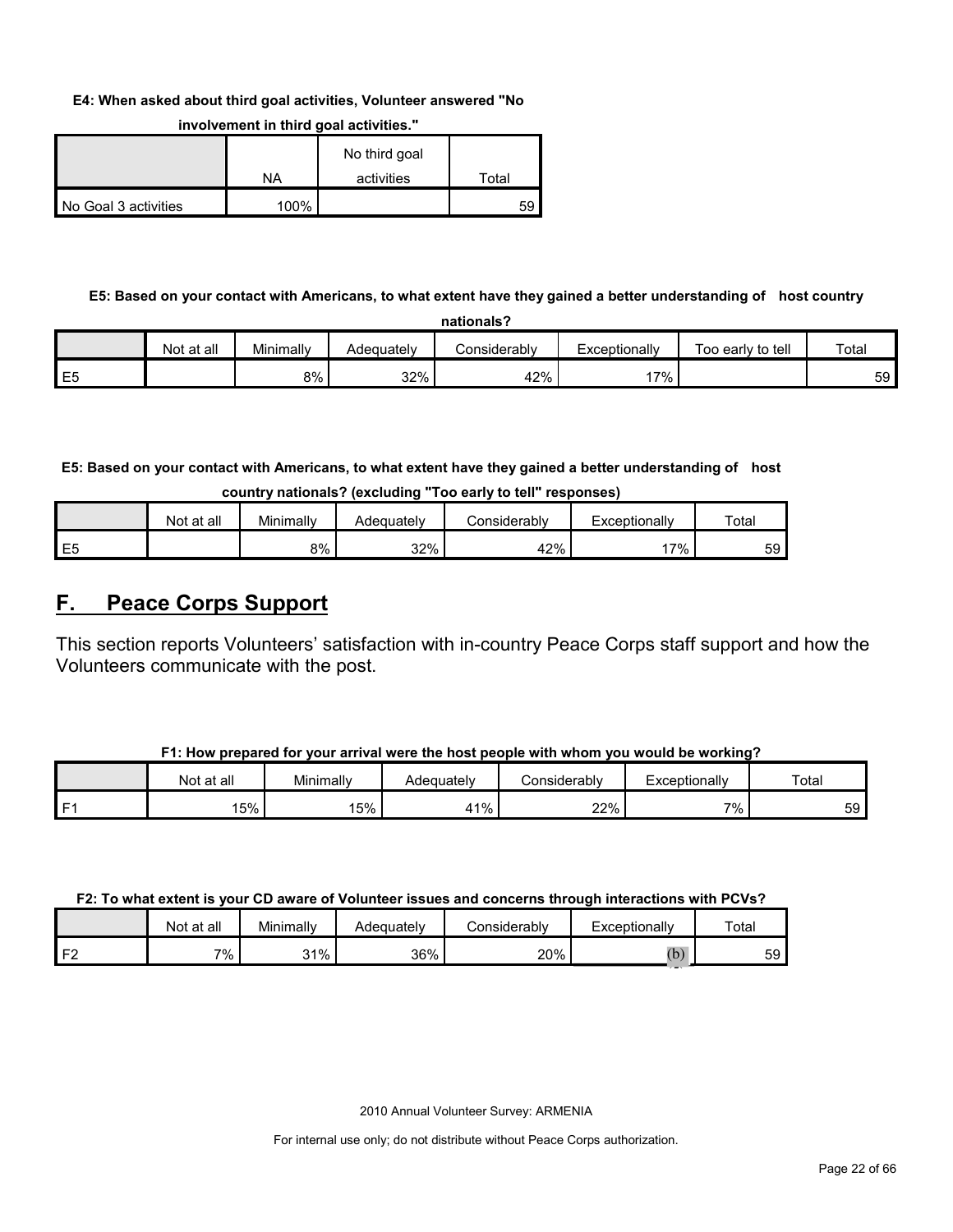**E4: When asked about third goal activities, Volunteer answered "No involvement in third goal activities."**

| | NA | No third goal activities | Total |
|---|---|---|---|
| No Goal 3 activities | 100% | | 59 |

**E5: Based on your contact with Americans, to what extent have they gained a better understanding of host country nationals?**

| | Not at all | Minimally | Adequately | Considerably | Exceptionally | Too early to tell | Total |
|---|---|---|---|---|---|---|---|
| E5 | | 8% | 32% | 42% | 17% | | 59 |

**E5: Based on your contact with Americans, to what extent have they gained a better understanding of host country nationals? (excluding "Too early to tell" responses)**

| | Not at all | Minimally | Adequately | Considerably | Exceptionally | Total |
|---|---|---|---|---|---|---|
| E5 | | 8% | 32% | 42% | 17% | 59 |

## F. Peace Corps Support

This section reports Volunteers' satisfaction with in-country Peace Corps staff support and how the Volunteers communicate with the post.

**F1: How prepared for your arrival were the host people with whom you would be working?**

| | Not at all | Minimally | Adequately | Considerably | Exceptionally | Total |
|---|---|---|---|---|---|---|
| F1 | 15% | 15% | 41% | 22% | 7% | 59 |

**F2: To what extent is your CD aware of Volunteer issues and concerns through interactions with PCVs?**

| | Not at all | Minimally | Adequately | Considerably | Exceptionally | Total |
|---|---|---|---|---|---|---|
| F2 | 7% | 31% | 36% | 20% | (b) | 59 |

2010 Annual Volunteer Survey: ARMENIA

For internal use only; do not distribute without Peace Corps authorization.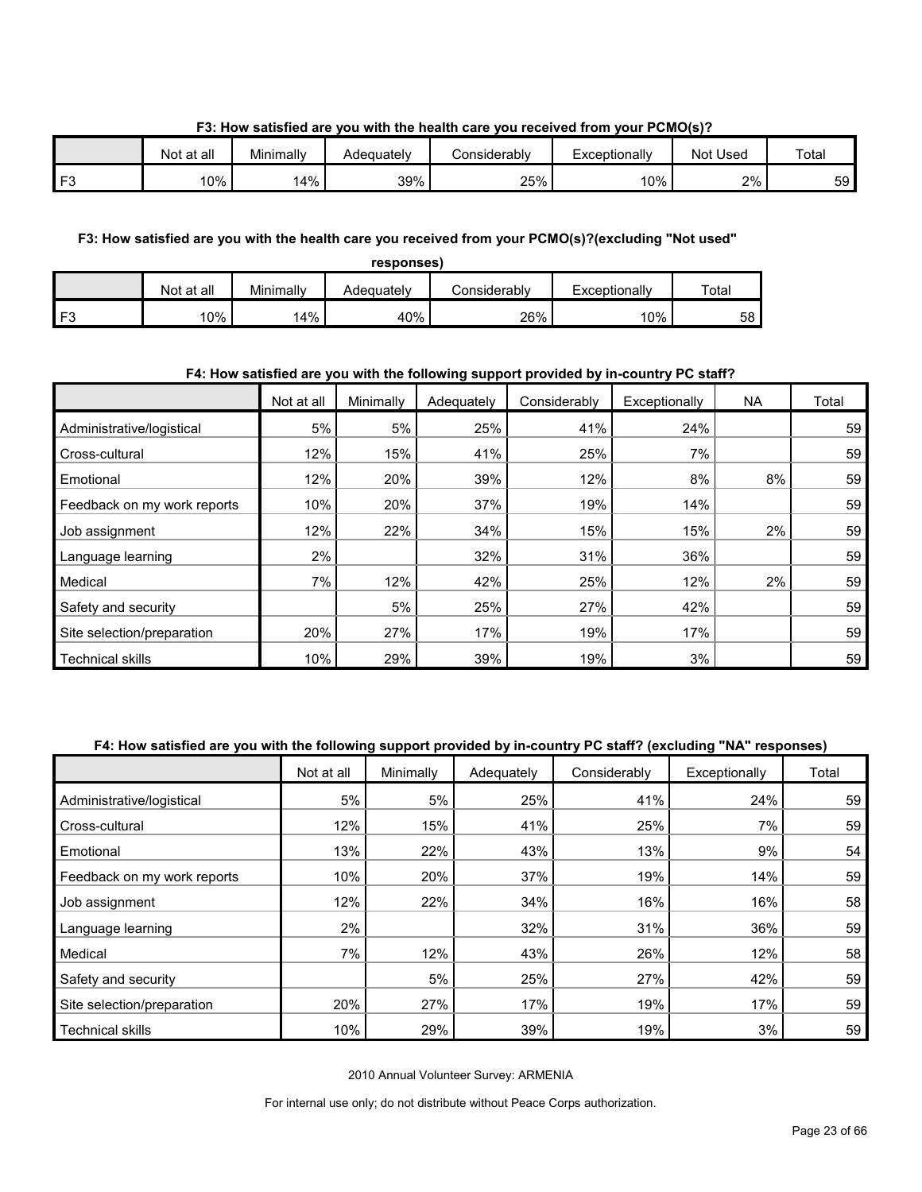**F3: How satisfied are you with the health care you received from your PCMO(s)?**

| | Not at all | Minimally | Adequately | Considerably | Exceptionally | Not Used | Total |
|---|---|---|---|---|---|---|---|
| F3 | 10% | 14% | 39% | 25% | 10% | 2% | 59 |

**F3: How satisfied are you with the health care you received from your PCMO(s)?(excluding "Not used" responses)**

| | Not at all | Minimally | Adequately | Considerably | Exceptionally | Total |
|---|---|---|---|---|---|---|
| F3 | 10% | 14% | 40% | 26% | 10% | 58 |

**F4: How satisfied are you with the following support provided by in-country PC staff?**

| | Not at all | Minimally | Adequately | Considerably | Exceptionally | NA | Total |
|---|---|---|---|---|---|---|---|
| Administrative/logistical | 5% | 5% | 25% | 41% | 24% | | 59 |
| Cross-cultural | 12% | 15% | 41% | 25% | 7% | | 59 |
| Emotional | 12% | 20% | 39% | 12% | 8% | 8% | 59 |
| Feedback on my work reports | 10% | 20% | 37% | 19% | 14% | | 59 |
| Job assignment | 12% | 22% | 34% | 15% | 15% | 2% | 59 |
| Language learning | 2% | | 32% | 31% | 36% | | 59 |
| Medical | 7% | 12% | 42% | 25% | 12% | 2% | 59 |
| Safety and security | | 5% | 25% | 27% | 42% | | 59 |
| Site selection/preparation | 20% | 27% | 17% | 19% | 17% | | 59 |
| Technical skills | 10% | 29% | 39% | 19% | 3% | | 59 |

**F4: How satisfied are you with the following support provided by in-country PC staff? (excluding "NA" responses)**

| | Not at all | Minimally | Adequately | Considerably | Exceptionally | Total |
|---|---|---|---|---|---|---|
| Administrative/logistical | 5% | 5% | 25% | 41% | 24% | 59 |
| Cross-cultural | 12% | 15% | 41% | 25% | 7% | 59 |
| Emotional | 13% | 22% | 43% | 13% | 9% | 54 |
| Feedback on my work reports | 10% | 20% | 37% | 19% | 14% | 59 |
| Job assignment | 12% | 22% | 34% | 16% | 16% | 58 |
| Language learning | 2% | | 32% | 31% | 36% | 59 |
| Medical | 7% | 12% | 43% | 26% | 12% | 58 |
| Safety and security | | 5% | 25% | 27% | 42% | 59 |
| Site selection/preparation | 20% | 27% | 17% | 19% | 17% | 59 |
| Technical skills | 10% | 29% | 39% | 19% | 3% | 59 |

2010 Annual Volunteer Survey: ARMENIA

For internal use only; do not distribute without Peace Corps authorization.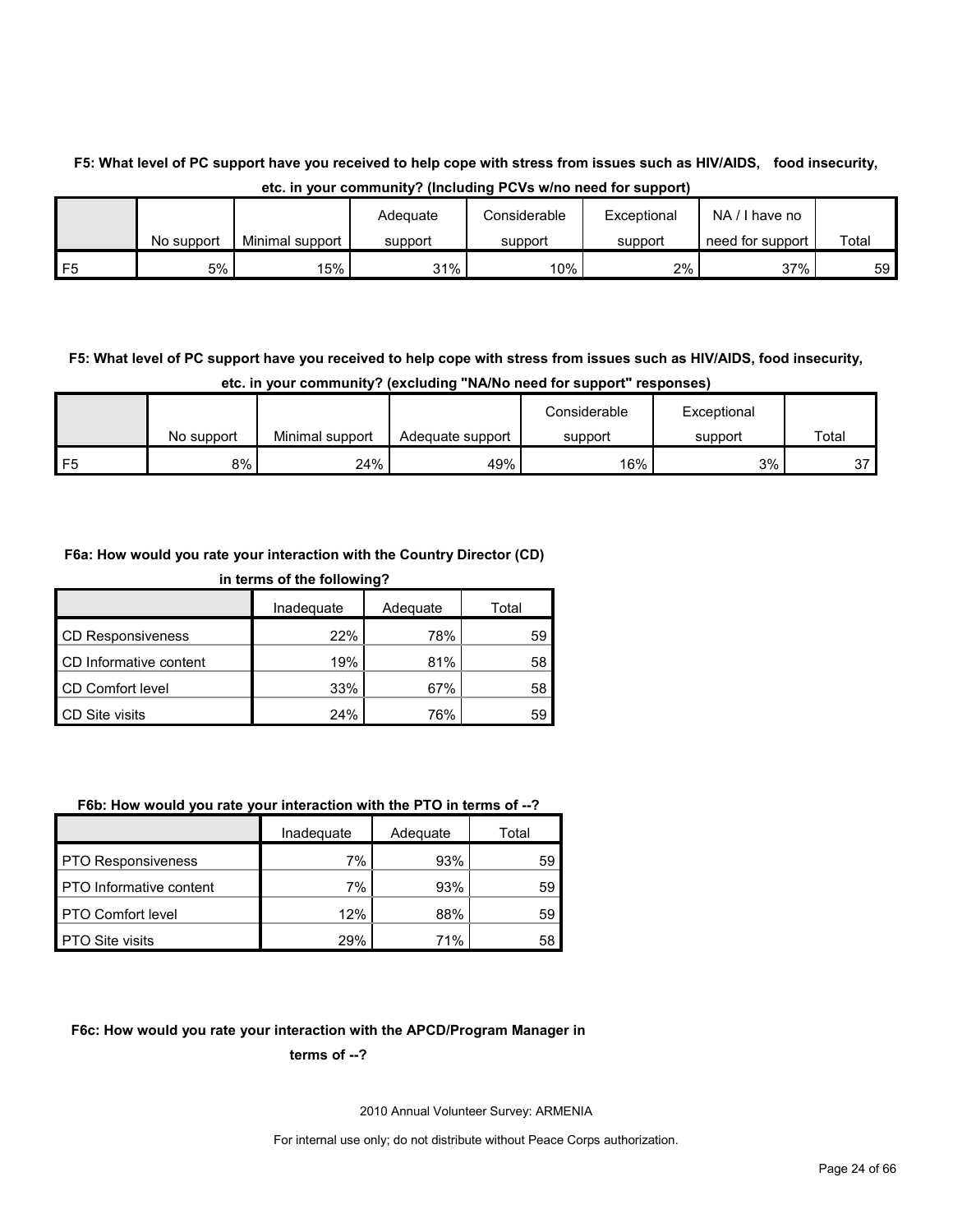**F5: What level of PC support have you received to help cope with stress from issues such as HIV/AIDS, food insecurity, etc. in your community? (Including PCVs w/no need for support)**

| | No support | Minimal support | Adequate support | Considerable support | Exceptional support | NA / I have no need for support | Total |
|---|---|---|---|---|---|---|---|
| F5 | 5% | 15% | 31% | 10% | 2% | 37% | 59 |

**F5: What level of PC support have you received to help cope with stress from issues such as HIV/AIDS, food insecurity, etc. in your community? (excluding "NA/No need for support" responses)**

| | No support | Minimal support | Adequate support | Considerable support | Exceptional support | Total |
|---|---|---|---|---|---|---|
| F5 | 8% | 24% | 49% | 16% | 3% | 37 |

**F6a: How would you rate your interaction with the Country Director (CD) in terms of the following?**

| | Inadequate | Adequate | Total |
|---|---|---|---|
| CD Responsiveness | 22% | 78% | 59 |
| CD Informative content | 19% | 81% | 58 |
| CD Comfort level | 33% | 67% | 58 |
| CD Site visits | 24% | 76% | 59 |

**F6b: How would you rate your interaction with the PTO in terms of --?**

| | Inadequate | Adequate | Total |
|---|---|---|---|
| PTO Responsiveness | 7% | 93% | 59 |
| PTO Informative content | 7% | 93% | 59 |
| PTO Comfort level | 12% | 88% | 59 |
| PTO Site visits | 29% | 71% | 58 |

**F6c: How would you rate your interaction with the APCD/Program Manager in terms of --?**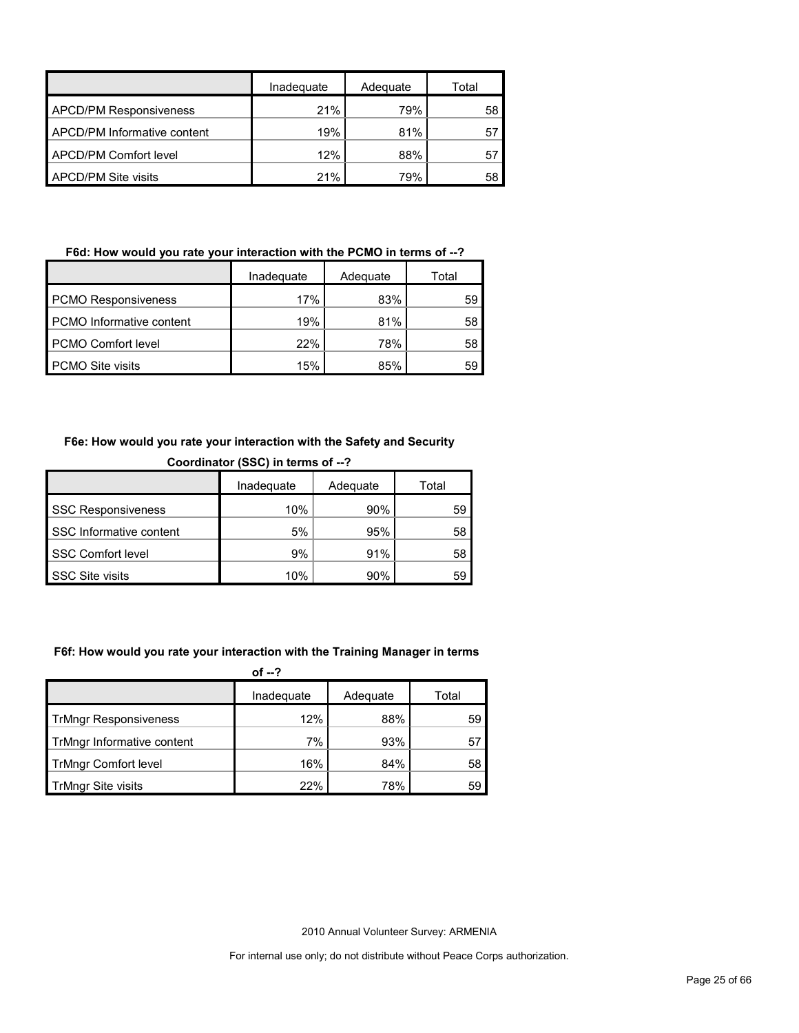| | Inadequate | Adequate | Total |
|---|---|---|---|
| APCD/PM Responsiveness | 21% | 79% | 58 |
| APCD/PM Informative content | 19% | 81% | 57 |
| APCD/PM Comfort level | 12% | 88% | 57 |
| APCD/PM Site visits | 21% | 79% | 58 |

**F6d: How would you rate your interaction with the PCMO in terms of --?**

| | Inadequate | Adequate | Total |
|---|---|---|---|
| PCMO Responsiveness | 17% | 83% | 59 |
| PCMO Informative content | 19% | 81% | 58 |
| PCMO Comfort level | 22% | 78% | 58 |
| PCMO Site visits | 15% | 85% | 59 |

**F6e: How would you rate your interaction with the Safety and Security Coordinator (SSC) in terms of --?**

| | Inadequate | Adequate | Total |
|---|---|---|---|
| SSC Responsiveness | 10% | 90% | 59 |
| SSC Informative content | 5% | 95% | 58 |
| SSC Comfort level | 9% | 91% | 58 |
| SSC Site visits | 10% | 90% | 59 |

**F6f: How would you rate your interaction with the Training Manager in terms of --?**

| | Inadequate | Adequate | Total |
|---|---|---|---|
| TrMngr Responsiveness | 12% | 88% | 59 |
| TrMngr Informative content | 7% | 93% | 57 |
| TrMngr Comfort level | 16% | 84% | 58 |
| TrMngr Site visits | 22% | 78% | 59 |

2010 Annual Volunteer Survey: ARMENIA

For internal use only; do not distribute without Peace Corps authorization.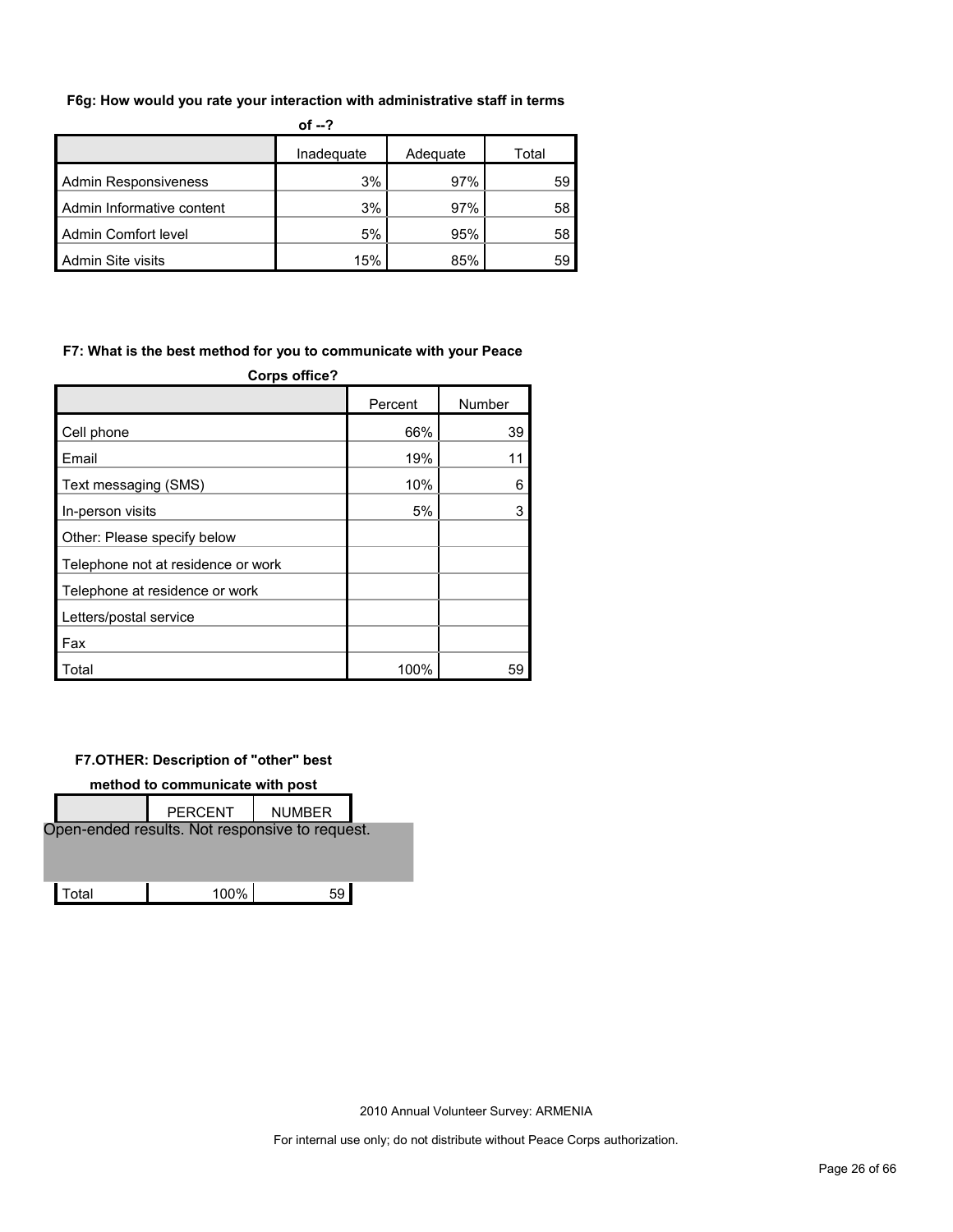**F6g: How would you rate your interaction with administrative staff in terms of --?**

| | Inadequate | Adequate | Total |
|---|---|---|---|
| Admin Responsiveness | 3% | 97% | 59 |
| Admin Informative content | 3% | 97% | 58 |
| Admin Comfort level | 5% | 95% | 58 |
| Admin Site visits | 15% | 85% | 59 |

**F7: What is the best method for you to communicate with your Peace Corps office?**

| | Percent | Number |
|---|---|---|
| Cell phone | 66% | 39 |
| Email | 19% | 11 |
| Text messaging (SMS) | 10% | 6 |
| In-person visits | 5% | 3 |
| Other: Please specify below | | |
| Telephone not at residence or work | | |
| Telephone at residence or work | | |
| Letters/postal service | | |
| Fax | | |
| Total | 100% | 59 |

**F7.OTHER: Description of "other" best method to communicate with post**

| | PERCENT | NUMBER |
|---|---|---|
| Open-ended results. Not responsive to request. | | |
| Total | 100% | 59 |

2010 Annual Volunteer Survey: ARMENIA

For internal use only; do not distribute without Peace Corps authorization.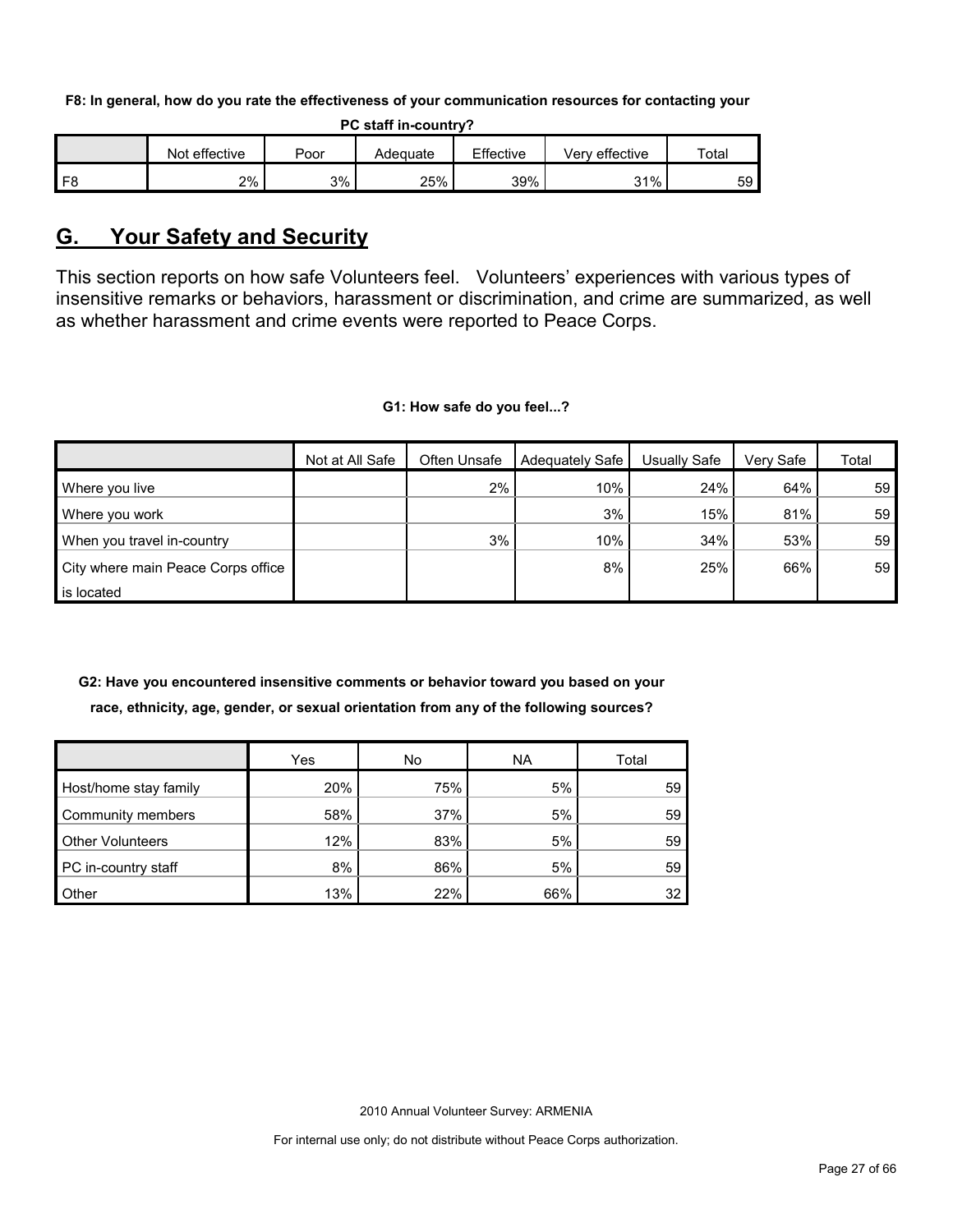**F8: In general, how do you rate the effectiveness of your communication resources for contacting your PC staff in-country?**

| | Not effective | Poor | Adequate | Effective | Very effective | Total |
|---|---|---|---|---|---|---|
| F8 | 2% | 3% | 25% | 39% | 31% | 59 |

## G. Your Safety and Security

This section reports on how safe Volunteers feel. Volunteers' experiences with various types of insensitive remarks or behaviors, harassment or discrimination, and crime are summarized, as well as whether harassment and crime events were reported to Peace Corps.

**G1: How safe do you feel...?**

| | Not at All Safe | Often Unsafe | Adequately Safe | Usually Safe | Very Safe | Total |
|---|---|---|---|---|---|---|
| Where you live | | 2% | 10% | 24% | 64% | 59 |
| Where you work | | | 3% | 15% | 81% | 59 |
| When you travel in-country | | 3% | 10% | 34% | 53% | 59 |
| City where main Peace Corps office is located | | | 8% | 25% | 66% | 59 |

**G2: Have you encountered insensitive comments or behavior toward you based on your race, ethnicity, age, gender, or sexual orientation from any of the following sources?**

| | Yes | No | NA | Total |
|---|---|---|---|---|
| Host/home stay family | 20% | 75% | 5% | 59 |
| Community members | 58% | 37% | 5% | 59 |
| Other Volunteers | 12% | 83% | 5% | 59 |
| PC in-country staff | 8% | 86% | 5% | 59 |
| Other | 13% | 22% | 66% | 32 |

2010 Annual Volunteer Survey: ARMENIA

For internal use only; do not distribute without Peace Corps authorization.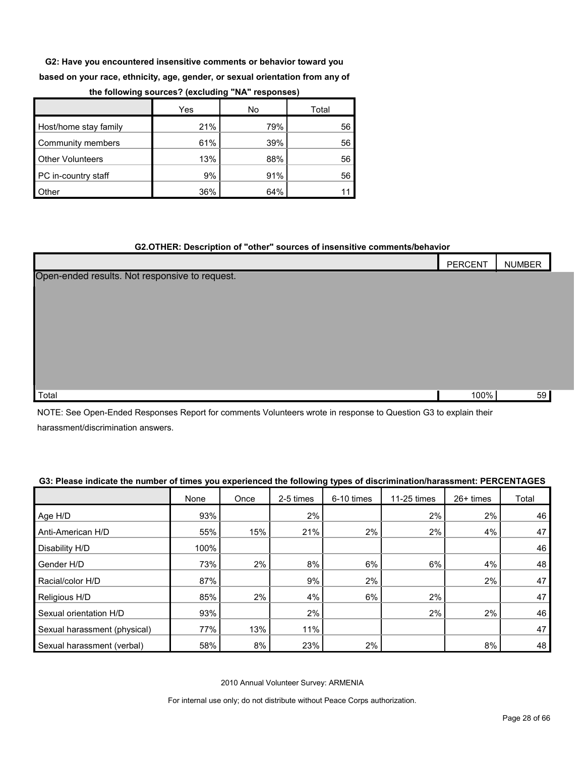**G2: Have you encountered insensitive comments or behavior toward you based on your race, ethnicity, age, gender, or sexual orientation from any of the following sources? (excluding "NA" responses)**

| | Yes | No | Total |
|---|---|---|---|
| Host/home stay family | 21% | 79% | 56 |
| Community members | 61% | 39% | 56 |
| Other Volunteers | 13% | 88% | 56 |
| PC in-country staff | 9% | 91% | 56 |
| Other | 36% | 64% | 11 |

**G2.OTHER: Description of "other" sources of insensitive comments/behavior**

| | PERCENT | NUMBER |
|---|---|---|
| Open-ended results. Not responsive to request. | | |
| Total | 100% | 59 |

NOTE: See Open-Ended Responses Report for comments Volunteers wrote in response to Question G3 to explain their harassment/discrimination answers.

**G3: Please indicate the number of times you experienced the following types of discrimination/harassment: PERCENTAGES**

| | None | Once | 2-5 times | 6-10 times | 11-25 times | 26+ times | Total |
|---|---|---|---|---|---|---|---|
| Age H/D | 93% | | 2% | | 2% | 2% | 46 |
| Anti-American H/D | 55% | 15% | 21% | 2% | 2% | 4% | 47 |
| Disability H/D | 100% | | | | | | 46 |
| Gender H/D | 73% | 2% | 8% | 6% | 6% | 4% | 48 |
| Racial/color H/D | 87% | | 9% | 2% | | 2% | 47 |
| Religious H/D | 85% | 2% | 4% | 6% | 2% | | 47 |
| Sexual orientation H/D | 93% | | 2% | | 2% | 2% | 46 |
| Sexual harassment (physical) | 77% | 13% | 11% | | | | 47 |
| Sexual harassment (verbal) | 58% | 8% | 23% | 2% | | 8% | 48 |

2010 Annual Volunteer Survey: ARMENIA

For internal use only; do not distribute without Peace Corps authorization.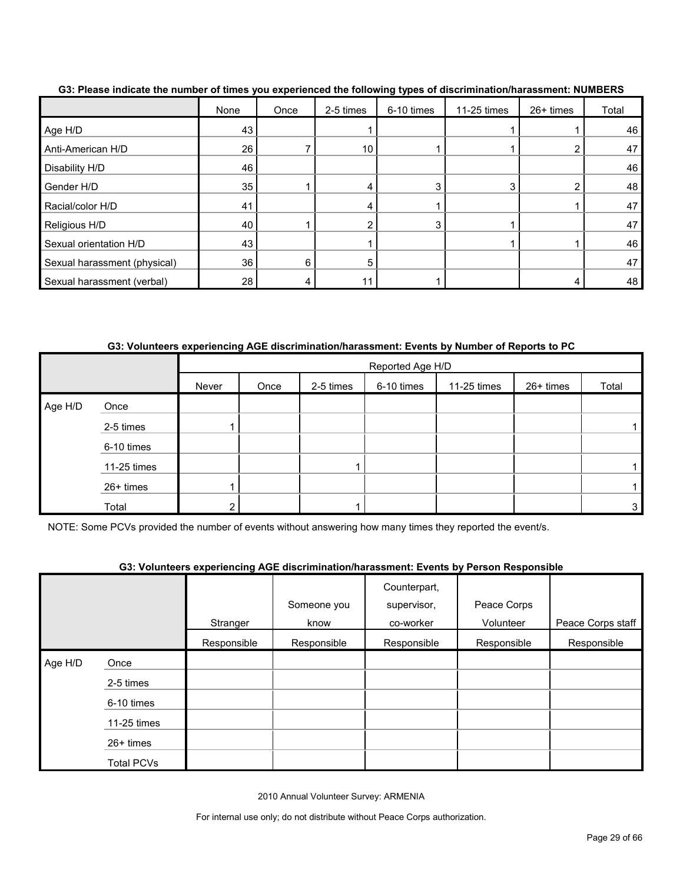**G3: Please indicate the number of times you experienced the following types of discrimination/harassment: NUMBERS**

| | None | Once | 2-5 times | 6-10 times | 11-25 times | 26+ times | Total |
|---|---|---|---|---|---|---|---|
| Age H/D | 43 | | 1 | | 1 | 1 | 46 |
| Anti-American H/D | 26 | 7 | 10 | 1 | 1 | 2 | 47 |
| Disability H/D | 46 | | | | | | 46 |
| Gender H/D | 35 | 1 | 4 | 3 | 3 | 2 | 48 |
| Racial/color H/D | 41 | | 4 | 1 | | 1 | 47 |
| Religious H/D | 40 | 1 | 2 | 3 | 1 | | 47 |
| Sexual orientation H/D | 43 | | 1 | | 1 | 1 | 46 |
| Sexual harassment (physical) | 36 | 6 | 5 | | | | 47 |
| Sexual harassment (verbal) | 28 | 4 | 11 | 1 | | 4 | 48 |

**G3: Volunteers experiencing AGE discrimination/harassment: Events by Number of Reports to PC**

| | | Reported Age H/D | | | | | | |
|---|---|---|---|---|---|---|---|---|
| | | Never | Once | 2-5 times | 6-10 times | 11-25 times | 26+ times | Total |
| Age H/D | Once | | | | | | | |
| | 2-5 times | 1 | | | | | | 1 |
| | 6-10 times | | | | | | | |
| | 11-25 times | | | 1 | | | | 1 |
| | 26+ times | 1 | | | | | | 1 |
| | Total | 2 | | 1 | | | | 3 |

NOTE: Some PCVs provided the number of events without answering how many times they reported the event/s.

**G3: Volunteers experiencing AGE discrimination/harassment: Events by Person Responsible**

| | | Stranger | Someone you know | Counterpart, supervisor, co-worker | Peace Corps Volunteer | Peace Corps staff |
|---|---|---|---|---|---|---|
| | | Responsible | Responsible | Responsible | Responsible | Responsible |
| Age H/D | Once | | | | | |
| | 2-5 times | | | | | |
| | 6-10 times | | | | | |
| | 11-25 times | | | | | |
| | 26+ times | | | | | |
| | Total PCVs | | | | | |

2010 Annual Volunteer Survey: ARMENIA

For internal use only; do not distribute without Peace Corps authorization.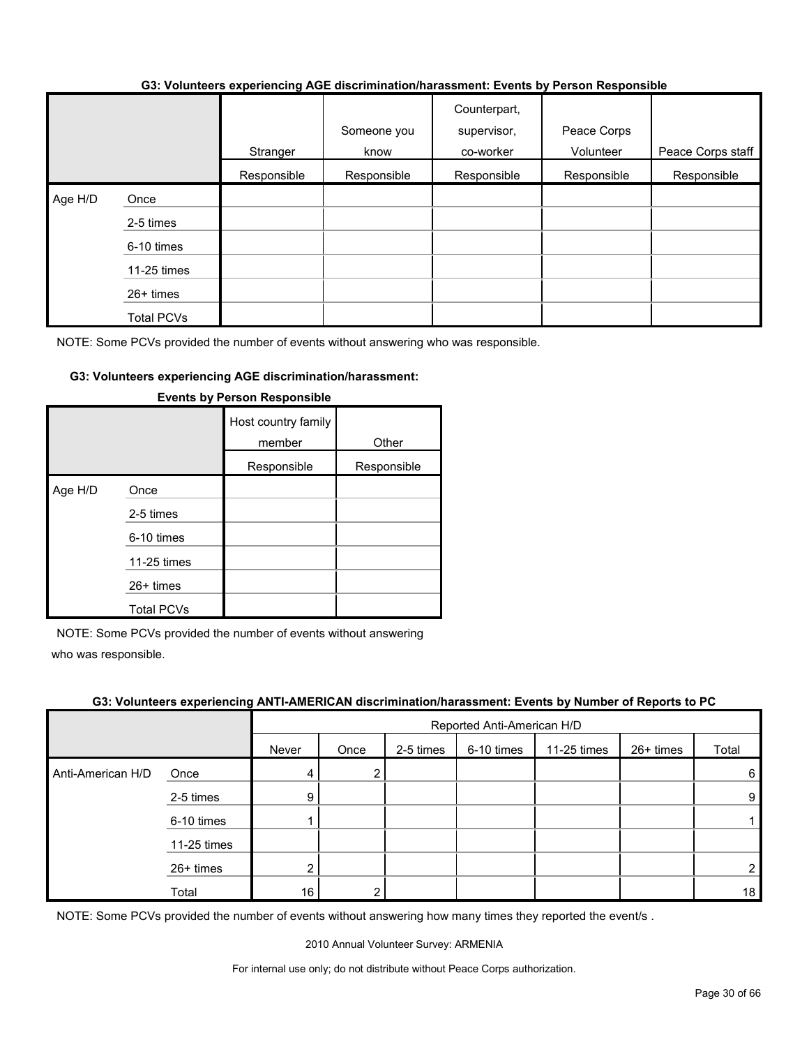**G3: Volunteers experiencing AGE discrimination/harassment: Events by Person Responsible**

| | | Stranger | Someone you know | Counterpart, supervisor, co-worker | Peace Corps Volunteer | Peace Corps staff |
|---|---|---|---|---|---|---|
| | | Responsible | Responsible | Responsible | Responsible | Responsible |
| Age H/D | Once | | | | | |
| | 2-5 times | | | | | |
| | 6-10 times | | | | | |
| | 11-25 times | | | | | |
| | 26+ times | | | | | |
| | Total PCVs | | | | | |

NOTE: Some PCVs provided the number of events without answering who was responsible.

**G3: Volunteers experiencing AGE discrimination/harassment: Events by Person Responsible**

| | | Host country family member | Other |
|---|---|---|---|
| | | Responsible | Responsible |
| Age H/D | Once | | |
| | 2-5 times | | |
| | 6-10 times | | |
| | 11-25 times | | |
| | 26+ times | | |
| | Total PCVs | | |

NOTE: Some PCVs provided the number of events without answering who was responsible.

**G3: Volunteers experiencing ANTI-AMERICAN discrimination/harassment: Events by Number of Reports to PC**

| | | Reported Anti-American H/D | | | | | | |
|---|---|---|---|---|---|---|---|---|
| | | Never | Once | 2-5 times | 6-10 times | 11-25 times | 26+ times | Total |
| Anti-American H/D | Once | 4 | 2 | | | | | 6 |
| | 2-5 times | 9 | | | | | | 9 |
| | 6-10 times | 1 | | | | | | 1 |
| | 11-25 times | | | | | | | |
| | 26+ times | 2 | | | | | | 2 |
| | Total | 16 | 2 | | | | | 18 |

NOTE: Some PCVs provided the number of events without answering how many times they reported the event/s .

2010 Annual Volunteer Survey: ARMENIA

For internal use only; do not distribute without Peace Corps authorization.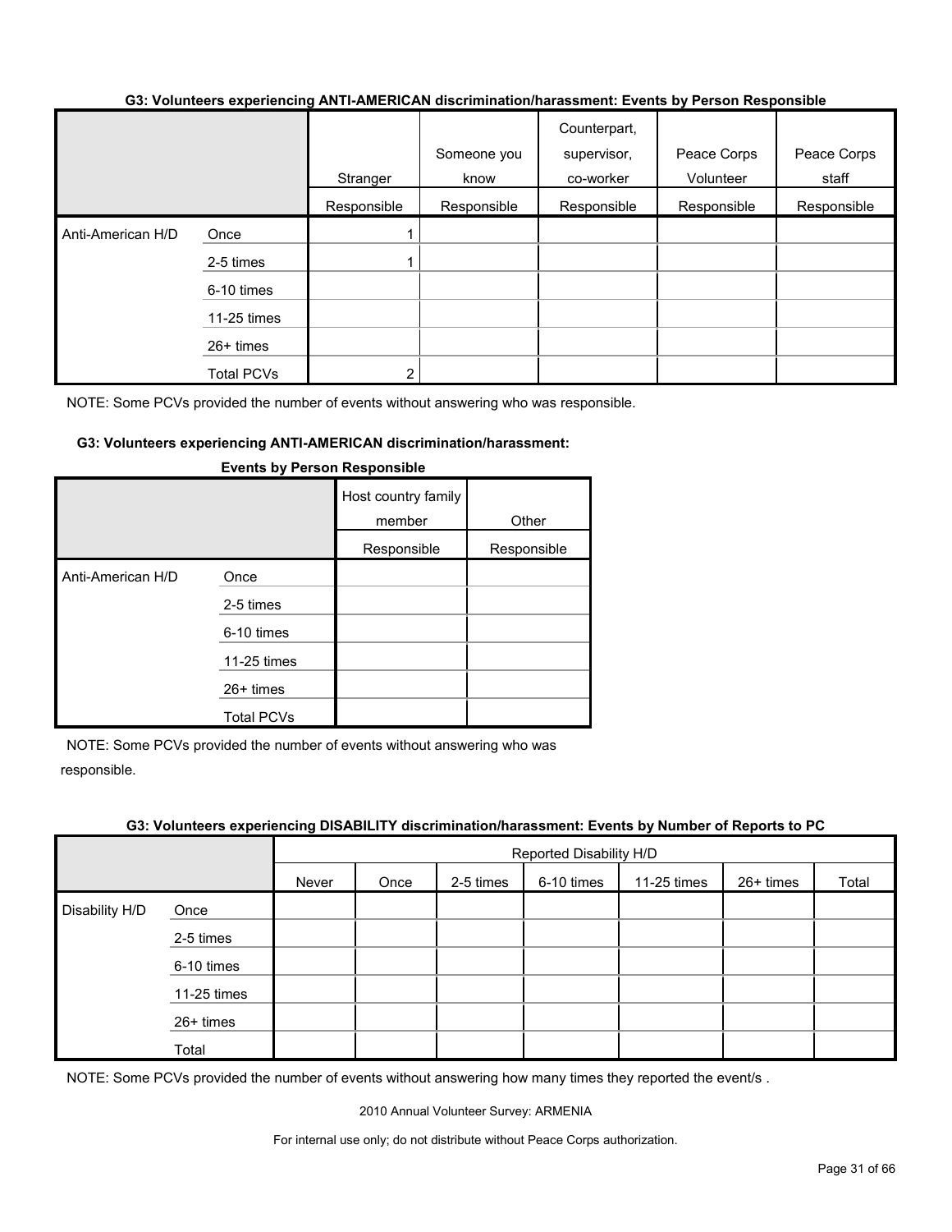**G3: Volunteers experiencing ANTI-AMERICAN discrimination/harassment: Events by Person Responsible**

| | | Stranger | Someone you know | Counterpart, supervisor, co-worker | Peace Corps Volunteer | Peace Corps staff |
|---|---|---|---|---|---|---|
| | | Responsible | Responsible | Responsible | Responsible | Responsible |
| Anti-American H/D | Once | 1 | | | | |
| | 2-5 times | 1 | | | | |
| | 6-10 times | | | | | |
| | 11-25 times | | | | | |
| | 26+ times | | | | | |
| | Total PCVs | 2 | | | | |

NOTE: Some PCVs provided the number of events without answering who was responsible.

**G3: Volunteers experiencing ANTI-AMERICAN discrimination/harassment: Events by Person Responsible**

| | | Host country family member | Other |
|---|---|---|---|
| | | Responsible | Responsible |
| Anti-American H/D | Once | | |
| | 2-5 times | | |
| | 6-10 times | | |
| | 11-25 times | | |
| | 26+ times | | |
| | Total PCVs | | |

NOTE: Some PCVs provided the number of events without answering who was responsible.

**G3: Volunteers experiencing DISABILITY discrimination/harassment: Events by Number of Reports to PC**

| | | Reported Disability H/D | | | | | | |
|---|---|---|---|---|---|---|---|---|
| | | Never | Once | 2-5 times | 6-10 times | 11-25 times | 26+ times | Total |
| Disability H/D | Once | | | | | | | |
| | 2-5 times | | | | | | | |
| | 6-10 times | | | | | | | |
| | 11-25 times | | | | | | | |
| | 26+ times | | | | | | | |
| | Total | | | | | | | |

NOTE: Some PCVs provided the number of events without answering how many times they reported the event/s .

2010 Annual Volunteer Survey: ARMENIA

For internal use only; do not distribute without Peace Corps authorization.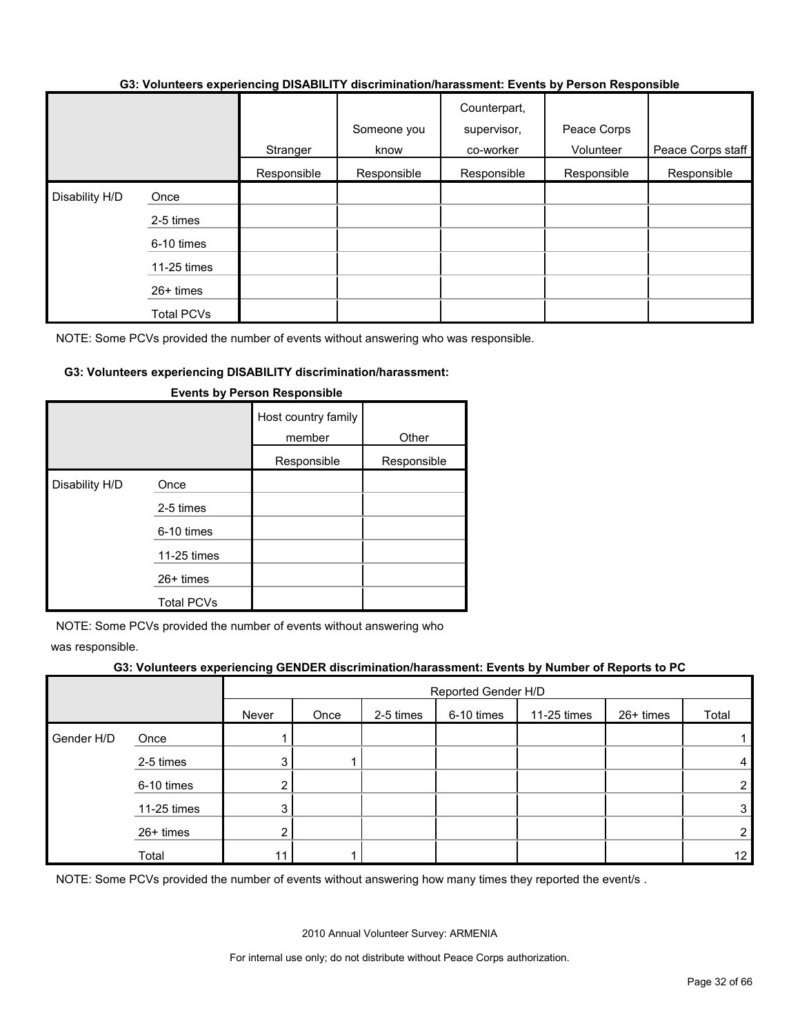**G3: Volunteers experiencing DISABILITY discrimination/harassment: Events by Person Responsible**

| | | Stranger | Someone you know | Counterpart, supervisor, co-worker | Peace Corps Volunteer | Peace Corps staff |
|---|---|---|---|---|---|---|
| | | Responsible | Responsible | Responsible | Responsible | Responsible |
| Disability H/D | Once | | | | | |
| | 2-5 times | | | | | |
| | 6-10 times | | | | | |
| | 11-25 times | | | | | |
| | 26+ times | | | | | |
| | Total PCVs | | | | | |

NOTE: Some PCVs provided the number of events without answering who was responsible.

**G3: Volunteers experiencing DISABILITY discrimination/harassment: Events by Person Responsible**

| | | Host country family member | Other |
|---|---|---|---|
| | | Responsible | Responsible |
| Disability H/D | Once | | |
| | 2-5 times | | |
| | 6-10 times | | |
| | 11-25 times | | |
| | 26+ times | | |
| | Total PCVs | | |

NOTE: Some PCVs provided the number of events without answering who was responsible.

**G3: Volunteers experiencing GENDER discrimination/harassment: Events by Number of Reports to PC**

| | | Reported Gender H/D | | | | | | |
|---|---|---|---|---|---|---|---|---|
| | | Never | Once | 2-5 times | 6-10 times | 11-25 times | 26+ times | Total |
| Gender H/D | Once | 1 | | | | | | 1 |
| | 2-5 times | 3 | 1 | | | | | 4 |
| | 6-10 times | 2 | | | | | | 2 |
| | 11-25 times | 3 | | | | | | 3 |
| | 26+ times | 2 | | | | | | 2 |
| | Total | 11 | 1 | | | | | 12 |

NOTE: Some PCVs provided the number of events without answering how many times they reported the event/s .

2010 Annual Volunteer Survey: ARMENIA

For internal use only; do not distribute without Peace Corps authorization.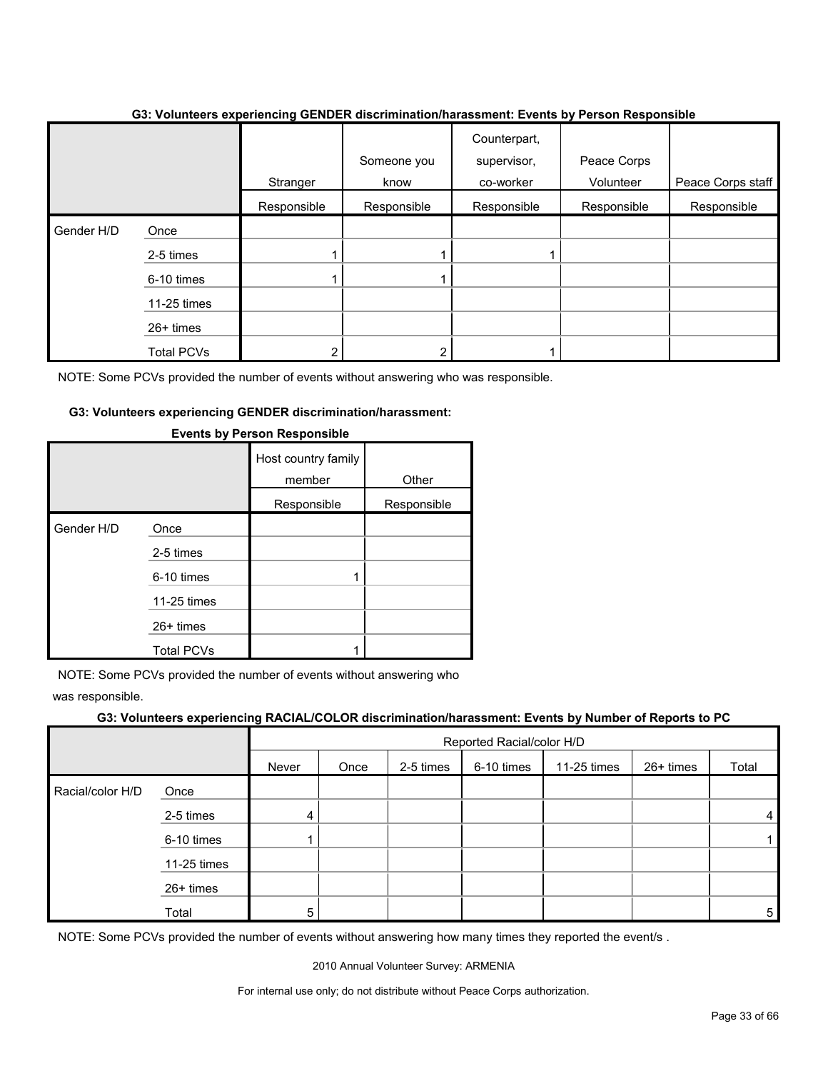**G3: Volunteers experiencing GENDER discrimination/harassment: Events by Person Responsible**

| | | Stranger | Someone you know | Counterpart, supervisor, co-worker | Peace Corps Volunteer | Peace Corps staff |
|---|---|---|---|---|---|---|
| | | Responsible | Responsible | Responsible | Responsible | Responsible |
| Gender H/D | Once | | | | | |
| | 2-5 times | 1 | 1 | 1 | | |
| | 6-10 times | 1 | 1 | | | |
| | 11-25 times | | | | | |
| | 26+ times | | | | | |
| | Total PCVs | 2 | 2 | 1 | | |

NOTE: Some PCVs provided the number of events without answering who was responsible.

**G3: Volunteers experiencing GENDER discrimination/harassment: Events by Person Responsible**

| | | Host country family member | Other |
|---|---|---|---|
| | | Responsible | Responsible |
| Gender H/D | Once | | |
| | 2-5 times | | |
| | 6-10 times | 1 | |
| | 11-25 times | | |
| | 26+ times | | |
| | Total PCVs | 1 | |

NOTE: Some PCVs provided the number of events without answering who was responsible.

**G3: Volunteers experiencing RACIAL/COLOR discrimination/harassment: Events by Number of Reports to PC**

| | | Reported Racial/color H/D | | | | | | |
|---|---|---|---|---|---|---|---|---|
| | | Never | Once | 2-5 times | 6-10 times | 11-25 times | 26+ times | Total |
| Racial/color H/D | Once | | | | | | | |
| | 2-5 times | 4 | | | | | | 4 |
| | 6-10 times | 1 | | | | | | 1 |
| | 11-25 times | | | | | | | |
| | 26+ times | | | | | | | |
| | Total | 5 | | | | | | 5 |

NOTE: Some PCVs provided the number of events without answering how many times they reported the event/s .

2010 Annual Volunteer Survey: ARMENIA

For internal use only; do not distribute without Peace Corps authorization.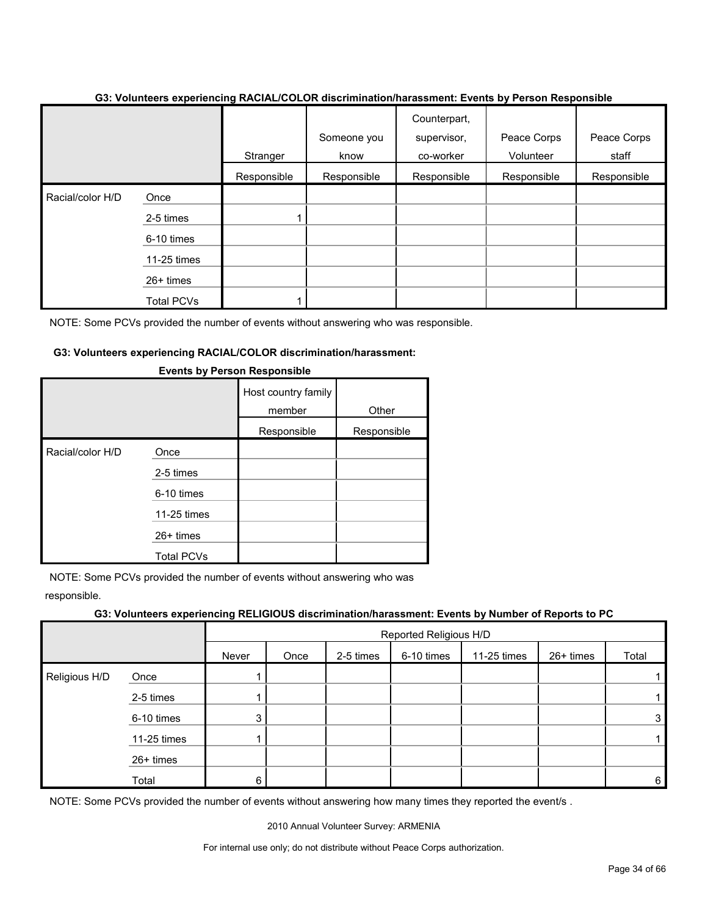**G3: Volunteers experiencing RACIAL/COLOR discrimination/harassment: Events by Person Responsible**

| | | Stranger | Someone you know | Counterpart, supervisor, co-worker | Peace Corps Volunteer | Peace Corps staff |
|---|---|---|---|---|---|---|
| | | Responsible | Responsible | Responsible | Responsible | Responsible |
| Racial/color H/D | Once | | | | | |
| | 2-5 times | 1 | | | | |
| | 6-10 times | | | | | |
| | 11-25 times | | | | | |
| | 26+ times | | | | | |
| | Total PCVs | 1 | | | | |

NOTE: Some PCVs provided the number of events without answering who was responsible.

**G3: Volunteers experiencing RACIAL/COLOR discrimination/harassment: Events by Person Responsible**

| | | Host country family member | Other |
|---|---|---|---|
| | | Responsible | Responsible |
| Racial/color H/D | Once | | |
| | 2-5 times | | |
| | 6-10 times | | |
| | 11-25 times | | |
| | 26+ times | | |
| | Total PCVs | | |

NOTE: Some PCVs provided the number of events without answering who was responsible.

**G3: Volunteers experiencing RELIGIOUS discrimination/harassment: Events by Number of Reports to PC**

| | | Reported Religious H/D | | | | | | |
|---|---|---|---|---|---|---|---|---|
| | | Never | Once | 2-5 times | 6-10 times | 11-25 times | 26+ times | Total |
| Religious H/D | Once | 1 | | | | | | 1 |
| | 2-5 times | 1 | | | | | | 1 |
| | 6-10 times | 3 | | | | | | 3 |
| | 11-25 times | 1 | | | | | | 1 |
| | 26+ times | | | | | | | |
| | Total | 6 | | | | | | 6 |

NOTE: Some PCVs provided the number of events without answering how many times they reported the event/s .

2010 Annual Volunteer Survey: ARMENIA

For internal use only; do not distribute without Peace Corps authorization.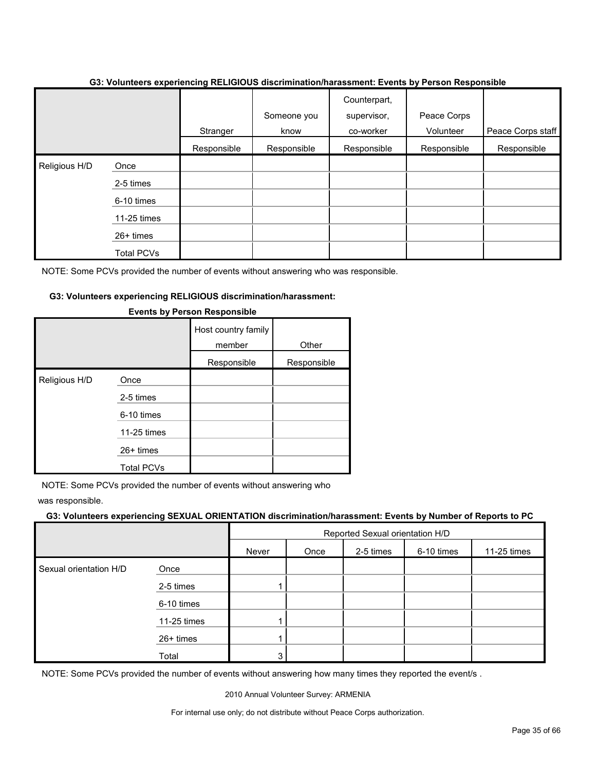**G3: Volunteers experiencing RELIGIOUS discrimination/harassment: Events by Person Responsible**

| | | Stranger | Someone you know | Counterpart, supervisor, co-worker | Peace Corps Volunteer | Peace Corps staff |
|---|---|---|---|---|---|---|
| | | Responsible | Responsible | Responsible | Responsible | Responsible |
| Religious H/D | Once | | | | | |
| | 2-5 times | | | | | |
| | 6-10 times | | | | | |
| | 11-25 times | | | | | |
| | 26+ times | | | | | |
| | Total PCVs | | | | | |

NOTE: Some PCVs provided the number of events without answering who was responsible.

**G3: Volunteers experiencing RELIGIOUS discrimination/harassment: Events by Person Responsible**

| | | Host country family member | Other |
|---|---|---|---|
| | | Responsible | Responsible |
| Religious H/D | Once | | |
| | 2-5 times | | |
| | 6-10 times | | |
| | 11-25 times | | |
| | 26+ times | | |
| | Total PCVs | | |

NOTE: Some PCVs provided the number of events without answering who was responsible.

**G3: Volunteers experiencing SEXUAL ORIENTATION discrimination/harassment: Events by Number of Reports to PC**

| | | Reported Sexual orientation H/D | | | | |
|---|---|---|---|---|---|---|
| | | Never | Once | 2-5 times | 6-10 times | 11-25 times |
| Sexual orientation H/D | Once | | | | | |
| | 2-5 times | 1 | | | | |
| | 6-10 times | | | | | |
| | 11-25 times | 1 | | | | |
| | 26+ times | 1 | | | | |
| | Total | 3 | | | | |

NOTE: Some PCVs provided the number of events without answering how many times they reported the event/s .

2010 Annual Volunteer Survey: ARMENIA

For internal use only; do not distribute without Peace Corps authorization.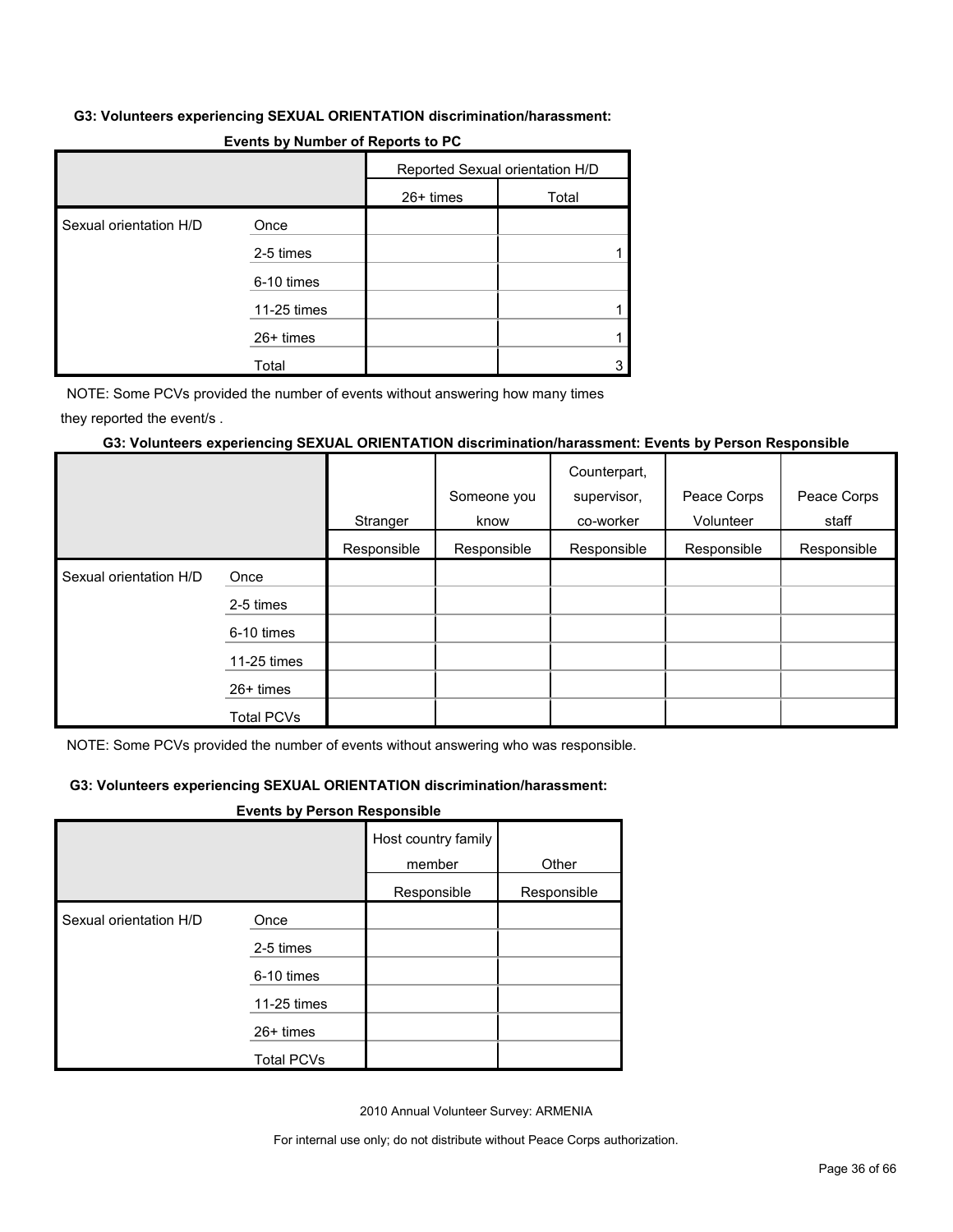**G3: Volunteers experiencing SEXUAL ORIENTATION discrimination/harassment:**

**Events by Number of Reports to PC**

| | | Reported Sexual orientation H/D | |
|---|---|---|---|
| | | 26+ times | Total |
| Sexual orientation H/D | Once | | |
| | 2-5 times | | 1 |
| | 6-10 times | | |
| | 11-25 times | | 1 |
| | 26+ times | | 1 |
| | Total | | 3 |

NOTE: Some PCVs provided the number of events without answering how many times they reported the event/s .

**G3: Volunteers experiencing SEXUAL ORIENTATION discrimination/harassment: Events by Person Responsible**

| | | Stranger | Someone you know | Counterpart, supervisor, co-worker | Peace Corps Volunteer | Peace Corps staff |
|---|---|---|---|---|---|---|
| | | Responsible | Responsible | Responsible | Responsible | Responsible |
| Sexual orientation H/D | Once | | | | | |
| | 2-5 times | | | | | |
| | 6-10 times | | | | | |
| | 11-25 times | | | | | |
| | 26+ times | | | | | |
| | Total PCVs | | | | | |

NOTE: Some PCVs provided the number of events without answering who was responsible.

**G3: Volunteers experiencing SEXUAL ORIENTATION discrimination/harassment:**

**Events by Person Responsible**

| | | Host country family member | Other |
|---|---|---|---|
| | | Responsible | Responsible |
| Sexual orientation H/D | Once | | |
| | 2-5 times | | |
| | 6-10 times | | |
| | 11-25 times | | |
| | 26+ times | | |
| | Total PCVs | | |

2010 Annual Volunteer Survey: ARMENIA

For internal use only; do not distribute without Peace Corps authorization.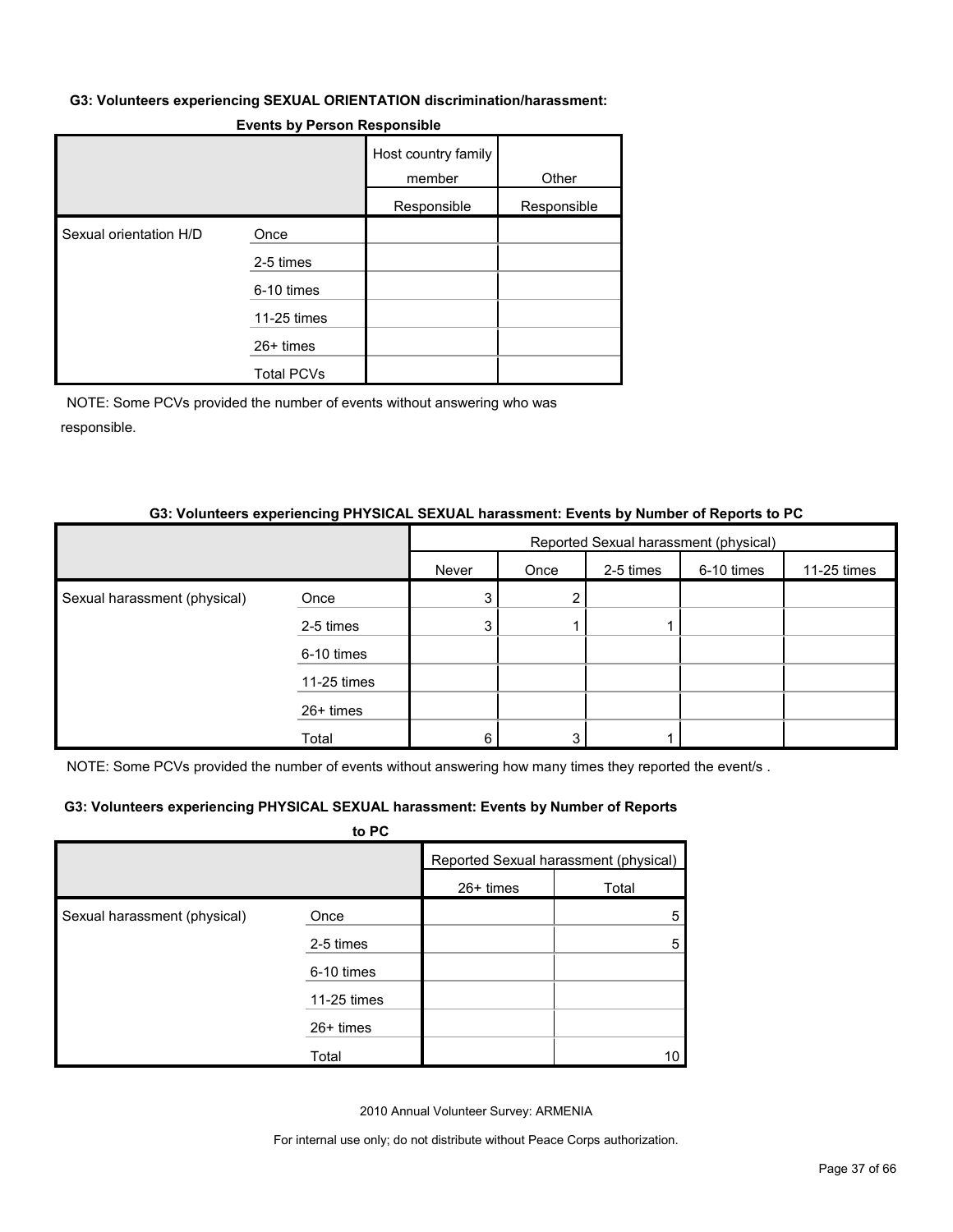**G3: Volunteers experiencing SEXUAL ORIENTATION discrimination/harassment: Events by Person Responsible**

| | | Host country family member | Other |
|---|---|---|---|
| | | Responsible | Responsible |
| Sexual orientation H/D | Once | | |
| | 2-5 times | | |
| | 6-10 times | | |
| | 11-25 times | | |
| | 26+ times | | |
| | Total PCVs | | |

NOTE: Some PCVs provided the number of events without answering who was responsible.

**G3: Volunteers experiencing PHYSICAL SEXUAL harassment: Events by Number of Reports to PC**

| | | Reported Sexual harassment (physical) | | | | | | |
|---|---|---|---|---|---|---|---|---|
| | | Never | Once | 2-5 times | 6-10 times | 11-25 times | 26+ times | Total |
| Sexual harassment (physical) | Once | 3 | 2 | | | | | 5 |
| | 2-5 times | 3 | 1 | 1 | | | | 5 |
| | 6-10 times | | | | | | | |
| | 11-25 times | | | | | | | |
| | 26+ times | | | | | | | |
| | Total | 6 | 3 | 1 | | | | 10 |

NOTE: Some PCVs provided the number of events without answering how many times they reported the event/s .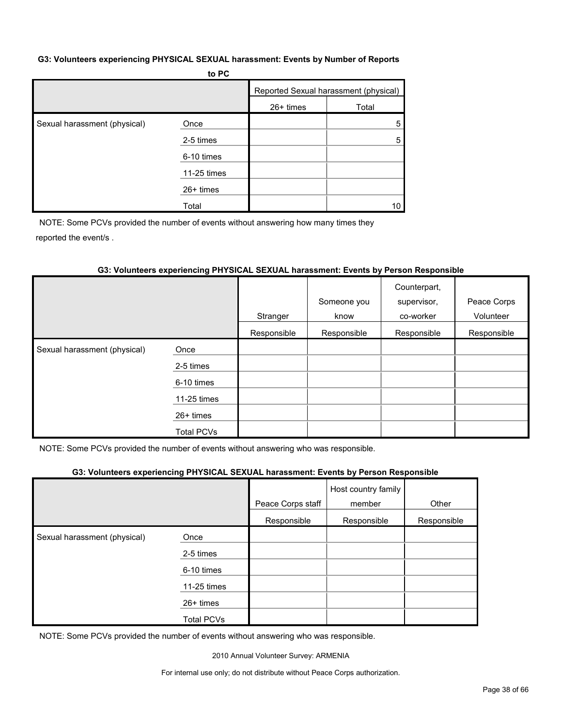**G3: Volunteers experiencing PHYSICAL SEXUAL harassment: Events by Number of Reports to PC**

| | | Reported Sexual harassment (physical) | |
|---|---|---|---|
| | | 26+ times | Total |
| Sexual harassment (physical) | Once | | 5 |
| | 2-5 times | | 5 |
| | 6-10 times | | |
| | 11-25 times | | |
| | 26+ times | | |
| | Total | | 10 |

NOTE: Some PCVs provided the number of events without answering how many times they reported the event/s .

**G3: Volunteers experiencing PHYSICAL SEXUAL harassment: Events by Person Responsible**

| | | Stranger | Someone you know | Counterpart, supervisor, co-worker | Peace Corps Volunteer |
|---|---|---|---|---|---|
| | | Responsible | Responsible | Responsible | Responsible |
| Sexual harassment (physical) | Once | | | | |
| | 2-5 times | | | | |
| | 6-10 times | | | | |
| | 11-25 times | | | | |
| | 26+ times | | | | |
| | Total PCVs | | | | |

NOTE: Some PCVs provided the number of events without answering who was responsible.

**G3: Volunteers experiencing PHYSICAL SEXUAL harassment: Events by Person Responsible**

| | | Peace Corps staff | Host country family member | Other |
|---|---|---|---|---|
| | | Responsible | Responsible | Responsible |
| Sexual harassment (physical) | Once | | | |
| | 2-5 times | | | |
| | 6-10 times | | | |
| | 11-25 times | | | |
| | 26+ times | | | |
| | Total PCVs | | | |

NOTE: Some PCVs provided the number of events without answering who was responsible.

2010 Annual Volunteer Survey: ARMENIA

For internal use only; do not distribute without Peace Corps authorization.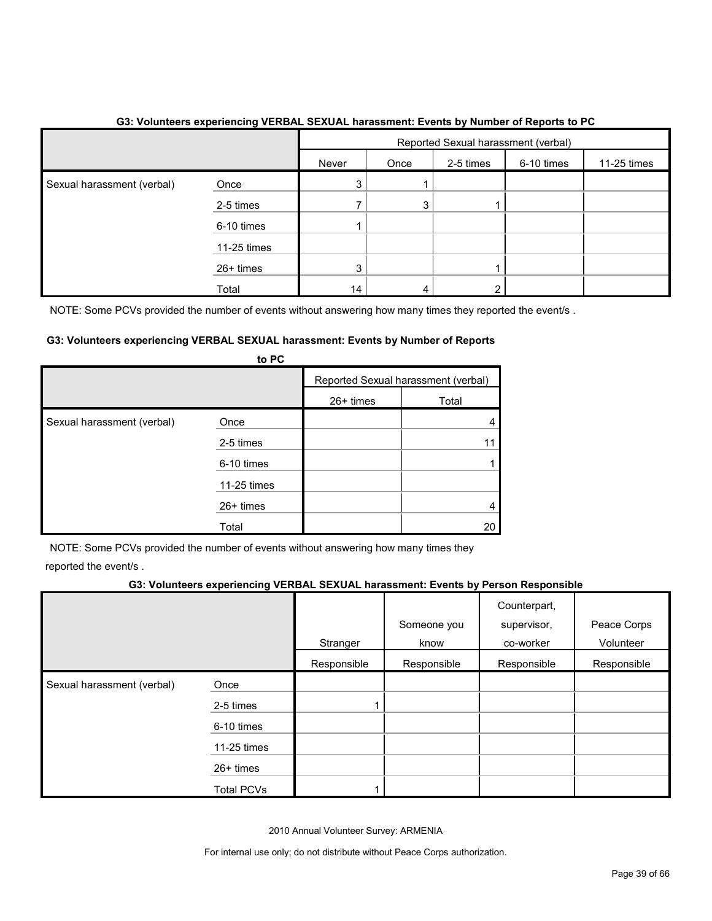**G3: Volunteers experiencing VERBAL SEXUAL harassment: Events by Number of Reports to PC**

| | | Reported Sexual harassment (verbal) | | | | |
|---|---|---|---|---|---|---|
| | | Never | Once | 2-5 times | 6-10 times | 11-25 times |
| Sexual harassment (verbal) | Once | 3 | 1 | | | |
| | 2-5 times | 7 | 3 | 1 | | |
| | 6-10 times | 1 | | | | |
| | 11-25 times | | | | | |
| | 26+ times | 3 | | 1 | | |
| | Total | 14 | 4 | 2 | | |

NOTE: Some PCVs provided the number of events without answering how many times they reported the event/s .

**G3: Volunteers experiencing VERBAL SEXUAL harassment: Events by Number of Reports to PC**

| | | Reported Sexual harassment (verbal) | |
|---|---|---|---|
| | | 26+ times | Total |
| Sexual harassment (verbal) | Once | | 4 |
| | 2-5 times | | 11 |
| | 6-10 times | | 1 |
| | 11-25 times | | |
| | 26+ times | | 4 |
| | Total | | 20 |

NOTE: Some PCVs provided the number of events without answering how many times they reported the event/s .

**G3: Volunteers experiencing VERBAL SEXUAL harassment: Events by Person Responsible**

| | | Stranger | Someone you know | Counterpart, supervisor, co-worker | Peace Corps Volunteer |
|---|---|---|---|---|---|
| | | Responsible | Responsible | Responsible | Responsible |
| Sexual harassment (verbal) | Once | | | | |
| | 2-5 times | 1 | | | |
| | 6-10 times | | | | |
| | 11-25 times | | | | |
| | 26+ times | | | | |
| | Total PCVs | 1 | | | |

2010 Annual Volunteer Survey: ARMENIA

For internal use only; do not distribute without Peace Corps authorization.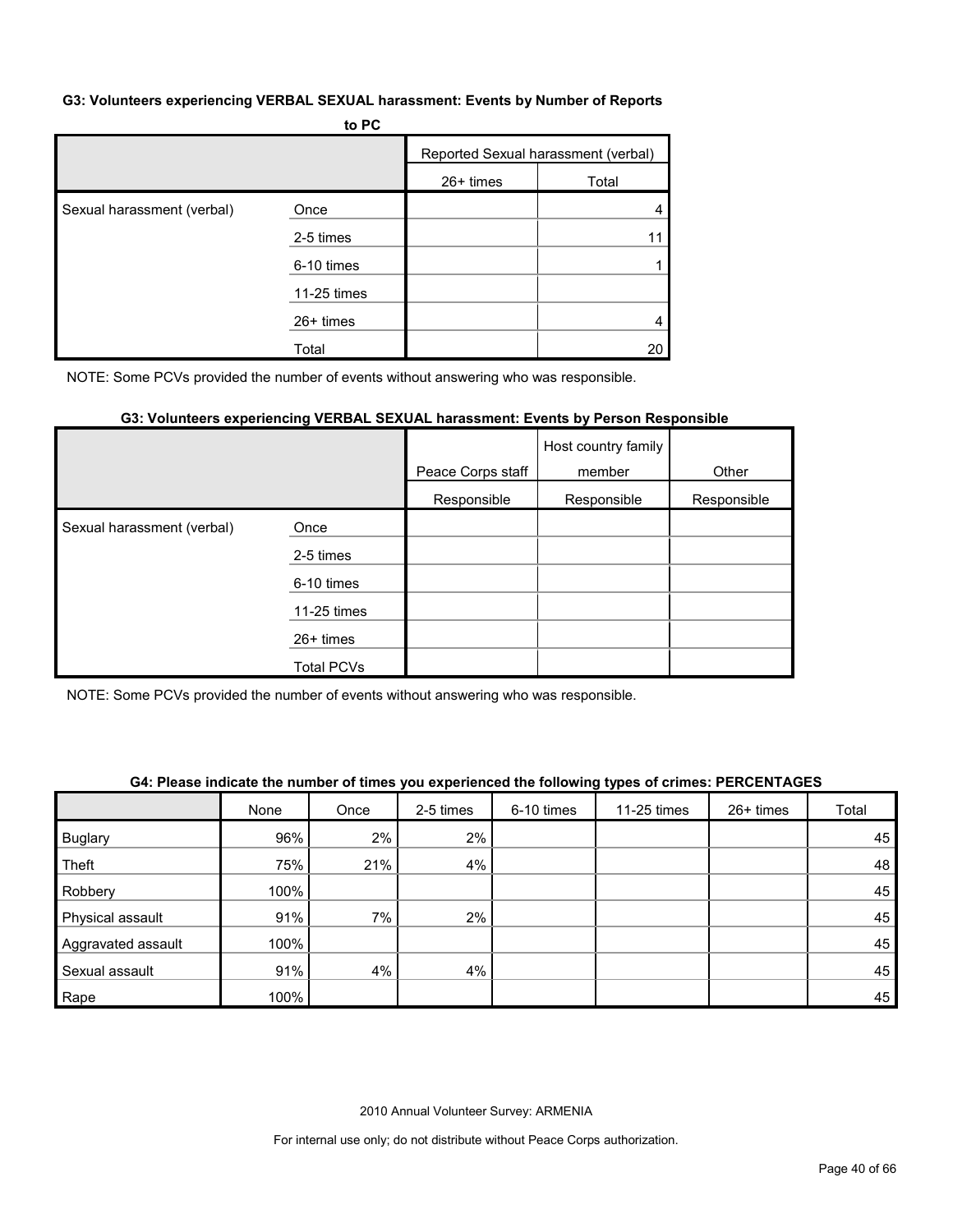### G3: Volunteers experiencing VERBAL SEXUAL harassment: Events by Number of Reports to PC

| | | Reported Sexual harassment (verbal) | |
|---|---|---|---|
| | | 26+ times | Total |
| Sexual harassment (verbal) | Once | | 4 |
| | 2-5 times | | 11 |
| | 6-10 times | | 1 |
| | 11-25 times | | |
| | 26+ times | | 4 |
| | Total | | 20 |

NOTE: Some PCVs provided the number of events without answering who was responsible.

### G3: Volunteers experiencing VERBAL SEXUAL harassment: Events by Person Responsible

| | | Peace Corps staff | Host country family member | Other |
|---|---|---|---|---|
| | | Responsible | Responsible | Responsible |
| Sexual harassment (verbal) | Once | | | |
| | 2-5 times | | | |
| | 6-10 times | | | |
| | 11-25 times | | | |
| | 26+ times | | | |
| | Total PCVs | | | |

NOTE: Some PCVs provided the number of events without answering who was responsible.

### G4: Please indicate the number of times you experienced the following types of crimes: PERCENTAGES

| | None | Once | 2-5 times | 6-10 times | 11-25 times | 26+ times | Total |
|---|---|---|---|---|---|---|---|
| Buglary | 96% | 2% | 2% | | | | 45 |
| Theft | 75% | 21% | 4% | | | | 48 |
| Robbery | 100% | | | | | | 45 |
| Physical assault | 91% | 7% | 2% | | | | 45 |
| Aggravated assault | 100% | | | | | | 45 |
| Sexual assault | 91% | 4% | 4% | | | | 45 |
| Rape | 100% | | | | | | 45 |

2010 Annual Volunteer Survey: ARMENIA

For internal use only; do not distribute without Peace Corps authorization.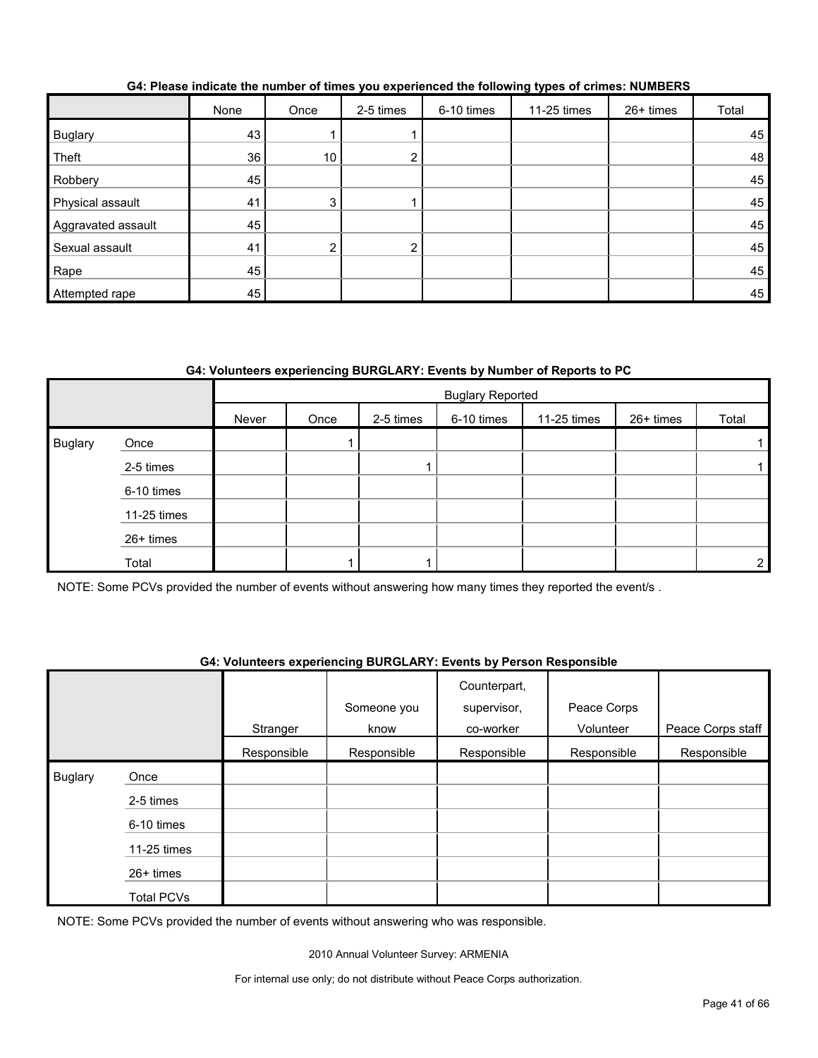**G4: Please indicate the number of times you experienced the following types of crimes: NUMBERS**

| | None | Once | 2-5 times | 6-10 times | 11-25 times | 26+ times | Total |
|---|---|---|---|---|---|---|---|
| Buglary | 43 | 1 | 1 | | | | 45 |
| Theft | 36 | 10 | 2 | | | | 48 |
| Robbery | 45 | | | | | | 45 |
| Physical assault | 41 | 3 | 1 | | | | 45 |
| Aggravated assault | 45 | | | | | | 45 |
| Sexual assault | 41 | 2 | 2 | | | | 45 |
| Rape | 45 | | | | | | 45 |
| Attempted rape | 45 | | | | | | 45 |

**G4: Volunteers experiencing BURGLARY: Events by Number of Reports to PC**

| | | Buglary Reported | | | | | | |
|---|---|---|---|---|---|---|---|---|
| | | Never | Once | 2-5 times | 6-10 times | 11-25 times | 26+ times | Total |
| Buglary | Once | | 1 | | | | | 1 |
| | 2-5 times | | | 1 | | | | 1 |
| | 6-10 times | | | | | | | |
| | 11-25 times | | | | | | | |
| | 26+ times | | | | | | | |
| | Total | | 1 | 1 | | | | 2 |

NOTE: Some PCVs provided the number of events without answering how many times they reported the event/s .

**G4: Volunteers experiencing BURGLARY: Events by Person Responsible**

| | | Stranger | Someone you know | Counterpart, supervisor, co-worker | Peace Corps Volunteer | Peace Corps staff |
|---|---|---|---|---|---|---|
| | | Responsible | Responsible | Responsible | Responsible | Responsible |
| Buglary | Once | | | | | |
| | 2-5 times | | | | | |
| | 6-10 times | | | | | |
| | 11-25 times | | | | | |
| | 26+ times | | | | | |
| | Total PCVs | | | | | |

NOTE: Some PCVs provided the number of events without answering who was responsible.

2010 Annual Volunteer Survey: ARMENIA

For internal use only; do not distribute without Peace Corps authorization.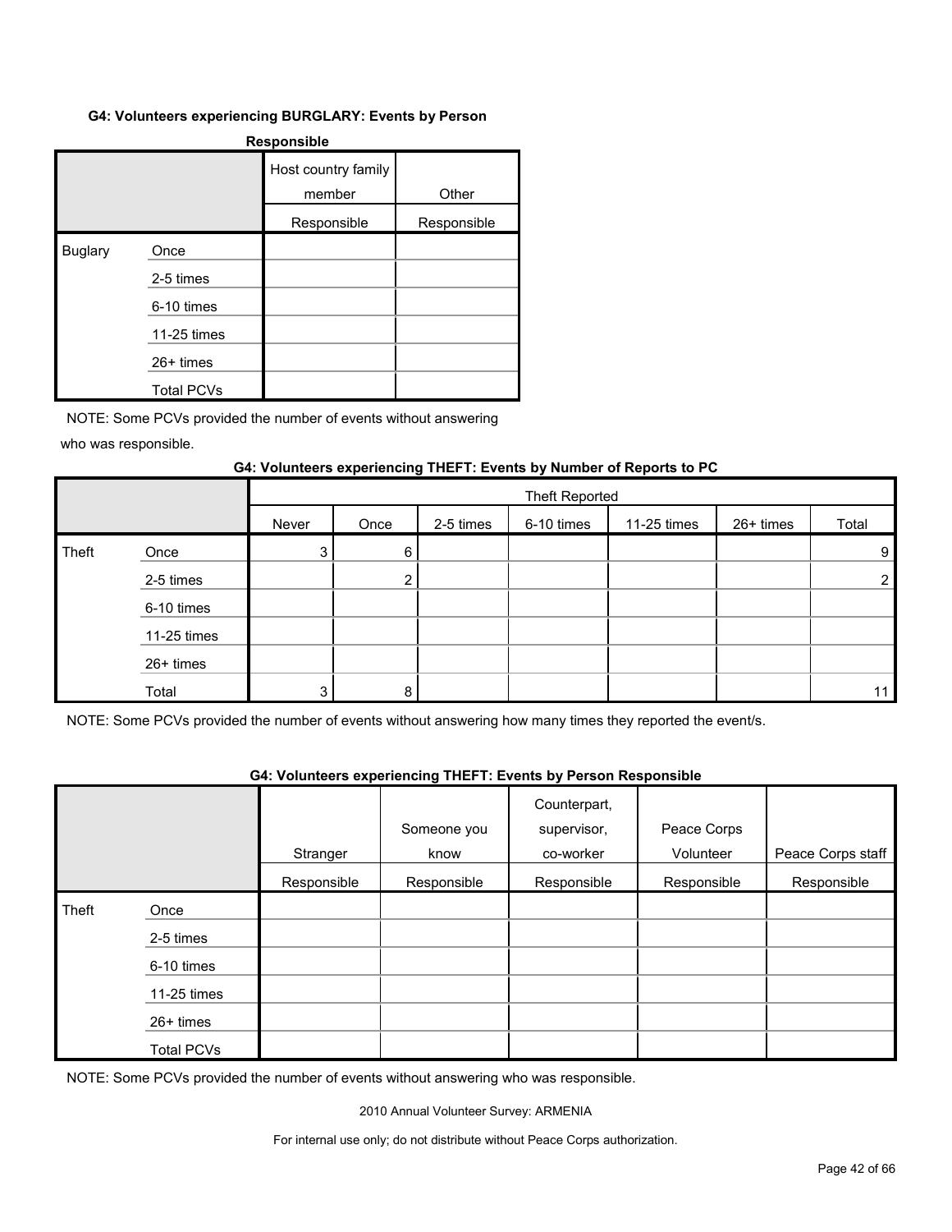#### G4: Volunteers experiencing BURGLARY: Events by Person Responsible

| | | Host country family member | Other |
|---|---|---|---|
| | | Responsible | Responsible |
| Buglary | Once | | |
| | 2-5 times | | |
| | 6-10 times | | |
| | 11-25 times | | |
| | 26+ times | | |
| | Total PCVs | | |

NOTE: Some PCVs provided the number of events without answering who was responsible.

#### G4: Volunteers experiencing THEFT: Events by Number of Reports to PC

| | | Theft Reported | | | | | | |
|---|---|---|---|---|---|---|---|---|
| | | Never | Once | 2-5 times | 6-10 times | 11-25 times | 26+ times | Total |
| Theft | Once | 3 | 6 | | | | | 9 |
| | 2-5 times | | 2 | | | | | 2 |
| | 6-10 times | | | | | | | |
| | 11-25 times | | | | | | | |
| | 26+ times | | | | | | | |
| | Total | 3 | 8 | | | | | 11 |

NOTE: Some PCVs provided the number of events without answering how many times they reported the event/s.

#### G4: Volunteers experiencing THEFT: Events by Person Responsible

| | | Stranger | Someone you know | Counterpart, supervisor, co-worker | Peace Corps Volunteer | Peace Corps staff |
|---|---|---|---|---|---|---|
| | | Responsible | Responsible | Responsible | Responsible | Responsible |
| Theft | Once | | | | | |
| | 2-5 times | | | | | |
| | 6-10 times | | | | | |
| | 11-25 times | | | | | |
| | 26+ times | | | | | |
| | Total PCVs | | | | | |

NOTE: Some PCVs provided the number of events without answering who was responsible.

2010 Annual Volunteer Survey: ARMENIA

For internal use only; do not distribute without Peace Corps authorization.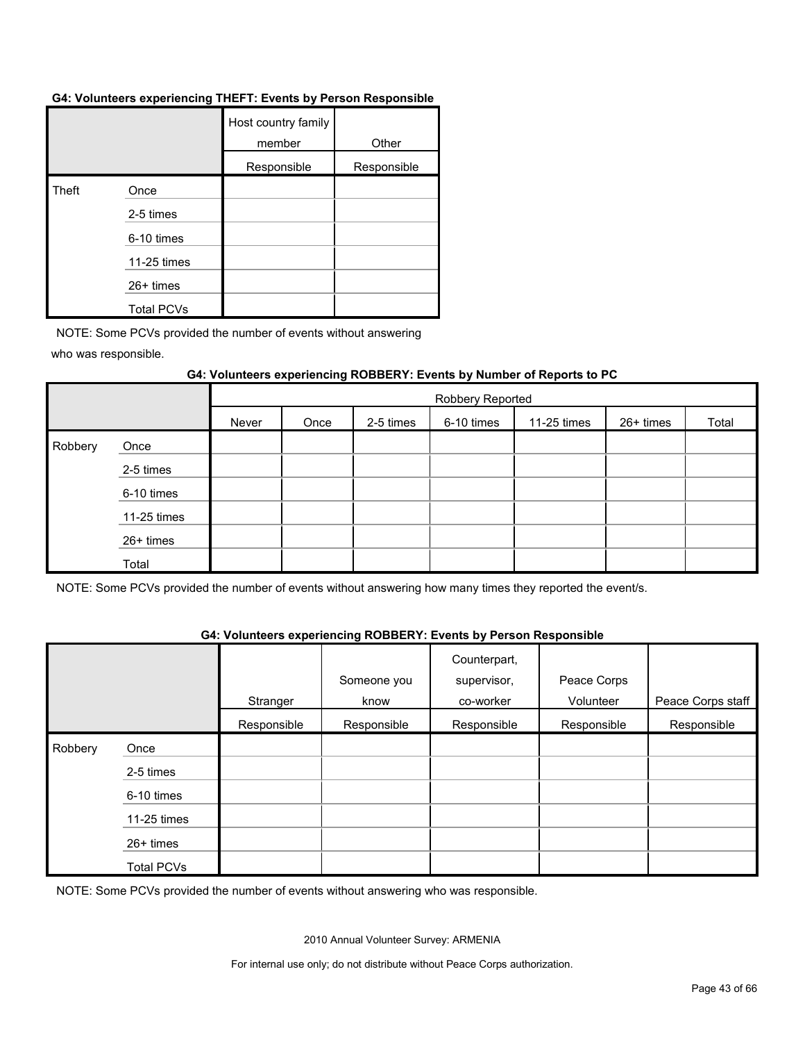**G4: Volunteers experiencing THEFT: Events by Person Responsible**

| | | Host country family member | Other |
|---|---|---|---|
| | | Responsible | Responsible |
| Theft | Once | | |
| | 2-5 times | | |
| | 6-10 times | | |
| | 11-25 times | | |
| | 26+ times | | |
| | Total PCVs | | |

NOTE: Some PCVs provided the number of events without answering who was responsible.

**G4: Volunteers experiencing ROBBERY: Events by Number of Reports to PC**

| | | Robbery Reported | | | | | | |
|---|---|---|---|---|---|---|---|---|
| | | Never | Once | 2-5 times | 6-10 times | 11-25 times | 26+ times | Total |
| Robbery | Once | | | | | | | |
| | 2-5 times | | | | | | | |
| | 6-10 times | | | | | | | |
| | 11-25 times | | | | | | | |
| | 26+ times | | | | | | | |
| | Total | | | | | | | |

NOTE: Some PCVs provided the number of events without answering how many times they reported the event/s.

**G4: Volunteers experiencing ROBBERY: Events by Person Responsible**

| | | Stranger | Someone you know | Counterpart, supervisor, co-worker | Peace Corps Volunteer | Peace Corps staff |
|---|---|---|---|---|---|---|
| | | Responsible | Responsible | Responsible | Responsible | Responsible |
| Robbery | Once | | | | | |
| | 2-5 times | | | | | |
| | 6-10 times | | | | | |
| | 11-25 times | | | | | |
| | 26+ times | | | | | |
| | Total PCVs | | | | | |

NOTE: Some PCVs provided the number of events without answering who was responsible.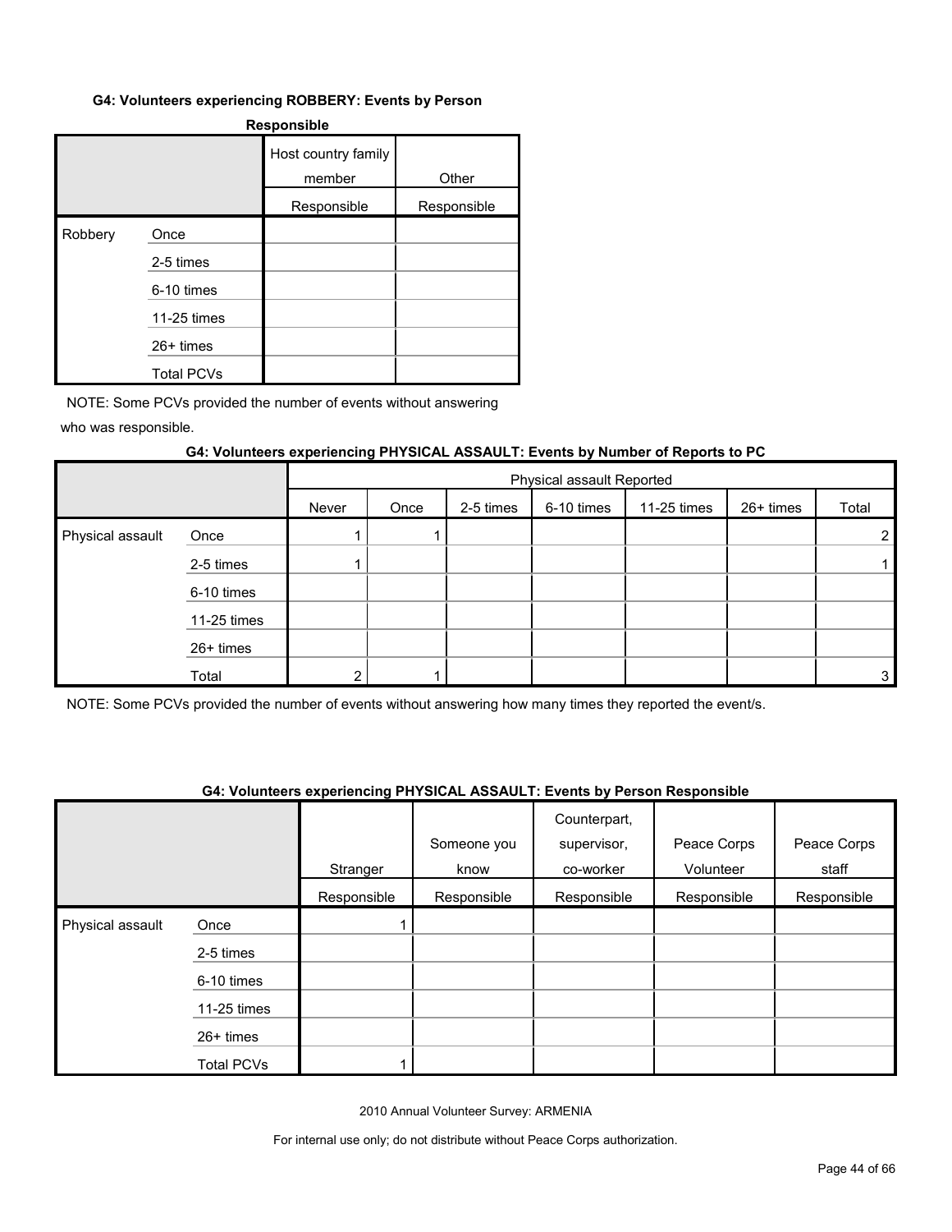#### G4: Volunteers experiencing ROBBERY: Events by Person Responsible

| | | Host country family member | Other |
|---|---|---|---|
| | | Responsible | Responsible |
| Robbery | Once | | |
| | 2-5 times | | |
| | 6-10 times | | |
| | 11-25 times | | |
| | 26+ times | | |
| | Total PCVs | | |

NOTE: Some PCVs provided the number of events without answering who was responsible.

#### G4: Volunteers experiencing PHYSICAL ASSAULT: Events by Number of Reports to PC

| | | Physical assault Reported | | | | | | |
|---|---|---|---|---|---|---|---|---|
| | | Never | Once | 2-5 times | 6-10 times | 11-25 times | 26+ times | Total |
| Physical assault | Once | 1 | 1 | | | | | 2 |
| | 2-5 times | 1 | | | | | | 1 |
| | 6-10 times | | | | | | | |
| | 11-25 times | | | | | | | |
| | 26+ times | | | | | | | |
| | Total | 2 | 1 | | | | | 3 |

NOTE: Some PCVs provided the number of events without answering how many times they reported the event/s.

#### G4: Volunteers experiencing PHYSICAL ASSAULT: Events by Person Responsible

| | | Stranger | Someone you know | Counterpart, supervisor, co-worker | Peace Corps Volunteer | Peace Corps staff |
|---|---|---|---|---|---|---|
| | | Responsible | Responsible | Responsible | Responsible | Responsible |
| Physical assault | Once | 1 | | | | |
| | 2-5 times | | | | | |
| | 6-10 times | | | | | |
| | 11-25 times | | | | | |
| | 26+ times | | | | | |
| | Total PCVs | 1 | | | | |

2010 Annual Volunteer Survey: ARMENIA

For internal use only; do not distribute without Peace Corps authorization.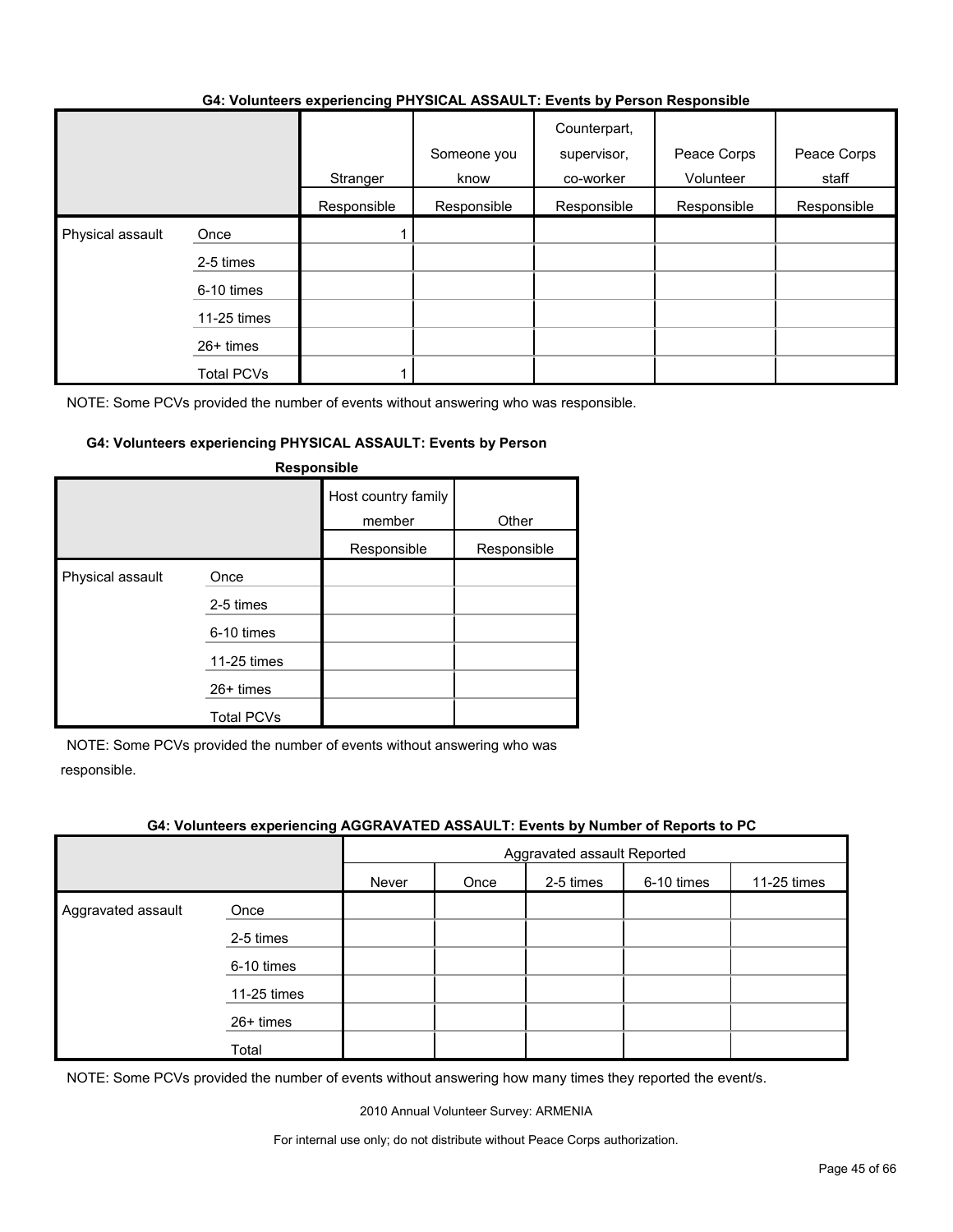#### G4: Volunteers experiencing PHYSICAL ASSAULT: Events by Person Responsible

| | | Stranger | Someone you know | Counterpart, supervisor, co-worker | Peace Corps Volunteer | Peace Corps staff |
|---|---|---|---|---|---|---|
| | | Responsible | Responsible | Responsible | Responsible | Responsible |
| Physical assault | Once | 1 | | | | |
| | 2-5 times | | | | | |
| | 6-10 times | | | | | |
| | 11-25 times | | | | | |
| | 26+ times | | | | | |
| | Total PCVs | 1 | | | | |

NOTE: Some PCVs provided the number of events without answering who was responsible.

#### G4: Volunteers experiencing PHYSICAL ASSAULT: Events by Person Responsible

| | | Host country family member | Other |
|---|---|---|---|
| | | Responsible | Responsible |
| Physical assault | Once | | |
| | 2-5 times | | |
| | 6-10 times | | |
| | 11-25 times | | |
| | 26+ times | | |
| | Total PCVs | | |

NOTE: Some PCVs provided the number of events without answering who was responsible.

#### G4: Volunteers experiencing AGGRAVATED ASSAULT: Events by Number of Reports to PC

| | | Aggravated assault Reported | | | | |
|---|---|---|---|---|---|---|
| | | Never | Once | 2-5 times | 6-10 times | 11-25 times |
| Aggravated assault | Once | | | | | |
| | 2-5 times | | | | | |
| | 6-10 times | | | | | |
| | 11-25 times | | | | | |
| | 26+ times | | | | | |
| | Total | | | | | |

NOTE: Some PCVs provided the number of events without answering how many times they reported the event/s.

2010 Annual Volunteer Survey: ARMENIA

For internal use only; do not distribute without Peace Corps authorization.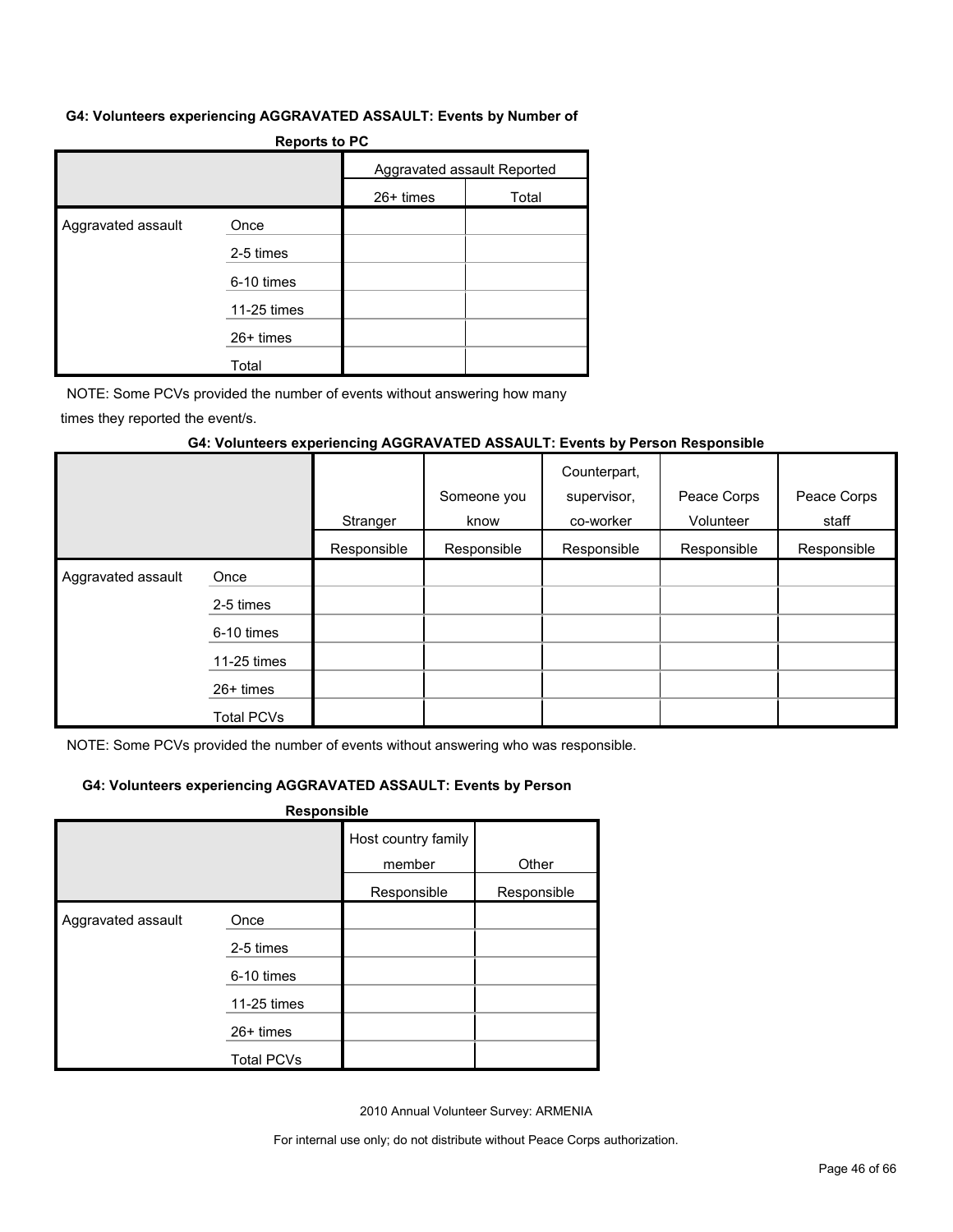#### G4: Volunteers experiencing AGGRAVATED ASSAULT: Events by Number of Reports to PC

| | | Aggravated assault Reported | |
|---|---|---|---|
| | | 26+ times | Total |
| Aggravated assault | Once | | |
| | 2-5 times | | |
| | 6-10 times | | |
| | 11-25 times | | |
| | 26+ times | | |
| | Total | | |

NOTE: Some PCVs provided the number of events without answering how many times they reported the event/s.

#### G4: Volunteers experiencing AGGRAVATED ASSAULT: Events by Person Responsible

| | | Stranger | Someone you know | Counterpart, supervisor, co-worker | Peace Corps Volunteer | Peace Corps staff |
|---|---|---|---|---|---|---|
| | | Responsible | Responsible | Responsible | Responsible | Responsible |
| Aggravated assault | Once | | | | | |
| | 2-5 times | | | | | |
| | 6-10 times | | | | | |
| | 11-25 times | | | | | |
| | 26+ times | | | | | |
| | Total PCVs | | | | | |

NOTE: Some PCVs provided the number of events without answering who was responsible.

#### G4: Volunteers experiencing AGGRAVATED ASSAULT: Events by Person Responsible

| | | Host country family member | Other |
|---|---|---|---|
| | | Responsible | Responsible |
| Aggravated assault | Once | | |
| | 2-5 times | | |
| | 6-10 times | | |
| | 11-25 times | | |
| | 26+ times | | |
| | Total PCVs | | |

2010 Annual Volunteer Survey: ARMENIA

For internal use only; do not distribute without Peace Corps authorization.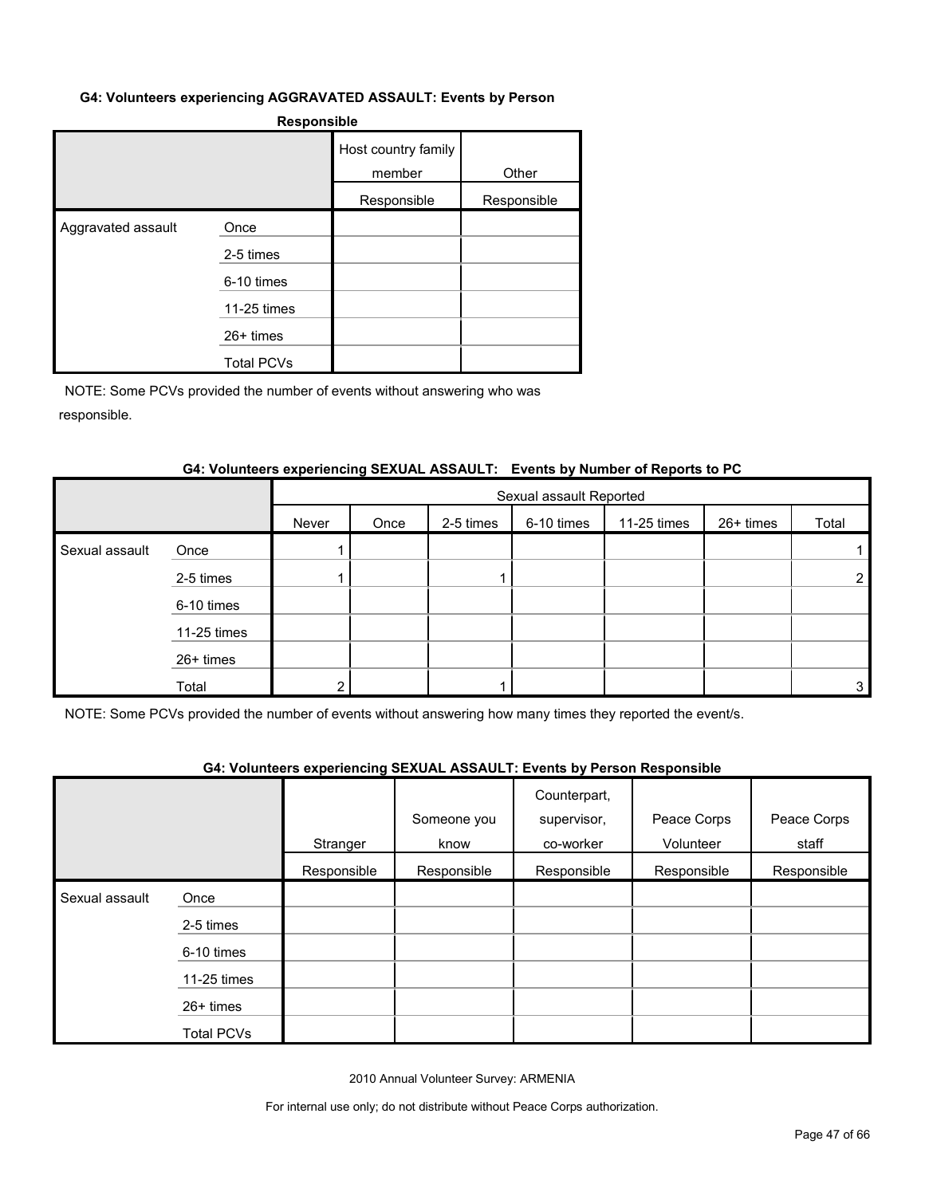#### G4: Volunteers experiencing AGGRAVATED ASSAULT: Events by Person Responsible

| | | Host country family member | Other |
|---|---|---|---|
| | | Responsible | Responsible |
| Aggravated assault | Once | | |
| | 2-5 times | | |
| | 6-10 times | | |
| | 11-25 times | | |
| | 26+ times | | |
| | Total PCVs | | |

NOTE: Some PCVs provided the number of events without answering who was responsible.

#### G4: Volunteers experiencing SEXUAL ASSAULT: Events by Number of Reports to PC

| | | Sexual assault Reported | | | | | | |
|---|---|---|---|---|---|---|---|---|
| | | Never | Once | 2-5 times | 6-10 times | 11-25 times | 26+ times | Total |
| Sexual assault | Once | 1 | | | | | | 1 |
| | 2-5 times | 1 | | 1 | | | | 2 |
| | 6-10 times | | | | | | | |
| | 11-25 times | | | | | | | |
| | 26+ times | | | | | | | |
| | Total | 2 | | 1 | | | | 3 |

NOTE: Some PCVs provided the number of events without answering how many times they reported the event/s.

#### G4: Volunteers experiencing SEXUAL ASSAULT: Events by Person Responsible

| | | Stranger | Someone you know | Counterpart, supervisor, co-worker | Peace Corps Volunteer | Peace Corps staff |
|---|---|---|---|---|---|---|
| | | Responsible | Responsible | Responsible | Responsible | Responsible |
| Sexual assault | Once | | | | | |
| | 2-5 times | | | | | |
| | 6-10 times | | | | | |
| | 11-25 times | | | | | |
| | 26+ times | | | | | |
| | Total PCVs | | | | | |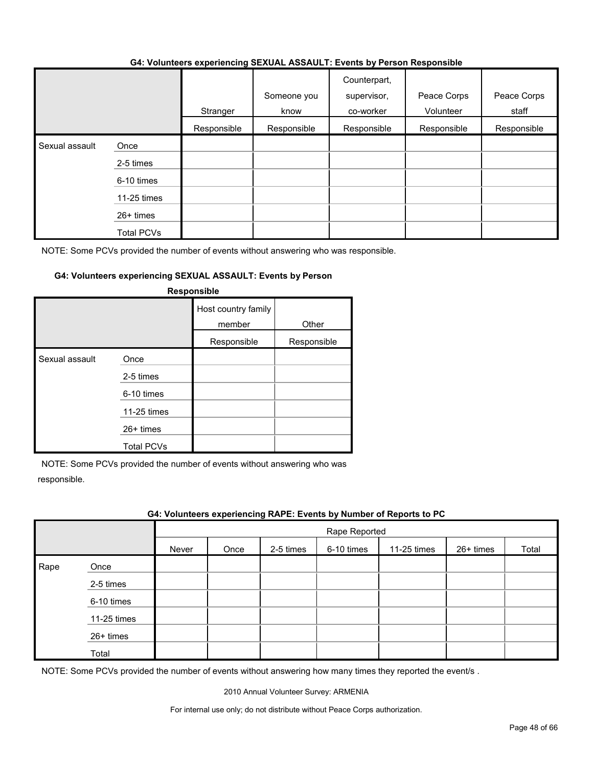### G4: Volunteers experiencing SEXUAL ASSAULT: Events by Person Responsible

| | | Stranger | Someone you know | Counterpart, supervisor, co-worker | Peace Corps Volunteer | Peace Corps staff |
|---|---|---|---|---|---|---|
| | | Responsible | Responsible | Responsible | Responsible | Responsible |
| Sexual assault | Once | | | | | |
| | 2-5 times | | | | | |
| | 6-10 times | | | | | |
| | 11-25 times | | | | | |
| | 26+ times | | | | | |
| | Total PCVs | | | | | |

NOTE: Some PCVs provided the number of events without answering who was responsible.

### G4: Volunteers experiencing SEXUAL ASSAULT: Events by Person Responsible

| | | Host country family member | Other |
|---|---|---|---|
| | | Responsible | Responsible |
| Sexual assault | Once | | |
| | 2-5 times | | |
| | 6-10 times | | |
| | 11-25 times | | |
| | 26+ times | | |
| | Total PCVs | | |

NOTE: Some PCVs provided the number of events without answering who was responsible.

### G4: Volunteers experiencing RAPE: Events by Number of Reports to PC

| | | Rape Reported | | | | | | |
|---|---|---|---|---|---|---|---|---|
| | | Never | Once | 2-5 times | 6-10 times | 11-25 times | 26+ times | Total |
| Rape | Once | | | | | | | |
| | 2-5 times | | | | | | | |
| | 6-10 times | | | | | | | |
| | 11-25 times | | | | | | | |
| | 26+ times | | | | | | | |
| | Total | | | | | | | |

NOTE: Some PCVs provided the number of events without answering how many times they reported the event/s .

2010 Annual Volunteer Survey: ARMENIA

For internal use only; do not distribute without Peace Corps authorization.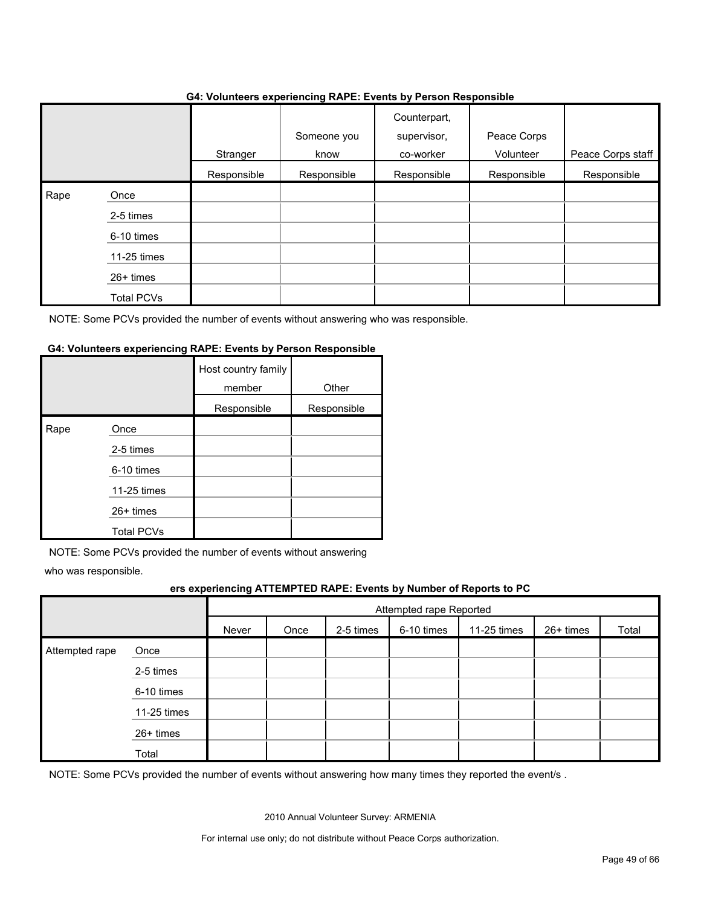**G4: Volunteers experiencing RAPE: Events by Person Responsible**

| | | Stranger Responsible | Someone you know Responsible | Counterpart, supervisor, co-worker Responsible | Peace Corps Volunteer Responsible | Peace Corps staff Responsible |
|---|---|---|---|---|---|---|
| Rape | Once | | | | | |
| | 2-5 times | | | | | |
| | 6-10 times | | | | | |
| | 11-25 times | | | | | |
| | 26+ times | | | | | |
| | Total PCVs | | | | | |

NOTE: Some PCVs provided the number of events without answering who was responsible.

**G4: Volunteers experiencing RAPE: Events by Person Responsible**

| | | Host country family member Responsible | Other Responsible |
|---|---|---|---|
| Rape | Once | | |
| | 2-5 times | | |
| | 6-10 times | | |
| | 11-25 times | | |
| | 26+ times | | |
| | Total PCVs | | |

NOTE: Some PCVs provided the number of events without answering who was responsible.

**ers experiencing ATTEMPTED RAPE: Events by Number of Reports to PC**

| | | Attempted rape Reported | | | | | | |
|---|---|---|---|---|---|---|---|---|
| | | Never | Once | 2-5 times | 6-10 times | 11-25 times | 26+ times | Total |
| Attempted rape | Once | | | | | | | |
| | 2-5 times | | | | | | | |
| | 6-10 times | | | | | | | |
| | 11-25 times | | | | | | | |
| | 26+ times | | | | | | | |
| | Total | | | | | | | |

NOTE: Some PCVs provided the number of events without answering how many times they reported the event/s .

2010 Annual Volunteer Survey: ARMENIA

For internal use only; do not distribute without Peace Corps authorization.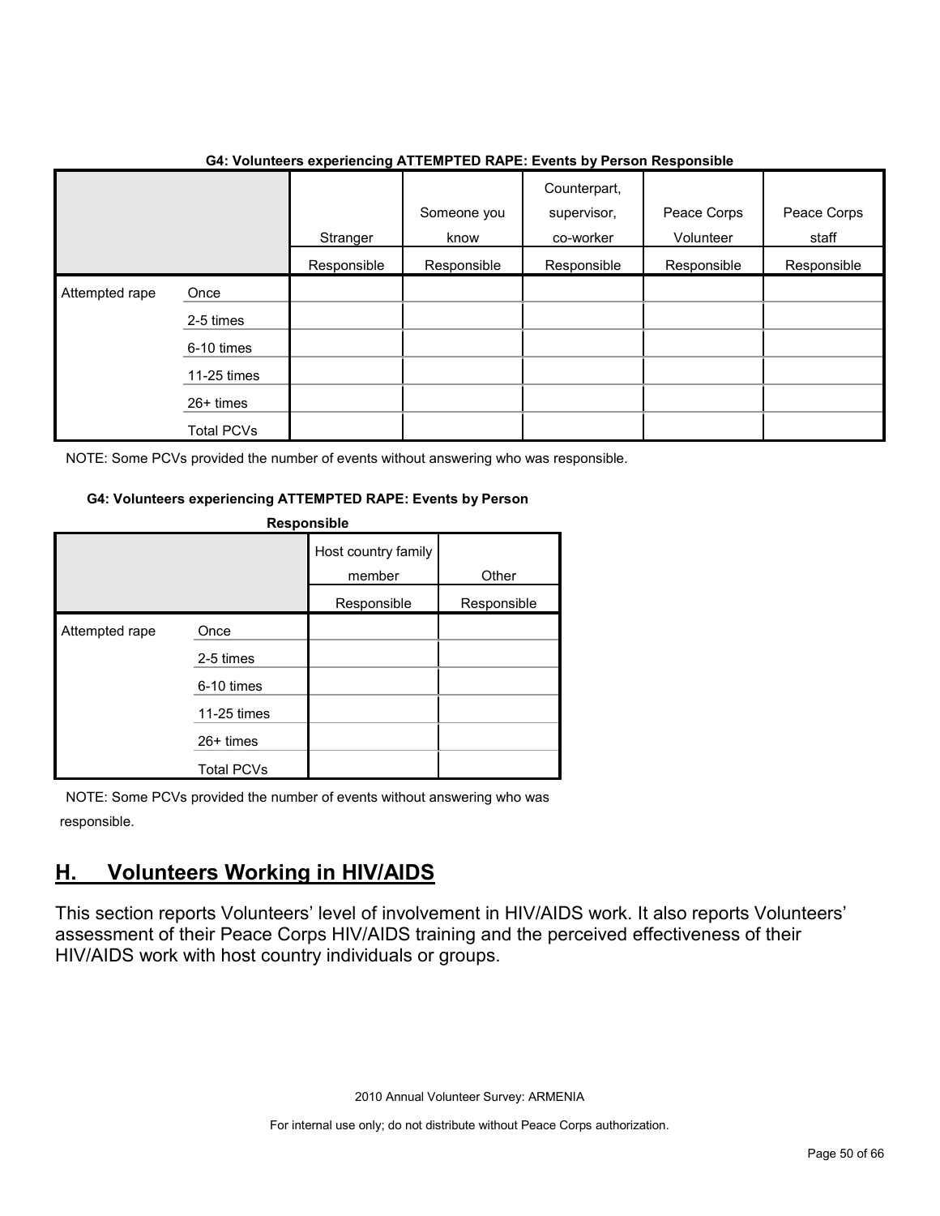**G4: Volunteers experiencing ATTEMPTED RAPE: Events by Person Responsible**

| | | Stranger | Someone you know | Counterpart, supervisor, co-worker | Peace Corps Volunteer | Peace Corps staff |
|---|---|---|---|---|---|---|
| | | Responsible | Responsible | Responsible | Responsible | Responsible |
| Attempted rape | Once | | | | | |
| | 2-5 times | | | | | |
| | 6-10 times | | | | | |
| | 11-25 times | | | | | |
| | 26+ times | | | | | |
| | Total PCVs | | | | | |

NOTE: Some PCVs provided the number of events without answering who was responsible.

**G4: Volunteers experiencing ATTEMPTED RAPE: Events by Person Responsible**

| | | Host country family member | Other |
|---|---|---|---|
| | | Responsible | Responsible |
| Attempted rape | Once | | |
| | 2-5 times | | |
| | 6-10 times | | |
| | 11-25 times | | |
| | 26+ times | | |
| | Total PCVs | | |

NOTE: Some PCVs provided the number of events without answering who was responsible.

## H. Volunteers Working in HIV/AIDS

This section reports Volunteers' level of involvement in HIV/AIDS work. It also reports Volunteers' assessment of their Peace Corps HIV/AIDS training and the perceived effectiveness of their HIV/AIDS work with host country individuals or groups.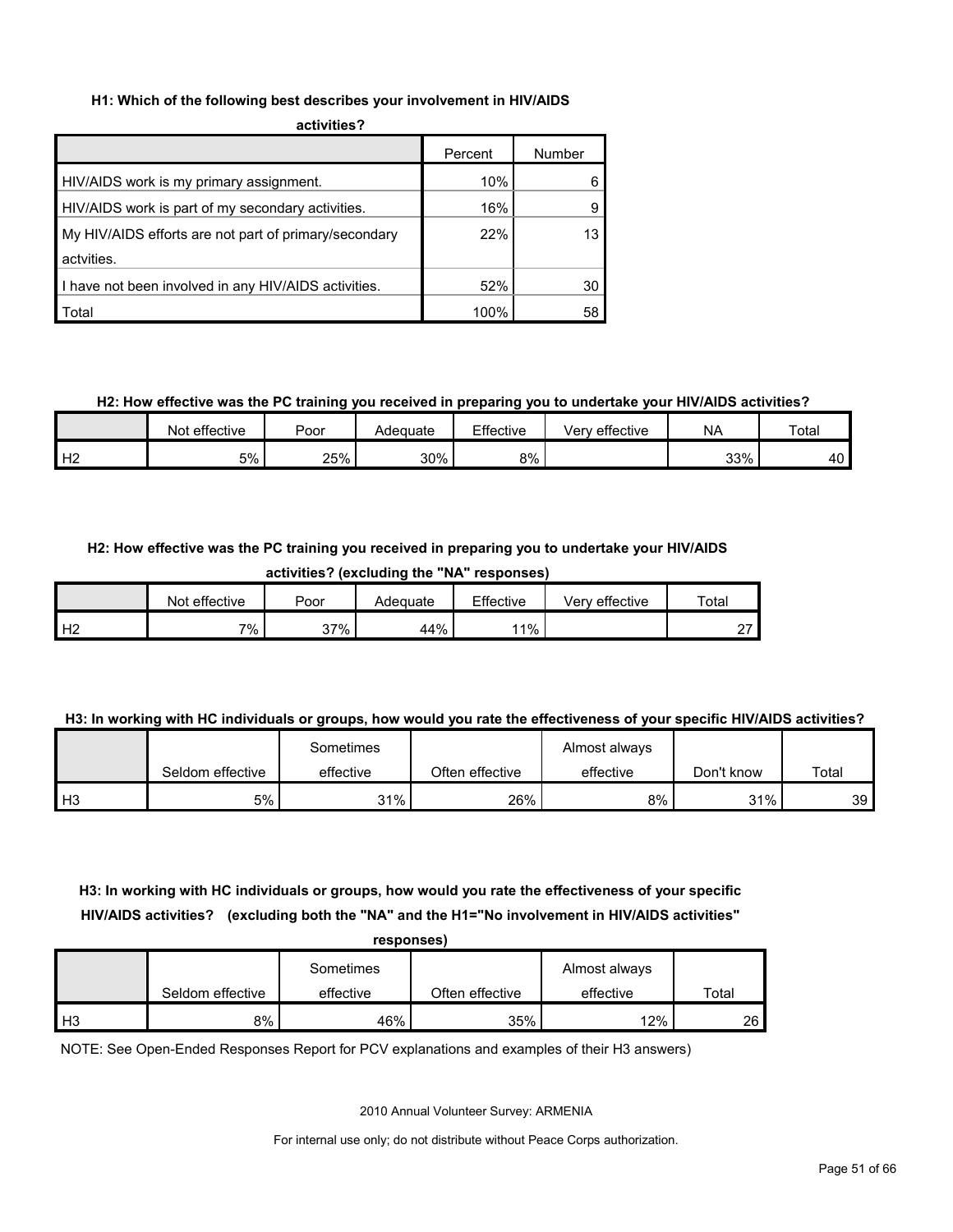**H1: Which of the following best describes your involvement in HIV/AIDS activities?**

| | Percent | Number |
|---|---|---|
| HIV/AIDS work is my primary assignment. | 10% | 6 |
| HIV/AIDS work is part of my secondary activities. | 16% | 9 |
| My HIV/AIDS efforts are not part of primary/secondary actvities. | 22% | 13 |
| I have not been involved in any HIV/AIDS activities. | 52% | 30 |
| Total | 100% | 58 |

**H2: How effective was the PC training you received in preparing you to undertake your HIV/AIDS activities?**

| | Not effective | Poor | Adequate | Effective | Very effective | NA | Total |
|---|---|---|---|---|---|---|---|
| H2 | 5% | 25% | 30% | 8% | | 33% | 40 |

**H2: How effective was the PC training you received in preparing you to undertake your HIV/AIDS activities? (excluding the "NA" responses)**

| | Not effective | Poor | Adequate | Effective | Very effective | Total |
|---|---|---|---|---|---|---|
| H2 | 7% | 37% | 44% | 11% | | 27 |

**H3: In working with HC individuals or groups, how would you rate the effectiveness of your specific HIV/AIDS activities?**

| | Seldom effective | Sometimes effective | Often effective | Almost always effective | Don't know | Total |
|---|---|---|---|---|---|---|
| H3 | 5% | 31% | 26% | 8% | 31% | 39 |

**H3: In working with HC individuals or groups, how would you rate the effectiveness of your specific HIV/AIDS activities? (excluding both the "NA" and the H1="No involvement in HIV/AIDS activities" responses)**

| | Seldom effective | Sometimes effective | Often effective | Almost always effective | Total |
|---|---|---|---|---|---|
| H3 | 8% | 46% | 35% | 12% | 26 |

NOTE: See Open-Ended Responses Report for PCV explanations and examples of their H3 answers)

2010 Annual Volunteer Survey: ARMENIA

For internal use only; do not distribute without Peace Corps authorization.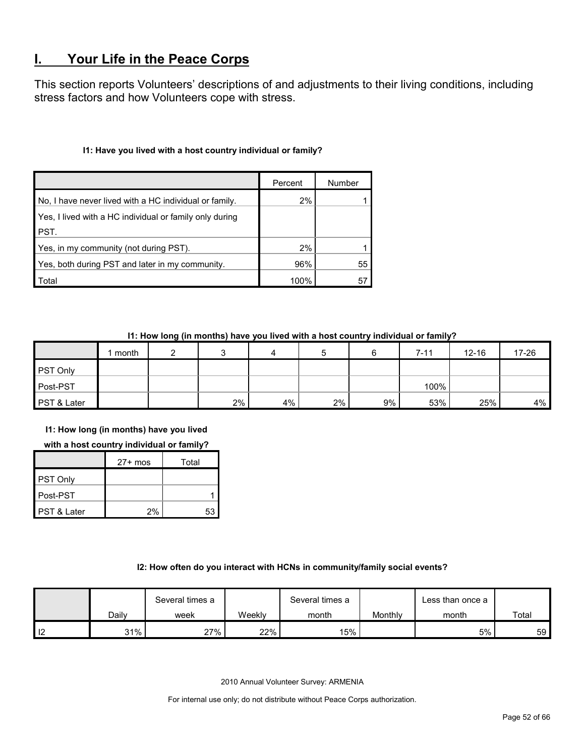## I. Your Life in the Peace Corps

This section reports Volunteers' descriptions of and adjustments to their living conditions, including stress factors and how Volunteers cope with stress.

**I1: Have you lived with a host country individual or family?**

| | Percent | Number |
|---|---|---|
| No, I have never lived with a HC individual or family. | 2% | 1 |
| Yes, I lived with a HC individual or family only during PST. | | |
| Yes, in my community (not during PST). | 2% | 1 |
| Yes, both during PST and later in my community. | 96% | 55 |
| Total | 100% | 57 |

**I1: How long (in months) have you lived with a host country individual or family?**

| | 1 month | 2 | 3 | 4 | 5 | 6 | 7-11 | 12-16 | 17-26 | 27+ mos | Total |
|---|---|---|---|---|---|---|---|---|---|---|---|
| PST Only | | | | | | | | | | | |
| Post-PST | | | | | | | 100% | | | | 1 |
| PST & Later | | | 2% | 4% | 2% | 9% | 53% | 25% | 4% | 2% | 53 |

**I2: How often do you interact with HCNs in community/family social events?**

| | Daily | Several times a week | Weekly | Several times a month | Monthly | Less than once a month | Total |
|---|---|---|---|---|---|---|---|
| I2 | 31% | 27% | 22% | 15% | | 5% | 59 |

2010 Annual Volunteer Survey: ARMENIA

For internal use only; do not distribute without Peace Corps authorization.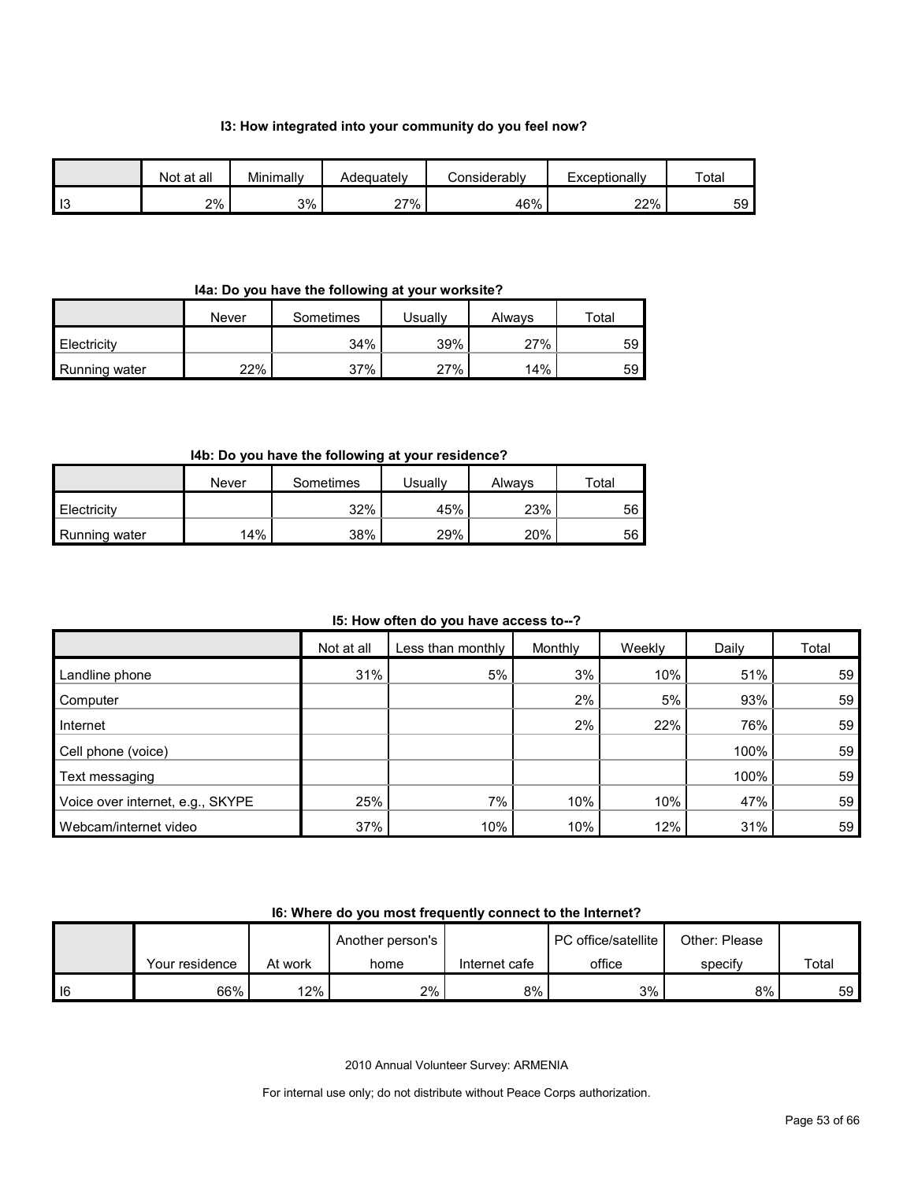### I3: How integrated into your community do you feel now?

| | Not at all | Minimally | Adequately | Considerably | Exceptionally | Total |
|---|---|---|---|---|---|---|
| I3 | 2% | 3% | 27% | 46% | 22% | 59 |

### I4a: Do you have the following at your worksite?

| | Never | Sometimes | Usually | Always | Total |
|---|---|---|---|---|---|
| Electricity | | 34% | 39% | 27% | 59 |
| Running water | 22% | 37% | 27% | 14% | 59 |

### I4b: Do you have the following at your residence?

| | Never | Sometimes | Usually | Always | Total |
|---|---|---|---|---|---|
| Electricity | | 32% | 45% | 23% | 56 |
| Running water | 14% | 38% | 29% | 20% | 56 |

### I5: How often do you have access to--?

| | Not at all | Less than monthly | Monthly | Weekly | Daily | Total |
|---|---|---|---|---|---|---|
| Landline phone | 31% | 5% | 3% | 10% | 51% | 59 |
| Computer | | | 2% | 5% | 93% | 59 |
| Internet | | | 2% | 22% | 76% | 59 |
| Cell phone (voice) | | | | | 100% | 59 |
| Text messaging | | | | | 100% | 59 |
| Voice over internet, e.g., SKYPE | 25% | 7% | 10% | 10% | 47% | 59 |
| Webcam/internet video | 37% | 10% | 10% | 12% | 31% | 59 |

### I6: Where do you most frequently connect to the Internet?

| | Your residence | At work | Another person's home | Internet cafe | PC office/satellite office | Other: Please specify | Total |
|---|---|---|---|---|---|---|---|
| I6 | 66% | 12% | 2% | 8% | 3% | 8% | 59 |

2010 Annual Volunteer Survey: ARMENIA

For internal use only; do not distribute without Peace Corps authorization.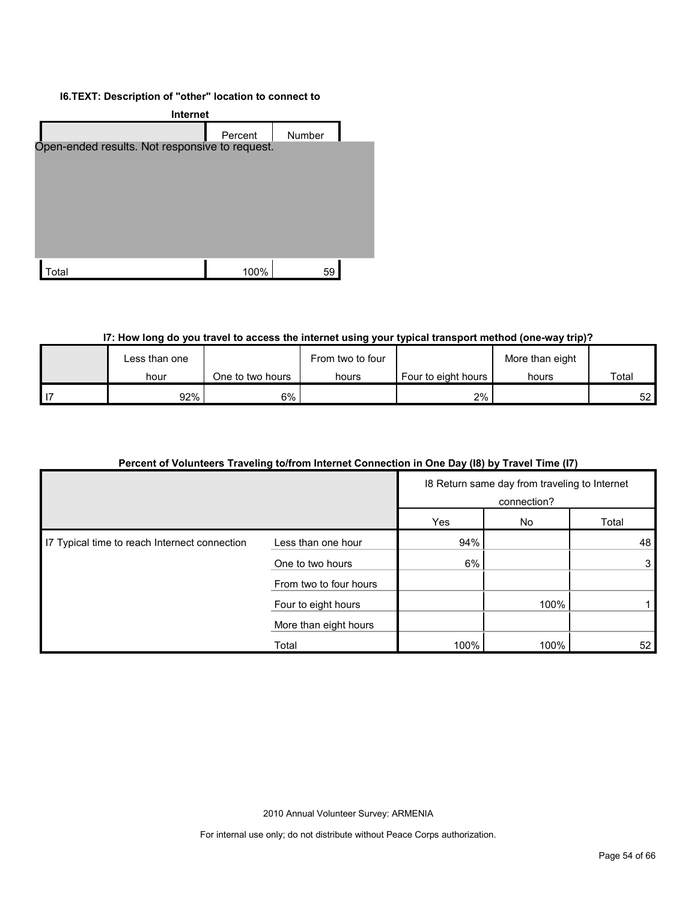**I6.TEXT: Description of "other" location to connect to Internet**

| | Percent | Number |
|---|---|---|
| Open-ended results. Not responsive to request. | | |
| Total | 100% | 59 |

**I7: How long do you travel to access the internet using your typical transport method (one-way trip)?**

| | Less than one hour | One to two hours | From two to four hours | Four to eight hours | More than eight hours | Total |
|---|---|---|---|---|---|---|
| I7 | 92% | 6% | | 2% | | 52 |

**Percent of Volunteers Traveling to/from Internet Connection in One Day (I8) by Travel Time (I7)**

| | | I8 Return same day from traveling to Internet connection? | | |
|---|---|---|---|---|
| | | Yes | No | Total |
| I7 Typical time to reach Internect connection | Less than one hour | 94% | | 48 |
| | One to two hours | 6% | | 3 |
| | From two to four hours | | | |
| | Four to eight hours | | 100% | 1 |
| | More than eight hours | | | |
| | Total | 100% | 100% | 52 |

2010 Annual Volunteer Survey: ARMENIA

For internal use only; do not distribute without Peace Corps authorization.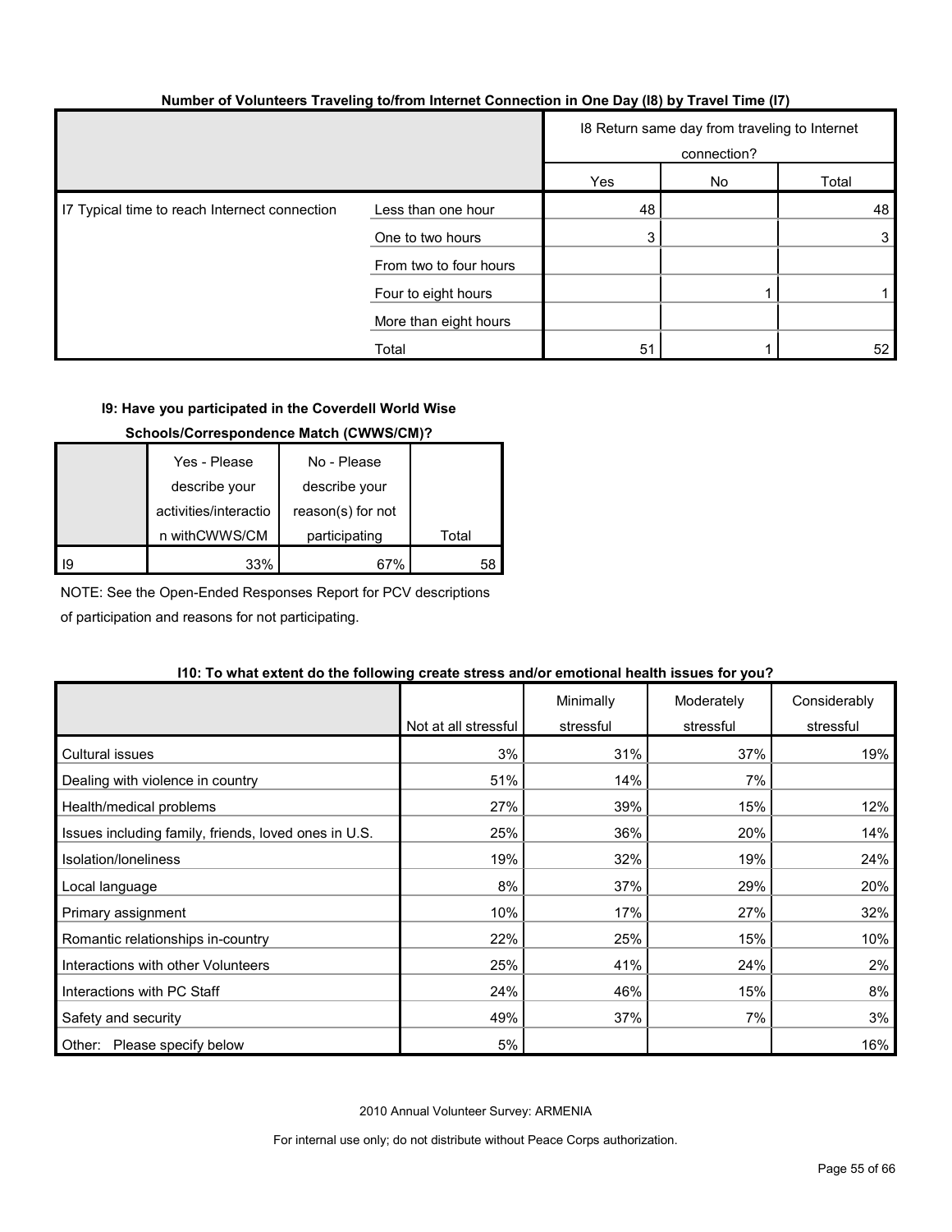**Number of Volunteers Traveling to/from Internet Connection in One Day (I8) by Travel Time (I7)**

| | | I8 Return same day from traveling to Internet connection? | | |
|---|---|---|---|---|
| | | Yes | No | Total |
| I7 Typical time to reach Internet connection | Less than one hour | 48 | | 48 |
| | One to two hours | 3 | | 3 |
| | From two to four hours | | | |
| | Four to eight hours | | 1 | 1 |
| | More than eight hours | | | |
| | Total | 51 | 1 | 52 |

**I9: Have you participated in the Coverdell World Wise Schools/Correspondence Match (CWWS/CM)?**

| | Yes - Please describe your activities/interaction withCWWS/CM | No - Please describe your reason(s) for not participating | Total |
|---|---|---|---|
| I9 | 33% | 67% | 58 |

NOTE: See the Open-Ended Responses Report for PCV descriptions of participation and reasons for not participating.

**I10: To what extent do the following create stress and/or emotional health issues for you?**

| | Not at all stressful | Minimally stressful | Moderately stressful | Considerably stressful |
|---|---|---|---|---|
| Cultural issues | 3% | 31% | 37% | 19% |
| Dealing with violence in country | 51% | 14% | 7% | |
| Health/medical problems | 27% | 39% | 15% | 12% |
| Issues including family, friends, loved ones in U.S. | 25% | 36% | 20% | 14% |
| Isolation/loneliness | 19% | 32% | 19% | 24% |
| Local language | 8% | 37% | 29% | 20% |
| Primary assignment | 10% | 17% | 27% | 32% |
| Romantic relationships in-country | 22% | 25% | 15% | 10% |
| Interactions with other Volunteers | 25% | 41% | 24% | 2% |
| Interactions with PC Staff | 24% | 46% | 15% | 8% |
| Safety and security | 49% | 37% | 7% | 3% |
| Other: Please specify below | 5% | | | 16% |

2010 Annual Volunteer Survey: ARMENIA

For internal use only; do not distribute without Peace Corps authorization.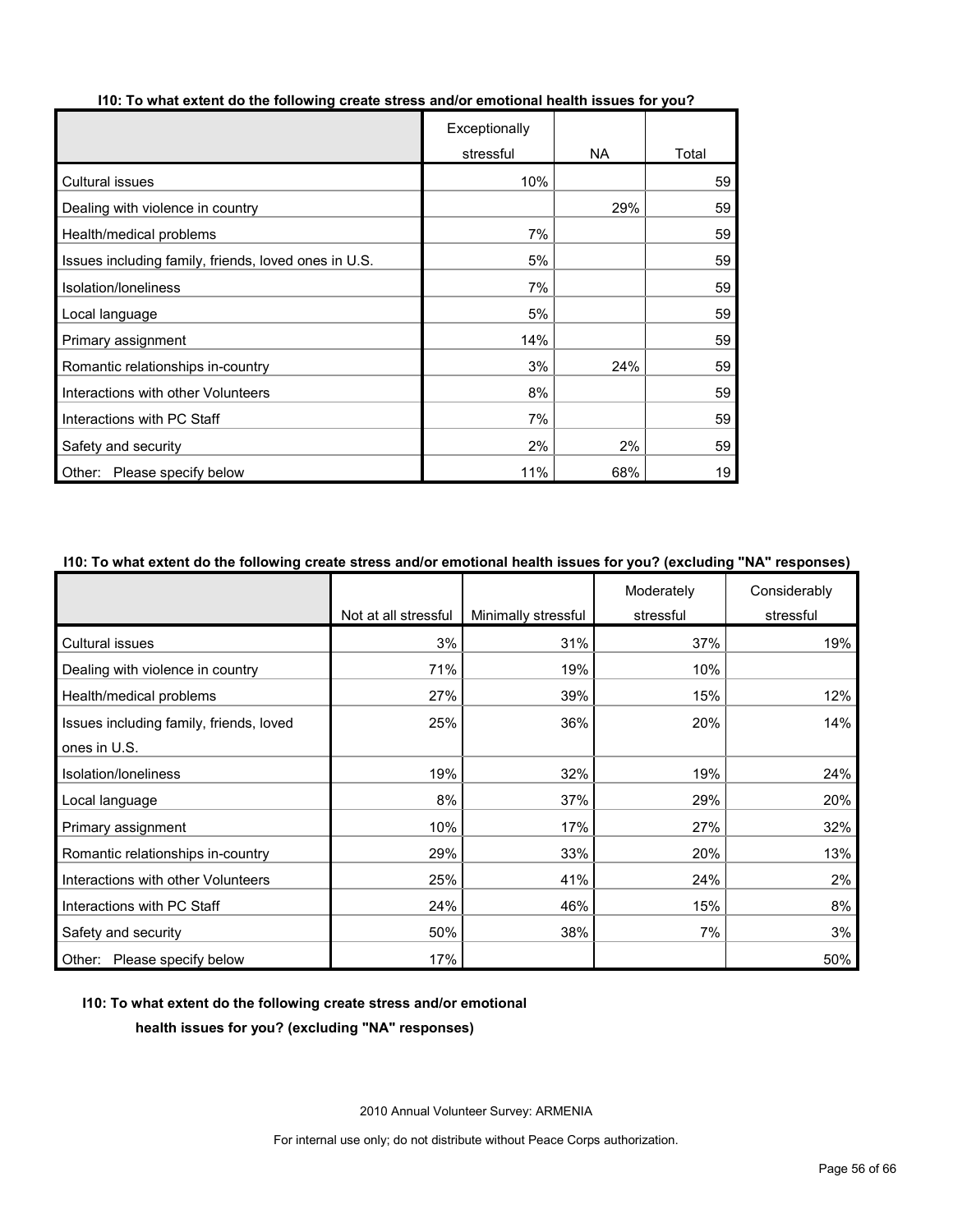**I10: To what extent do the following create stress and/or emotional health issues for you?**

| | Exceptionally stressful | NA | Total |
|---|---|---|---|
| Cultural issues | 10% | | 59 |
| Dealing with violence in country | | 29% | 59 |
| Health/medical problems | 7% | | 59 |
| Issues including family, friends, loved ones in U.S. | 5% | | 59 |
| Isolation/loneliness | 7% | | 59 |
| Local language | 5% | | 59 |
| Primary assignment | 14% | | 59 |
| Romantic relationships in-country | 3% | 24% | 59 |
| Interactions with other Volunteers | 8% | | 59 |
| Interactions with PC Staff | 7% | | 59 |
| Safety and security | 2% | 2% | 59 |
| Other: Please specify below | 11% | 68% | 19 |

**I10: To what extent do the following create stress and/or emotional health issues for you? (excluding "NA" responses)**

| | Not at all stressful | Minimally stressful | Moderately stressful | Considerably stressful |
|---|---|---|---|---|
| Cultural issues | 3% | 31% | 37% | 19% |
| Dealing with violence in country | 71% | 19% | 10% | |
| Health/medical problems | 27% | 39% | 15% | 12% |
| Issues including family, friends, loved ones in U.S. | 25% | 36% | 20% | 14% |
| Isolation/loneliness | 19% | 32% | 19% | 24% |
| Local language | 8% | 37% | 29% | 20% |
| Primary assignment | 10% | 17% | 27% | 32% |
| Romantic relationships in-country | 29% | 33% | 20% | 13% |
| Interactions with other Volunteers | 25% | 41% | 24% | 2% |
| Interactions with PC Staff | 24% | 46% | 15% | 8% |
| Safety and security | 50% | 38% | 7% | 3% |
| Other: Please specify below | 17% | | | 50% |

**I10: To what extent do the following create stress and/or emotional health issues for you? (excluding "NA" responses)**

2010 Annual Volunteer Survey: ARMENIA

For internal use only; do not distribute without Peace Corps authorization.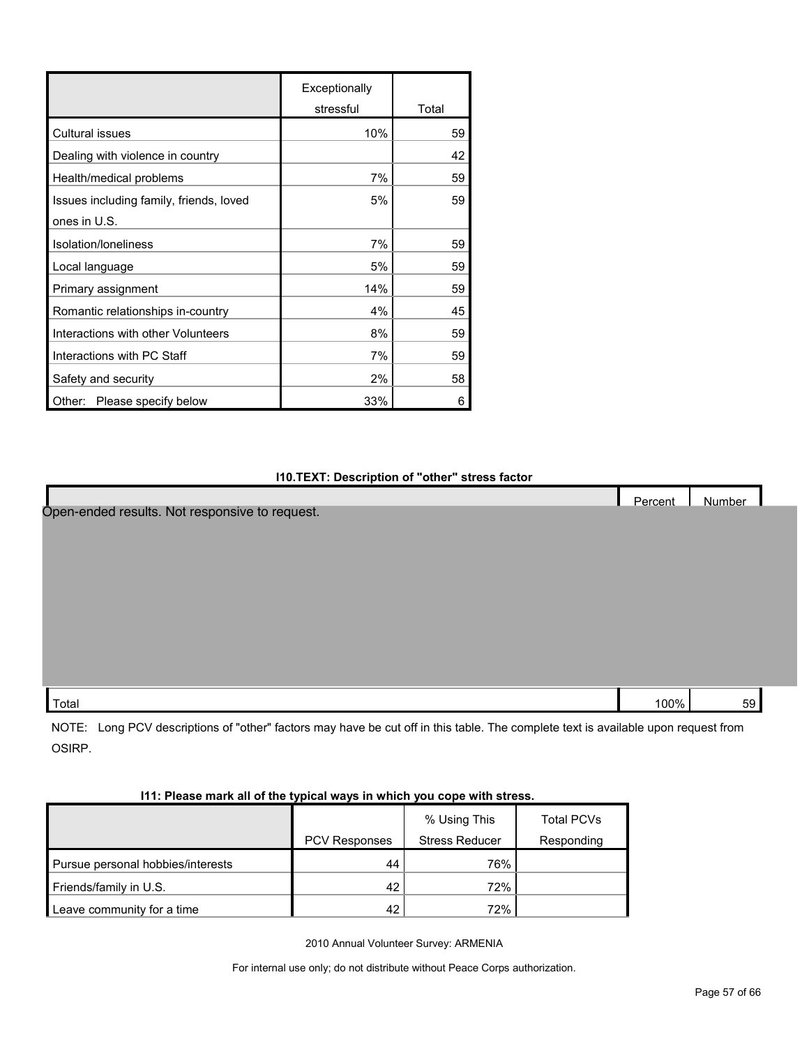|  | Exceptionally stressful | Total |
|---|---|---|
| Cultural issues | 10% | 59 |
| Dealing with violence in country |  | 42 |
| Health/medical problems | 7% | 59 |
| Issues including family, friends, loved ones in U.S. | 5% | 59 |
| Isolation/loneliness | 7% | 59 |
| Local language | 5% | 59 |
| Primary assignment | 14% | 59 |
| Romantic relationships in-country | 4% | 45 |
| Interactions with other Volunteers | 8% | 59 |
| Interactions with PC Staff | 7% | 59 |
| Safety and security | 2% | 58 |
| Other: Please specify below | 33% | 6 |

**I10.TEXT: Description of "other" stress factor**

|  | Percent | Number |
|---|---|---|
| Open-ended results. Not responsive to request. |  |  |
| Total | 100% | 59 |

NOTE: Long PCV descriptions of "other" factors may have be cut off in this table. The complete text is available upon request from OSIRP.

**I11: Please mark all of the typical ways in which you cope with stress.**

|  | PCV Responses | % Using This Stress Reducer | Total PCVs Responding |
|---|---|---|---|
| Pursue personal hobbies/interests | 44 | 76% |  |
| Friends/family in U.S. | 42 | 72% |  |
| Leave community for a time | 42 | 72% |  |

2010 Annual Volunteer Survey: ARMENIA

For internal use only; do not distribute without Peace Corps authorization.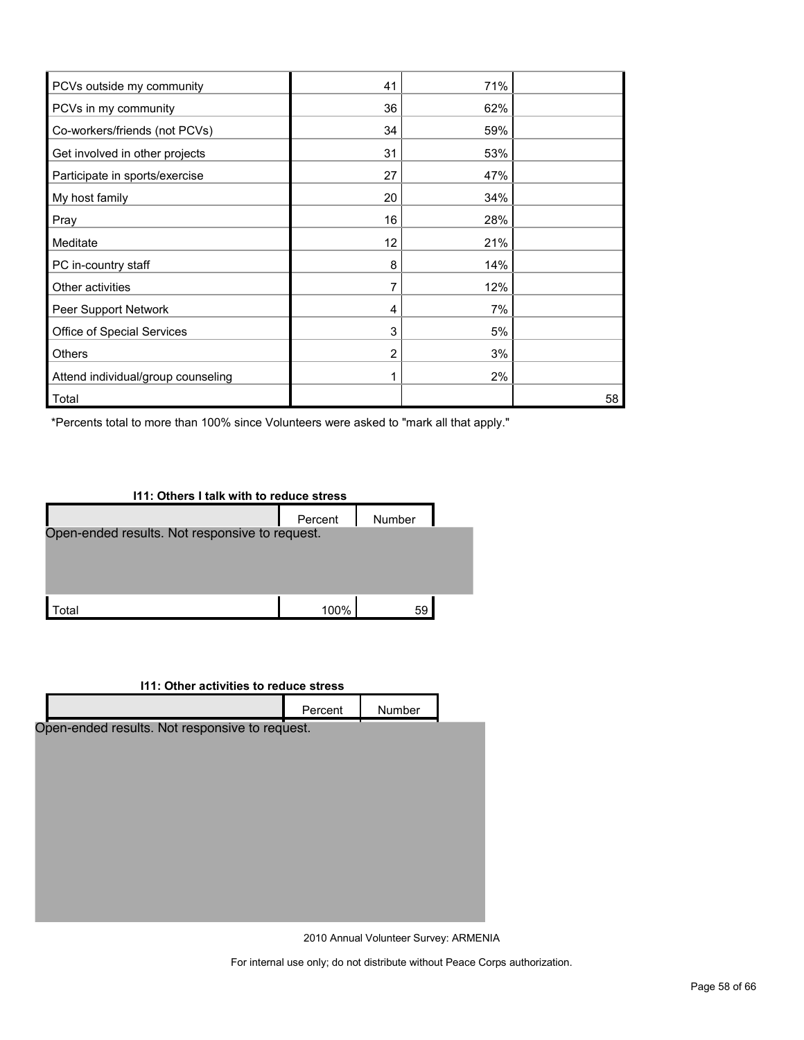| | | | |
|---|---|---|---|
| PCVs outside my community | 41 | 71% | |
| PCVs in my community | 36 | 62% | |
| Co-workers/friends (not PCVs) | 34 | 59% | |
| Get involved in other projects | 31 | 53% | |
| Participate in sports/exercise | 27 | 47% | |
| My host family | 20 | 34% | |
| Pray | 16 | 28% | |
| Meditate | 12 | 21% | |
| PC in-country staff | 8 | 14% | |
| Other activities | 7 | 12% | |
| Peer Support Network | 4 | 7% | |
| Office of Special Services | 3 | 5% | |
| Others | 2 | 3% | |
| Attend individual/group counseling | 1 | 2% | |
| Total | | | 58 |

*Percents total to more than 100% since Volunteers were asked to "mark all that apply."

**I11: Others I talk with to reduce stress**

| | Percent | Number |
|---|---|---|
| Open-ended results. Not responsive to request. | | |
| Total | 100% | 59 |

**I11: Other activities to reduce stress**

| | Percent | Number |
|---|---|---|
| Open-ended results. Not responsive to request. | | |

2010 Annual Volunteer Survey: ARMENIA

For internal use only; do not distribute without Peace Corps authorization.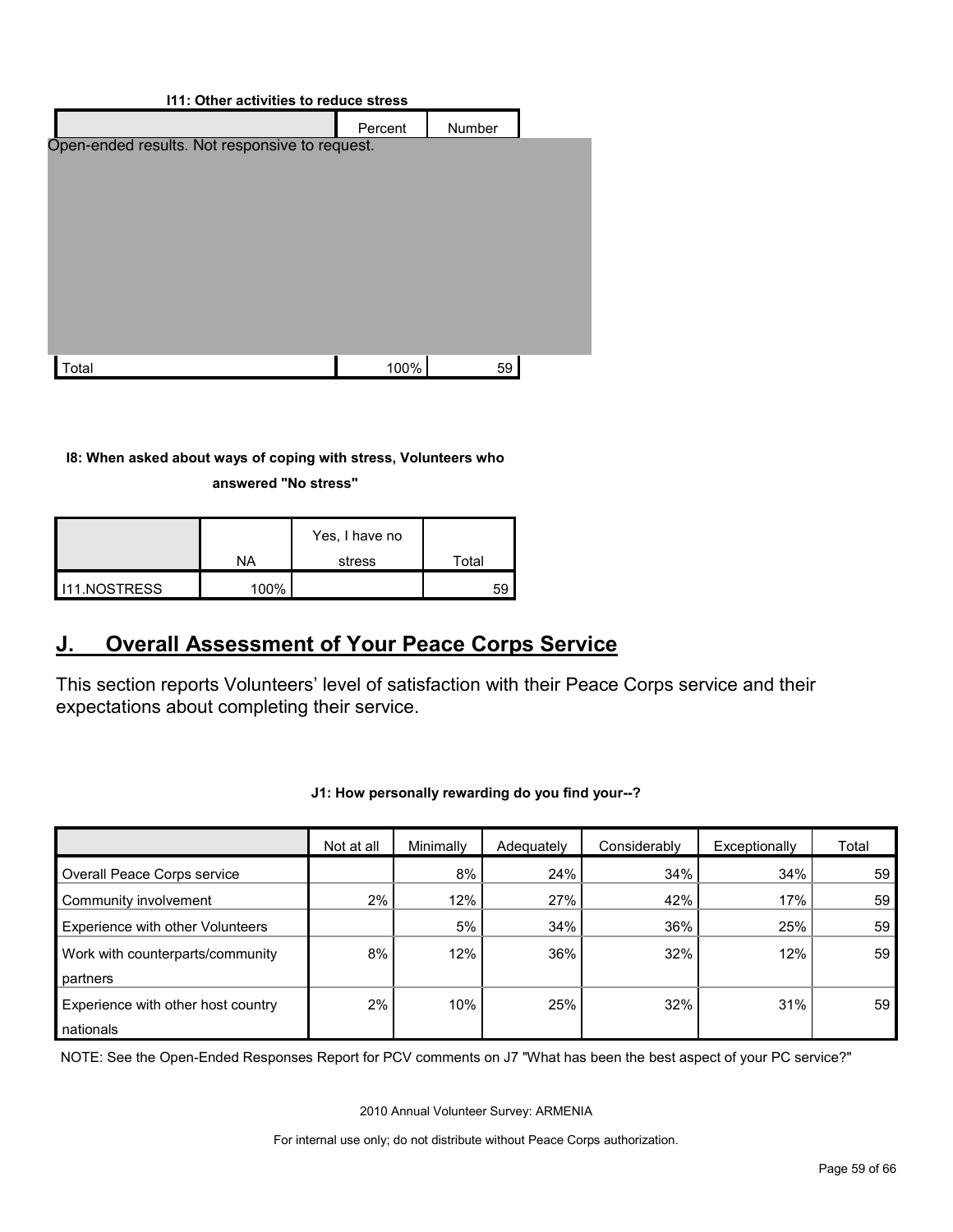**I11: Other activities to reduce stress**

| | Percent | Number |
|---|---|---|
| Open-ended results. Not responsive to request. | | |
| Total | 100% | 59 |

**I8: When asked about ways of coping with stress, Volunteers who answered "No stress"**

| | NA | Yes, I have no stress | Total |
|---|---|---|---|
| I11.NOSTRESS | 100% | | 59 |

## J. Overall Assessment of Your Peace Corps Service

This section reports Volunteers' level of satisfaction with their Peace Corps service and their expectations about completing their service.

**J1: How personally rewarding do you find your--?**

| | Not at all | Minimally | Adequately | Considerably | Exceptionally | Total |
|---|---|---|---|---|---|---|
| Overall Peace Corps service | | 8% | 24% | 34% | 34% | 59 |
| Community involvement | 2% | 12% | 27% | 42% | 17% | 59 |
| Experience with other Volunteers | | 5% | 34% | 36% | 25% | 59 |
| Work with counterparts/community partners | 8% | 12% | 36% | 32% | 12% | 59 |
| Experience with other host country nationals | 2% | 10% | 25% | 32% | 31% | 59 |

NOTE: See the Open-Ended Responses Report for PCV comments on J7 "What has been the best aspect of your PC service?"

2010 Annual Volunteer Survey: ARMENIA

For internal use only; do not distribute without Peace Corps authorization.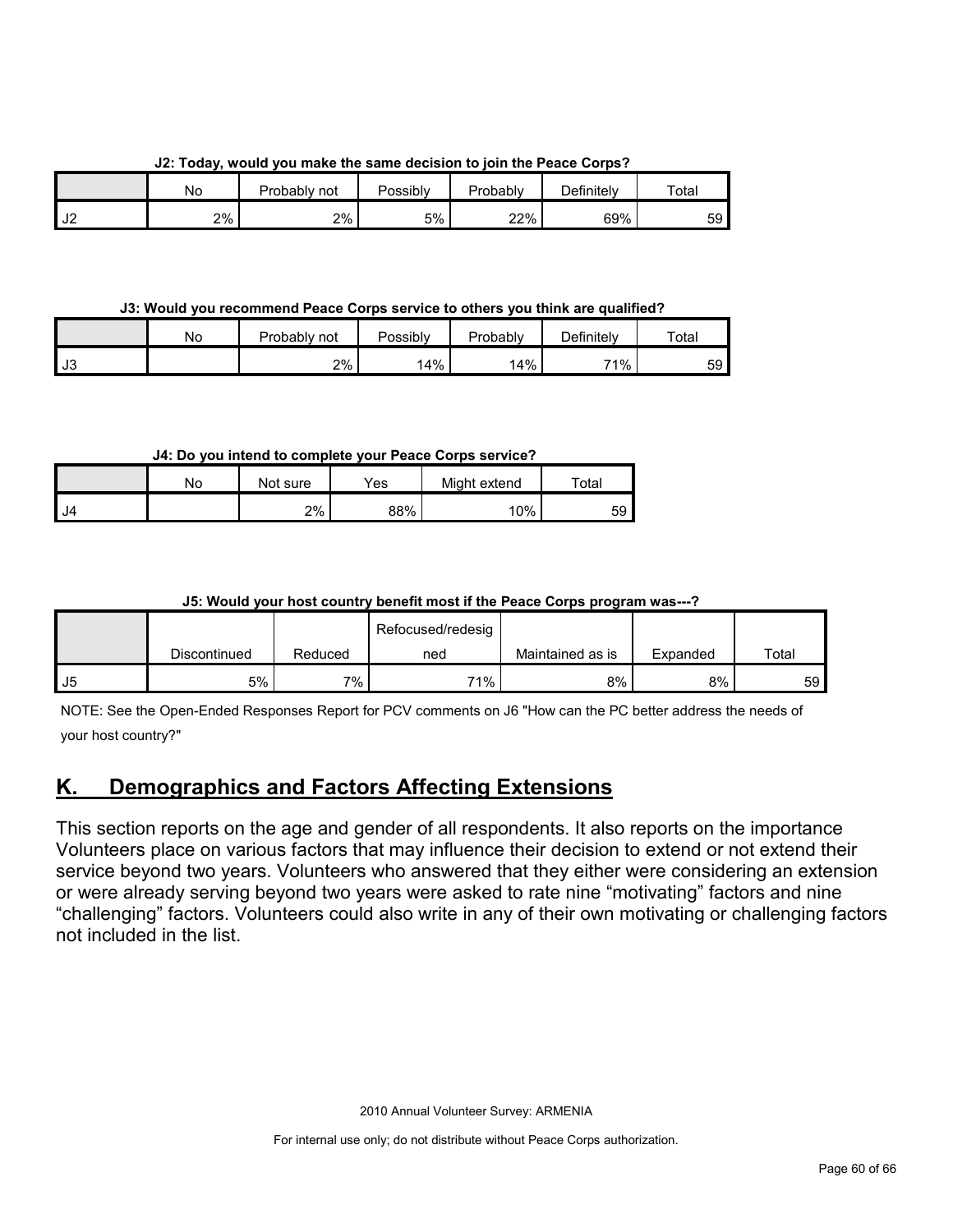**J2: Today, would you make the same decision to join the Peace Corps?**

| | No | Probably not | Possibly | Probably | Definitely | Total |
|---|---|---|---|---|---|---|
| J2 | 2% | 2% | 5% | 22% | 69% | 59 |

**J3: Would you recommend Peace Corps service to others you think are qualified?**

| | No | Probably not | Possibly | Probably | Definitely | Total |
|---|---|---|---|---|---|---|
| J3 | | 2% | 14% | 14% | 71% | 59 |

**J4: Do you intend to complete your Peace Corps service?**

| | No | Not sure | Yes | Might extend | Total |
|---|---|---|---|---|---|
| J4 | | 2% | 88% | 10% | 59 |

**J5: Would your host country benefit most if the Peace Corps program was---?**

| | Discontinued | Reduced | Refocused/redesigned | Maintained as is | Expanded | Total |
|---|---|---|---|---|---|---|
| J5 | 5% | 7% | 71% | 8% | 8% | 59 |

NOTE: See the Open-Ended Responses Report for PCV comments on J6 "How can the PC better address the needs of your host country?"

## K. Demographics and Factors Affecting Extensions

This section reports on the age and gender of all respondents. It also reports on the importance Volunteers place on various factors that may influence their decision to extend or not extend their service beyond two years. Volunteers who answered that they either were considering an extension or were already serving beyond two years were asked to rate nine "motivating" factors and nine "challenging" factors. Volunteers could also write in any of their own motivating or challenging factors not included in the list.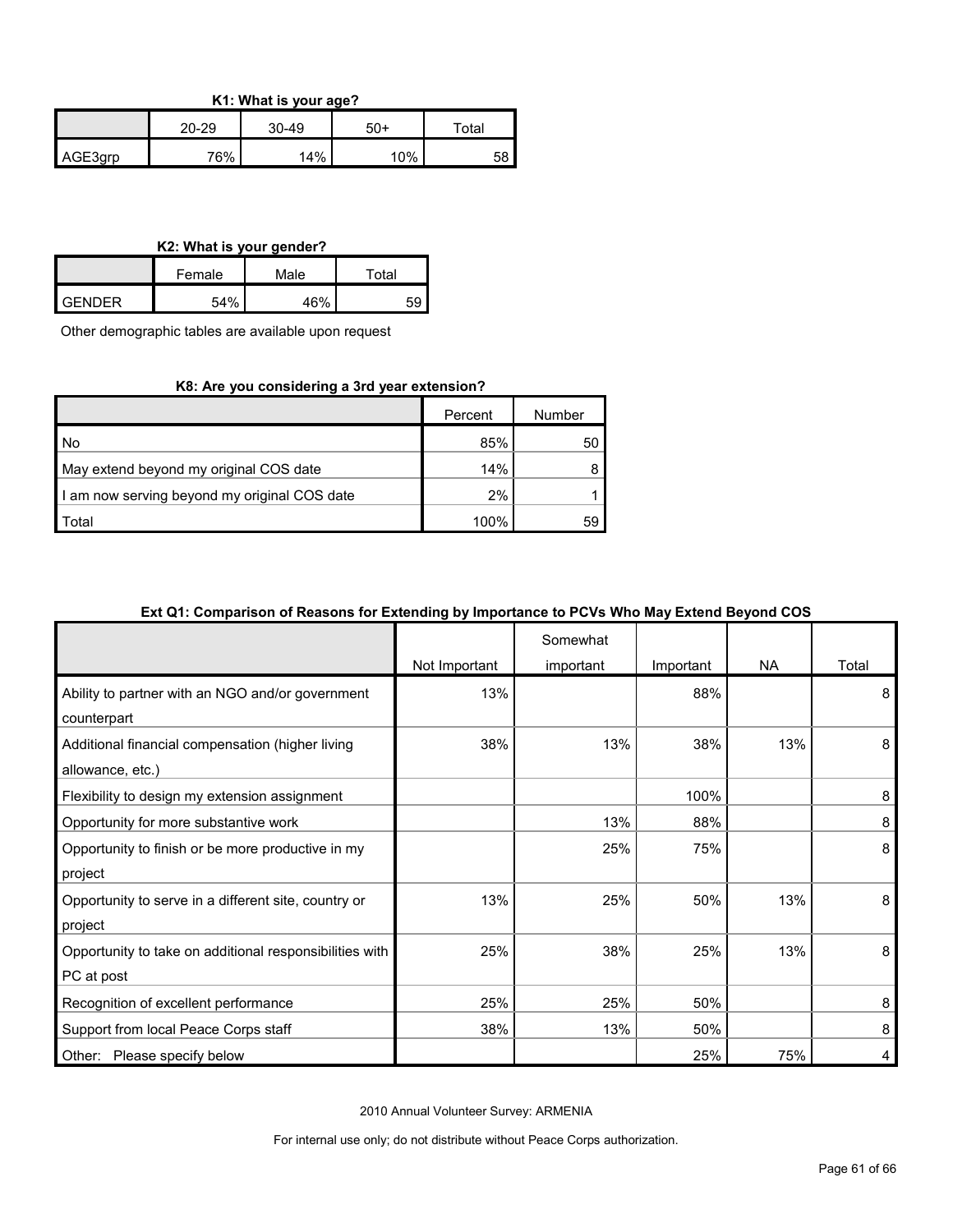**K1: What is your age?**

| | 20-29 | 30-49 | 50+ | Total |
|---|---|---|---|---|
| AGE3grp | 76% | 14% | 10% | 58 |

**K2: What is your gender?**

| | Female | Male | Total |
|---|---|---|---|
| GENDER | 54% | 46% | 59 |

Other demographic tables are available upon request

**K8: Are you considering a 3rd year extension?**

| | Percent | Number |
|---|---|---|
| No | 85% | 50 |
| May extend beyond my original COS date | 14% | 8 |
| I am now serving beyond my original COS date | 2% | 1 |
| Total | 100% | 59 |

**Ext Q1: Comparison of Reasons for Extending by Importance to PCVs Who May Extend Beyond COS**

| | Not Important | Somewhat important | Important | NA | Total |
|---|---|---|---|---|---|
| Ability to partner with an NGO and/or government counterpart | 13% | | 88% | | 8 |
| Additional financial compensation (higher living allowance, etc.) | 38% | 13% | 38% | 13% | 8 |
| Flexibility to design my extension assignment | | | 100% | | 8 |
| Opportunity for more substantive work | | 13% | 88% | | 8 |
| Opportunity to finish or be more productive in my project | | 25% | 75% | | 8 |
| Opportunity to serve in a different site, country or project | 13% | 25% | 50% | 13% | 8 |
| Opportunity to take on additional responsibilities with PC at post | 25% | 38% | 25% | 13% | 8 |
| Recognition of excellent performance | 25% | 25% | 50% | | 8 |
| Support from local Peace Corps staff | 38% | 13% | 50% | | 8 |
| Other: Please specify below | | | 25% | 75% | 4 |

2010 Annual Volunteer Survey: ARMENIA

For internal use only; do not distribute without Peace Corps authorization.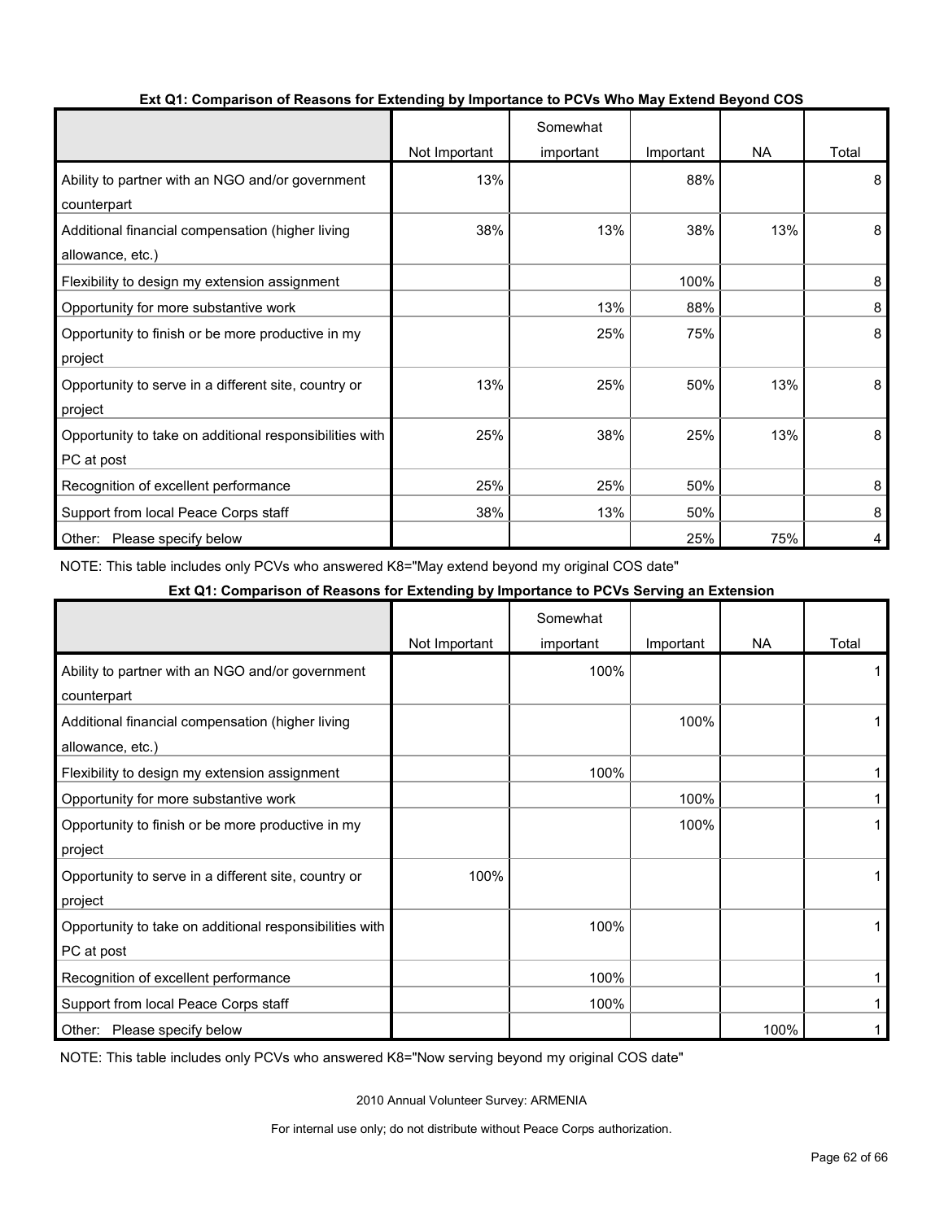**Ext Q1: Comparison of Reasons for Extending by Importance to PCVs Who May Extend Beyond COS**

| | Not Important | Somewhat important | Important | NA | Total |
|---|---|---|---|---|---|
| Ability to partner with an NGO and/or government counterpart | 13% | | 88% | | 8 |
| Additional financial compensation (higher living allowance, etc.) | 38% | 13% | 38% | 13% | 8 |
| Flexibility to design my extension assignment | | | 100% | | 8 |
| Opportunity for more substantive work | | 13% | 88% | | 8 |
| Opportunity to finish or be more productive in my project | | 25% | 75% | | 8 |
| Opportunity to serve in a different site, country or project | 13% | 25% | 50% | 13% | 8 |
| Opportunity to take on additional responsibilities with PC at post | 25% | 38% | 25% | 13% | 8 |
| Recognition of excellent performance | 25% | 25% | 50% | | 8 |
| Support from local Peace Corps staff | 38% | 13% | 50% | | 8 |
| Other: Please specify below | | | 25% | 75% | 4 |

NOTE: This table includes only PCVs who answered K8="May extend beyond my original COS date"

**Ext Q1: Comparison of Reasons for Extending by Importance to PCVs Serving an Extension**

| | Not Important | Somewhat important | Important | NA | Total |
|---|---|---|---|---|---|
| Ability to partner with an NGO and/or government counterpart | | 100% | | | 1 |
| Additional financial compensation (higher living allowance, etc.) | | | 100% | | 1 |
| Flexibility to design my extension assignment | | 100% | | | 1 |
| Opportunity for more substantive work | | | 100% | | 1 |
| Opportunity to finish or be more productive in my project | | | 100% | | 1 |
| Opportunity to serve in a different site, country or project | 100% | | | | 1 |
| Opportunity to take on additional responsibilities with PC at post | | 100% | | | 1 |
| Recognition of excellent performance | | 100% | | | 1 |
| Support from local Peace Corps staff | | 100% | | | 1 |
| Other: Please specify below | | | | 100% | 1 |

NOTE: This table includes only PCVs who answered K8="Now serving beyond my original COS date"

2010 Annual Volunteer Survey: ARMENIA

For internal use only; do not distribute without Peace Corps authorization.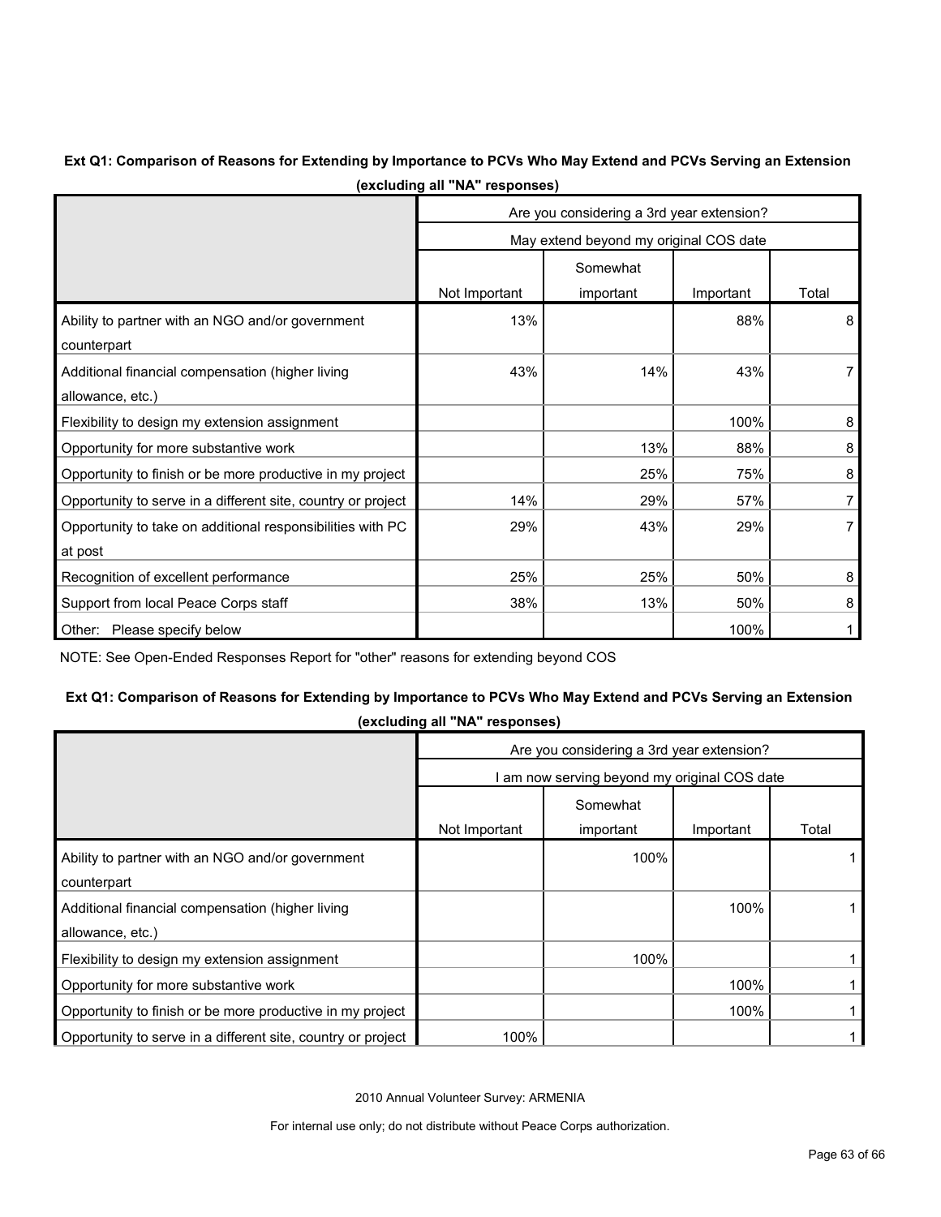**Ext Q1: Comparison of Reasons for Extending by Importance to PCVs Who May Extend and PCVs Serving an Extension (excluding all "NA" responses)**

| | Are you considering a 3rd year extension? | | | |
|---|---|---|---|---|
| | May extend beyond my original COS date | | | |
| | Not Important | Somewhat important | Important | Total |
| Ability to partner with an NGO and/or government counterpart | 13% | | 88% | 8 |
| Additional financial compensation (higher living allowance, etc.) | 43% | 14% | 43% | 7 |
| Flexibility to design my extension assignment | | | 100% | 8 |
| Opportunity for more substantive work | | 13% | 88% | 8 |
| Opportunity to finish or be more productive in my project | | 25% | 75% | 8 |
| Opportunity to serve in a different site, country or project | 14% | 29% | 57% | 7 |
| Opportunity to take on additional responsibilities with PC at post | 29% | 43% | 29% | 7 |
| Recognition of excellent performance | 25% | 25% | 50% | 8 |
| Support from local Peace Corps staff | 38% | 13% | 50% | 8 |
| Other: Please specify below | | | 100% | 1 |

NOTE: See Open-Ended Responses Report for "other" reasons for extending beyond COS

**Ext Q1: Comparison of Reasons for Extending by Importance to PCVs Who May Extend and PCVs Serving an Extension (excluding all "NA" responses)**

| | Are you considering a 3rd year extension? | | | |
|---|---|---|---|---|
| | I am now serving beyond my original COS date | | | |
| | Not Important | Somewhat important | Important | Total |
| Ability to partner with an NGO and/or government counterpart | | 100% | | 1 |
| Additional financial compensation (higher living allowance, etc.) | | | 100% | 1 |
| Flexibility to design my extension assignment | | 100% | | 1 |
| Opportunity for more substantive work | | | 100% | 1 |
| Opportunity to finish or be more productive in my project | | | 100% | 1 |
| Opportunity to serve in a different site, country or project | 100% | | | 1 |

2010 Annual Volunteer Survey: ARMENIA

For internal use only; do not distribute without Peace Corps authorization.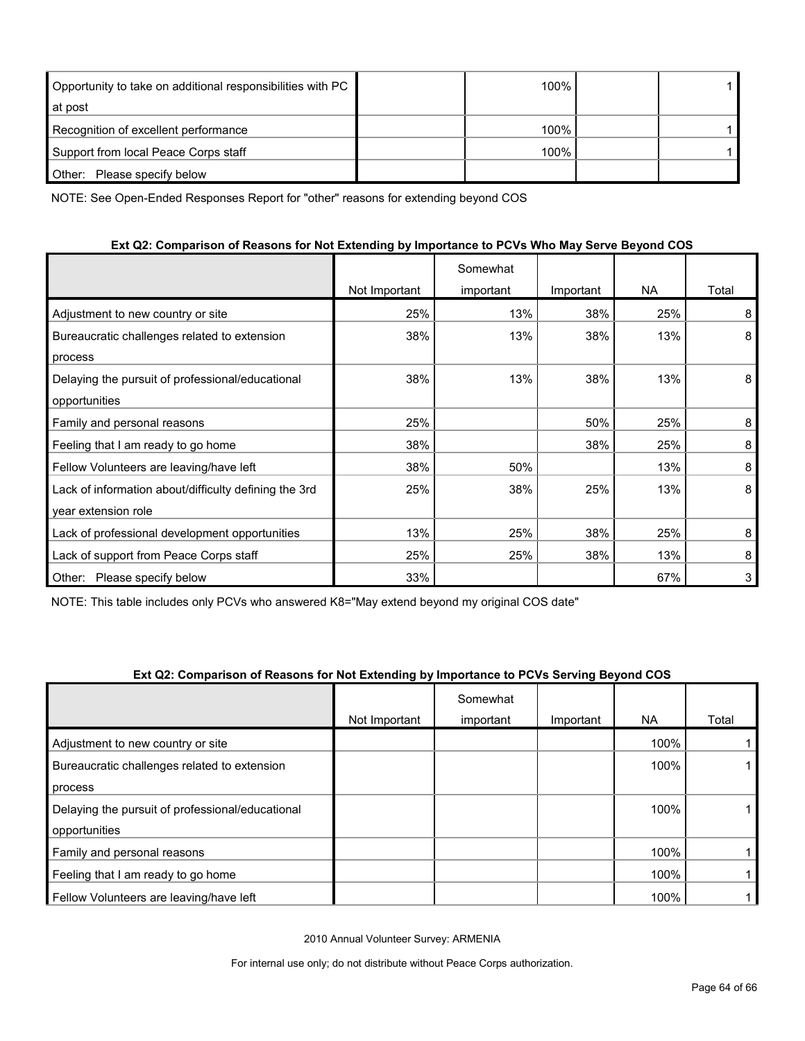| | | | | |
|---|---|---|---|---|
| Opportunity to take on additional responsibilities with PC at post | | 100% | | 1 |
| Recognition of excellent performance | | 100% | | 1 |
| Support from local Peace Corps staff | | 100% | | 1 |
| Other: Please specify below | | | | |

NOTE: See Open-Ended Responses Report for "other" reasons for extending beyond COS

**Ext Q2: Comparison of Reasons for Not Extending by Importance to PCVs Who May Serve Beyond COS**

| | Not Important | Somewhat important | Important | NA | Total |
|---|---|---|---|---|---|
| Adjustment to new country or site | 25% | 13% | 38% | 25% | 8 |
| Bureaucratic challenges related to extension process | 38% | 13% | 38% | 13% | 8 |
| Delaying the pursuit of professional/educational opportunities | 38% | 13% | 38% | 13% | 8 |
| Family and personal reasons | 25% | | 50% | 25% | 8 |
| Feeling that I am ready to go home | 38% | | 38% | 25% | 8 |
| Fellow Volunteers are leaving/have left | 38% | 50% | | 13% | 8 |
| Lack of information about/difficulty defining the 3rd year extension role | 25% | 38% | 25% | 13% | 8 |
| Lack of professional development opportunities | 13% | 25% | 38% | 25% | 8 |
| Lack of support from Peace Corps staff | 25% | 25% | 38% | 13% | 8 |
| Other: Please specify below | 33% | | | 67% | 3 |

NOTE: This table includes only PCVs who answered K8="May extend beyond my original COS date"

**Ext Q2: Comparison of Reasons for Not Extending by Importance to PCVs Serving Beyond COS**

| | Not Important | Somewhat important | Important | NA | Total |
|---|---|---|---|---|---|
| Adjustment to new country or site | | | | 100% | 1 |
| Bureaucratic challenges related to extension process | | | | 100% | 1 |
| Delaying the pursuit of professional/educational opportunities | | | | 100% | 1 |
| Family and personal reasons | | | | 100% | 1 |
| Feeling that I am ready to go home | | | | 100% | 1 |
| Fellow Volunteers are leaving/have left | | | | 100% | 1 |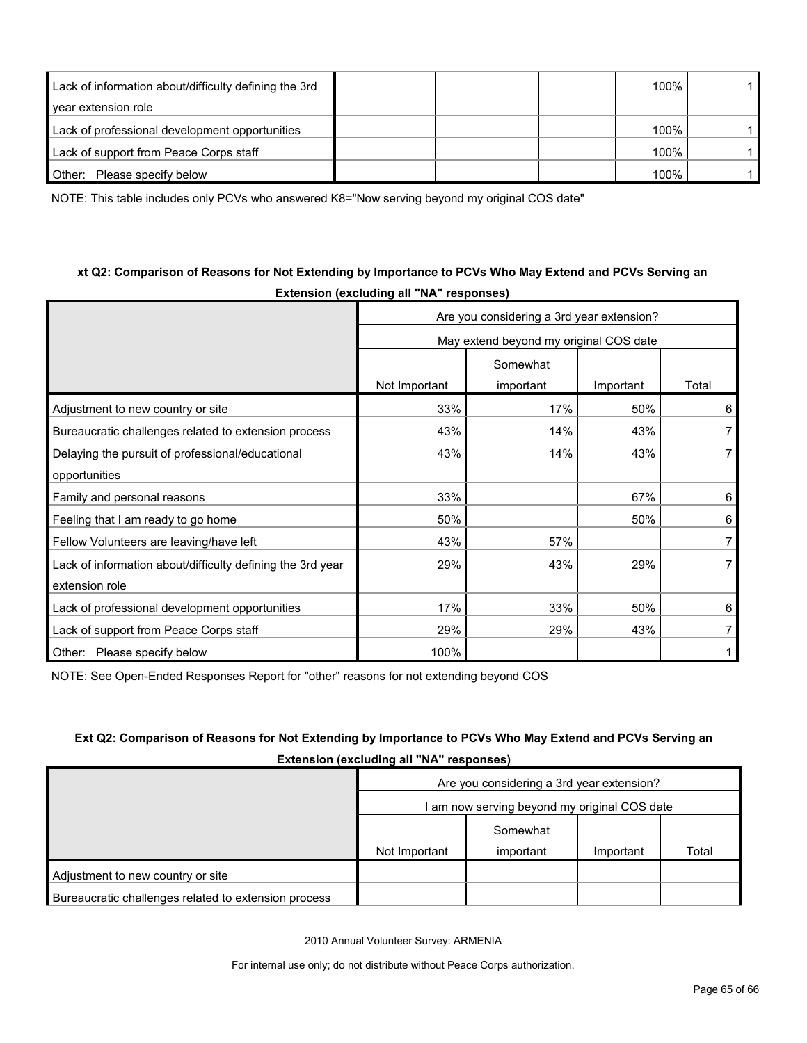| | | | | | |
|---|---|---|---|---|---|
| Lack of information about/difficulty defining the 3rd year extension role | | | | 100% | 1 |
| Lack of professional development opportunities | | | | 100% | 1 |
| Lack of support from Peace Corps staff | | | | 100% | 1 |
| Other: Please specify below | | | | 100% | 1 |

NOTE: This table includes only PCVs who answered K8="Now serving beyond my original COS date"

**xt Q2: Comparison of Reasons for Not Extending by Importance to PCVs Who May Extend and PCVs Serving an Extension (excluding all "NA" responses)**

| | Are you considering a 3rd year extension? | | | |
|---|---|---|---|---|
| | May extend beyond my original COS date | | | |
| | Not Important | Somewhat important | Important | Total |
| Adjustment to new country or site | 33% | 17% | 50% | 6 |
| Bureaucratic challenges related to extension process | 43% | 14% | 43% | 7 |
| Delaying the pursuit of professional/educational opportunities | 43% | 14% | 43% | 7 |
| Family and personal reasons | 33% | | 67% | 6 |
| Feeling that I am ready to go home | 50% | | 50% | 6 |
| Fellow Volunteers are leaving/have left | 43% | 57% | | 7 |
| Lack of information about/difficulty defining the 3rd year extension role | 29% | 43% | 29% | 7 |
| Lack of professional development opportunities | 17% | 33% | 50% | 6 |
| Lack of support from Peace Corps staff | 29% | 29% | 43% | 7 |
| Other: Please specify below | 100% | | | 1 |

NOTE: See Open-Ended Responses Report for "other" reasons for not extending beyond COS

**Ext Q2: Comparison of Reasons for Not Extending by Importance to PCVs Who May Extend and PCVs Serving an Extension (excluding all "NA" responses)**

| | Are you considering a 3rd year extension? | | | |
|---|---|---|---|---|
| | I am now serving beyond my original COS date | | | |
| | Not Important | Somewhat important | Important | Total |
| Adjustment to new country or site | | | | |
| Bureaucratic challenges related to extension process | | | | |

2010 Annual Volunteer Survey: ARMENIA

For internal use only; do not distribute without Peace Corps authorization.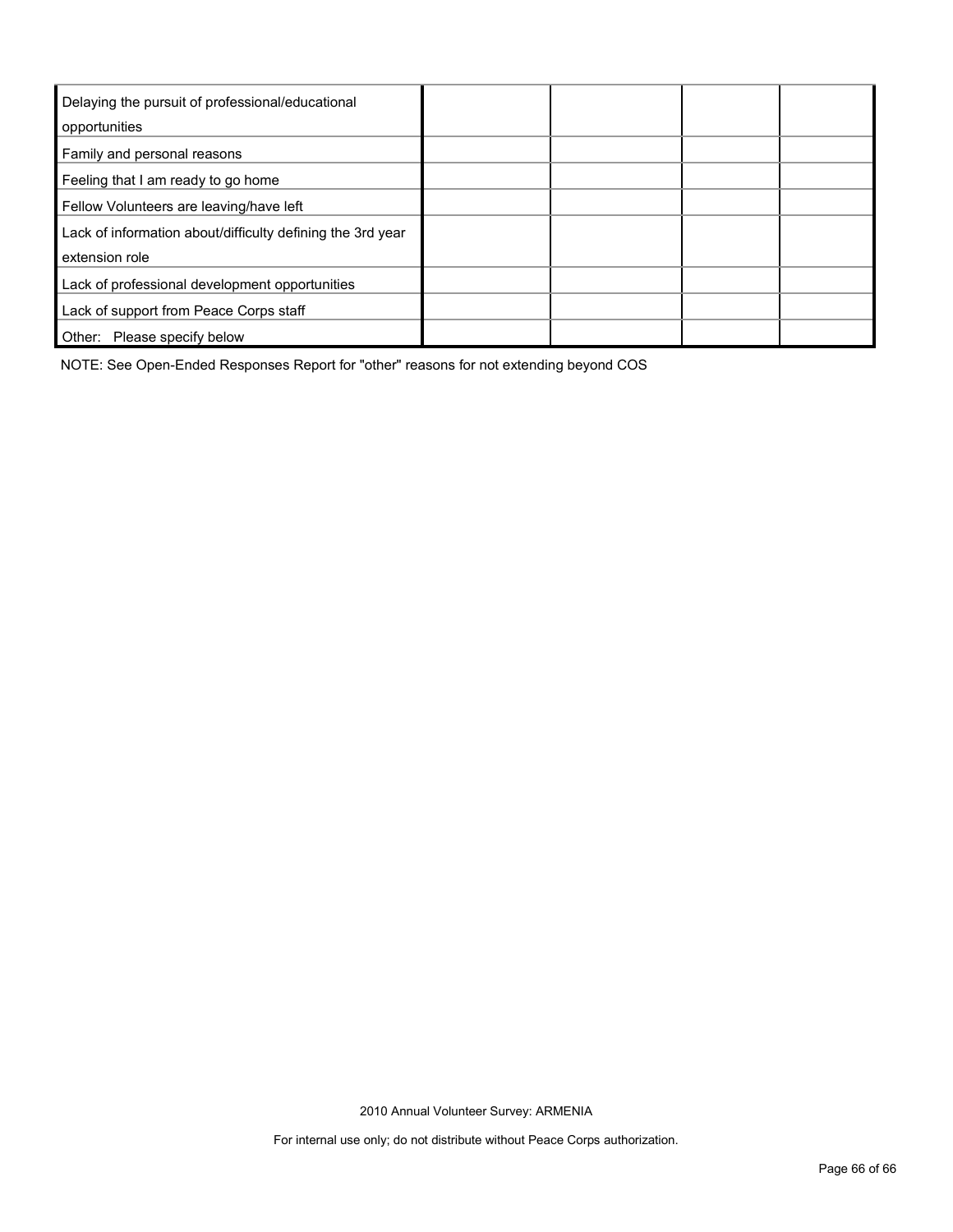| | | | | |
|---|---|---|---|---|
| Delaying the pursuit of professional/educational opportunities | | | | |
| Family and personal reasons | | | | |
| Feeling that I am ready to go home | | | | |
| Fellow Volunteers are leaving/have left | | | | |
| Lack of information about/difficulty defining the 3rd year extension role | | | | |
| Lack of professional development opportunities | | | | |
| Lack of support from Peace Corps staff | | | | |
| Other: Please specify below | | | | |

NOTE: See Open-Ended Responses Report for "other" reasons for not extending beyond COS